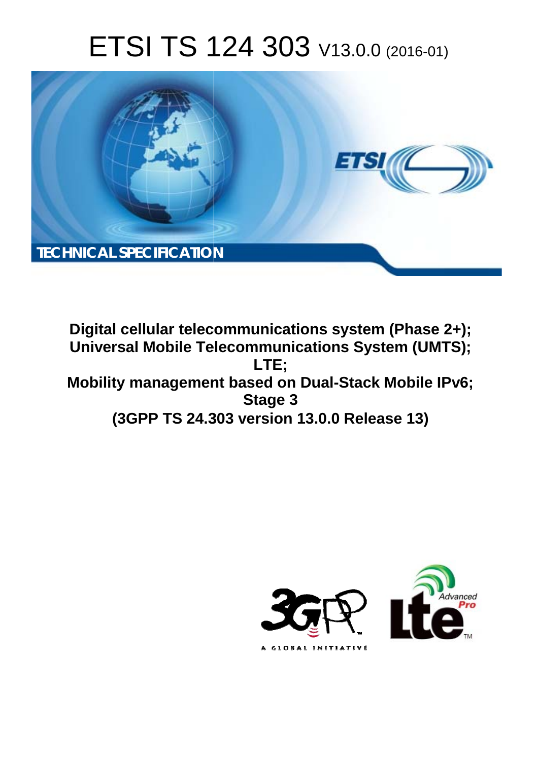# ETSI TS 124 303 V13.0.0 (2016-01)

**TECHNICAL SPECIFICATION**

**Digital cellular telecommunications system (Phase 2+);**
**Universal Mobile Telecommunications System (UMTS);**
**LTE;**
**Mobility management based on Dual-Stack Mobile IPv6;**
**Stage 3**
**(3GPP TS 24.303 version 13.0.0 Release 13)**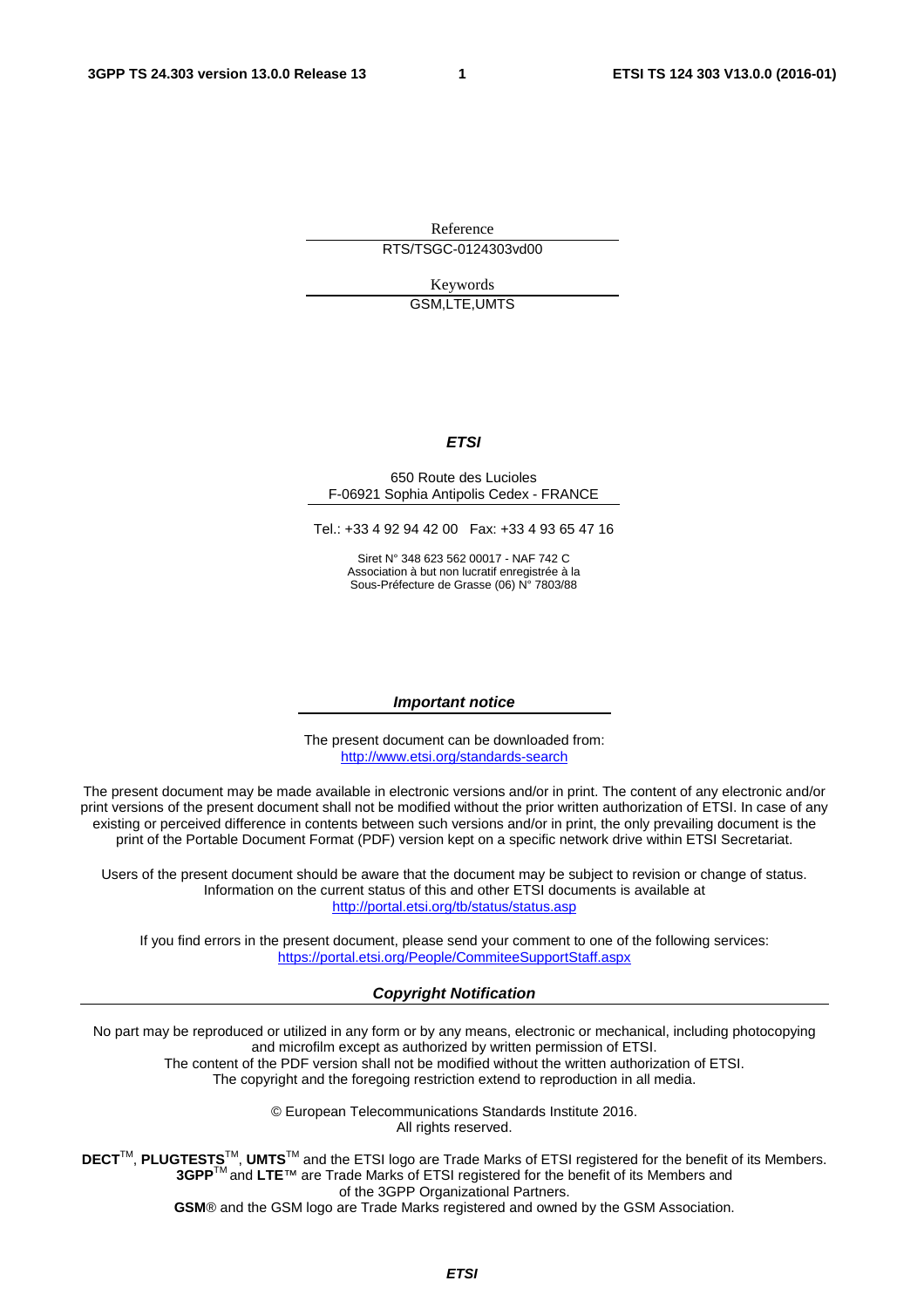Reference

RTS/TSGC-0124303vd00

Keywords

GSM,LTE,UMTS

***ETSI***

650 Route des Lucioles
F-06921 Sophia Antipolis Cedex - FRANCE

Tel.: +33 4 92 94 42 00 Fax: +33 4 93 65 47 16

Siret N° 348 623 562 00017 - NAF 742 C
Association à but non lucratif enregistrée à la
Sous-Préfecture de Grasse (06) N° 7803/88

***Important notice***

The present document can be downloaded from:
http://www.etsi.org/standards-search

The present document may be made available in electronic versions and/or in print. The content of any electronic and/or print versions of the present document shall not be modified without the prior written authorization of ETSI. In case of any existing or perceived difference in contents between such versions and/or in print, the only prevailing document is the print of the Portable Document Format (PDF) version kept on a specific network drive within ETSI Secretariat.

Users of the present document should be aware that the document may be subject to revision or change of status. Information on the current status of this and other ETSI documents is available at
http://portal.etsi.org/tb/status/status.asp

If you find errors in the present document, please send your comment to one of the following services:
https://portal.etsi.org/People/CommiteeSupportStaff.aspx

***Copyright Notification***

No part may be reproduced or utilized in any form or by any means, electronic or mechanical, including photocopying and microfilm except as authorized by written permission of ETSI.
The content of the PDF version shall not be modified without the written authorization of ETSI.
The copyright and the foregoing restriction extend to reproduction in all media.

© European Telecommunications Standards Institute 2016.
All rights reserved.

**DECT**™, **PLUGTESTS**™, **UMTS**™ and the ETSI logo are Trade Marks of ETSI registered for the benefit of its Members.
**3GPP**™ and **LTE**™ are Trade Marks of ETSI registered for the benefit of its Members and of the 3GPP Organizational Partners.
**GSM**® and the GSM logo are Trade Marks registered and owned by the GSM Association.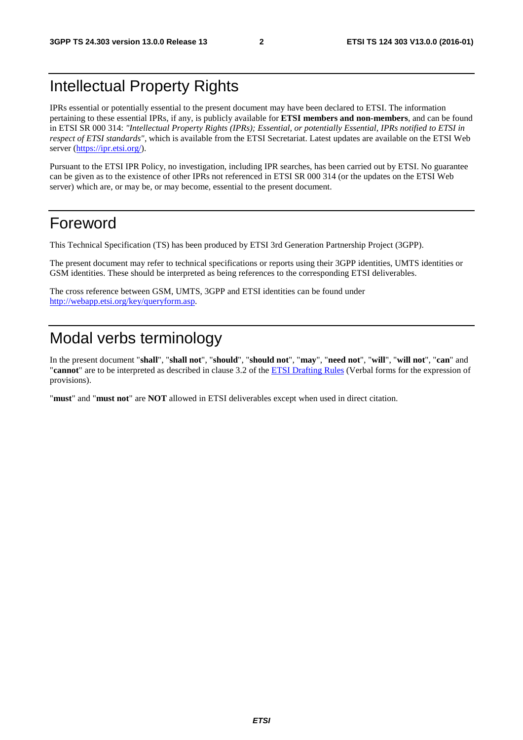# Intellectual Property Rights

IPRs essential or potentially essential to the present document may have been declared to ETSI. The information pertaining to these essential IPRs, if any, is publicly available for **ETSI members and non-members**, and can be found in ETSI SR 000 314: *"Intellectual Property Rights (IPRs); Essential, or potentially Essential, IPRs notified to ETSI in respect of ETSI standards"*, which is available from the ETSI Secretariat. Latest updates are available on the ETSI Web server (https://ipr.etsi.org/).

Pursuant to the ETSI IPR Policy, no investigation, including IPR searches, has been carried out by ETSI. No guarantee can be given as to the existence of other IPRs not referenced in ETSI SR 000 314 (or the updates on the ETSI Web server) which are, or may be, or may become, essential to the present document.

# Foreword

This Technical Specification (TS) has been produced by ETSI 3rd Generation Partnership Project (3GPP).

The present document may refer to technical specifications or reports using their 3GPP identities, UMTS identities or GSM identities. These should be interpreted as being references to the corresponding ETSI deliverables.

The cross reference between GSM, UMTS, 3GPP and ETSI identities can be found under http://webapp.etsi.org/key/queryform.asp.

# Modal verbs terminology

In the present document "**shall**", "**shall not**", "**should**", "**should not**", "**may**", "**need not**", "**will**", "**will not**", "**can**" and "**cannot**" are to be interpreted as described in clause 3.2 of the ETSI Drafting Rules (Verbal forms for the expression of provisions).

"**must**" and "**must not**" are **NOT** allowed in ETSI deliverables except when used in direct citation.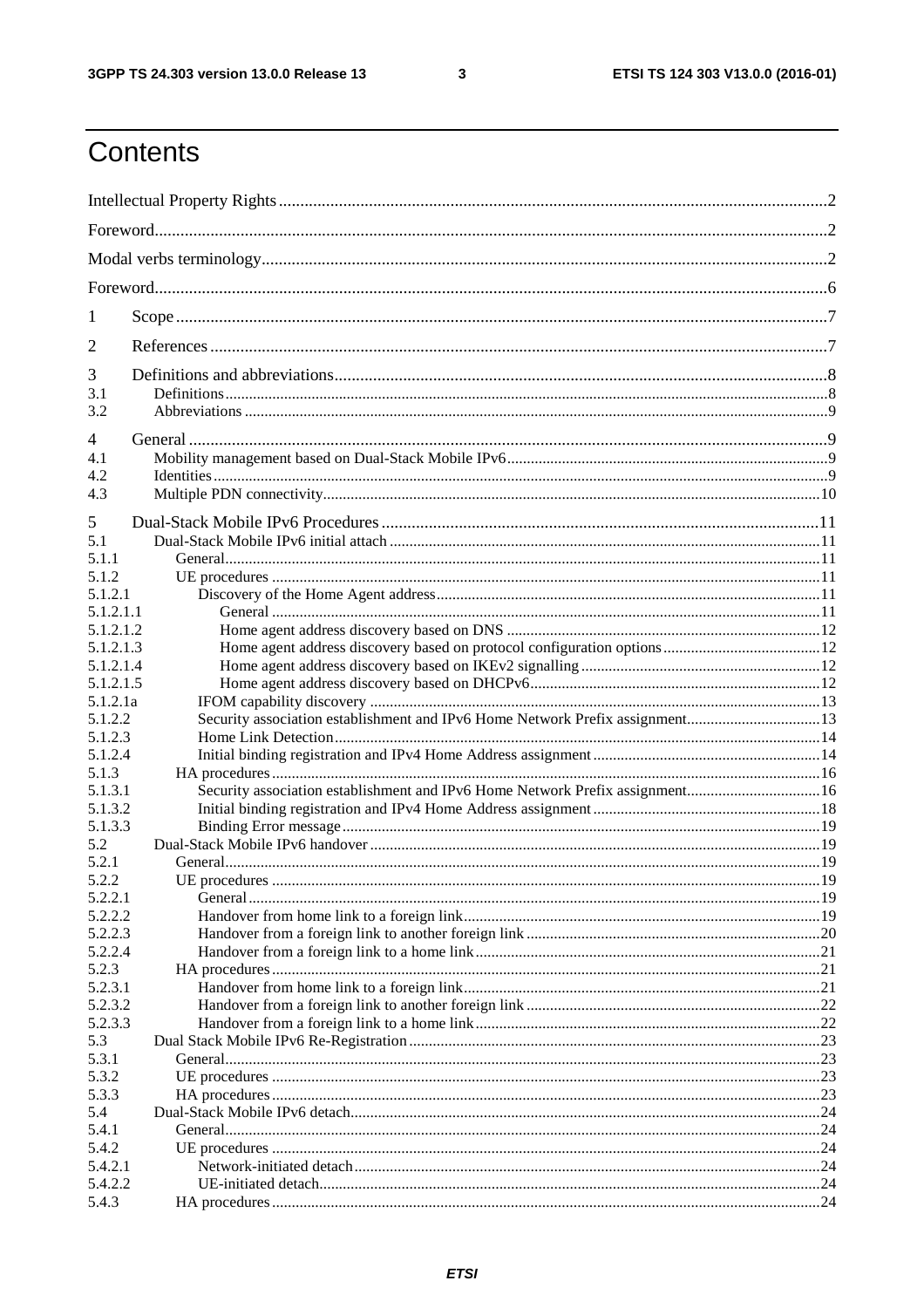# Contents

Intellectual Property Rights ........................................................................................................................... 2

Foreword ........................................................................................................................................................ 2

Modal verbs terminology ................................................................................................................................ 2

Foreword ........................................................................................................................................................ 6

1 Scope ......................................................................................................................................................... 7

2 References .................................................................................................................................................. 7

3 Definitions and abbreviations ...................................................................................................................... 8
3.1 Definitions ................................................................................................................................................. 8
3.2 Abbreviations ............................................................................................................................................ 9

4 General ....................................................................................................................................................... 9
4.1 Mobility management based on Dual-Stack Mobile IPv6 .......................................................................... 9
4.2 Identities .................................................................................................................................................... 9
4.3 Multiple PDN connectivity ...................................................................................................................... 10

5 Dual-Stack Mobile IPv6 Procedures .......................................................................................................... 11
5.1 Dual-Stack Mobile IPv6 initial attach ...................................................................................................... 11
5.1.1 General .................................................................................................................................................. 11
5.1.2 UE procedures ....................................................................................................................................... 11
5.1.2.1 Discovery of the Home Agent address ................................................................................................ 11
5.1.2.1.1 General ............................................................................................................................................. 11
5.1.2.1.2 Home agent address discovery based on DNS .................................................................................. 12
5.1.2.1.3 Home agent address discovery based on protocol configuration options ........................................... 12
5.1.2.1.4 Home agent address discovery based on IKEv2 signalling ................................................................ 12
5.1.2.1.5 Home agent address discovery based on DHCPv6 ............................................................................ 12
5.1.2.1a IFOM capability discovery ................................................................................................................. 13
5.1.2.2 Security association establishment and IPv6 Home Network Prefix assignment ................................. 13
5.1.2.3 Home Link Detection ........................................................................................................................... 14
5.1.2.4 Initial binding registration and IPv4 Home Address assignment ......................................................... 14
5.1.3 HA procedures ....................................................................................................................................... 16
5.1.3.1 Security association establishment and IPv6 Home Network Prefix assignment ................................. 16
5.1.3.2 Initial binding registration and IPv4 Home Address assignment ......................................................... 18
5.1.3.3 Binding Error message ........................................................................................................................ 19
5.2 Dual-Stack Mobile IPv6 handover ............................................................................................................ 19
5.2.1 General .................................................................................................................................................. 19
5.2.2 UE procedures ....................................................................................................................................... 19
5.2.2.1 General ................................................................................................................................................ 19
5.2.2.2 Handover from home link to a foreign link .......................................................................................... 19
5.2.2.3 Handover from a foreign link to another foreign link ........................................................................... 20
5.2.2.4 Handover from a foreign link to a home link ....................................................................................... 21
5.2.3 HA procedures ....................................................................................................................................... 21
5.2.3.1 Handover from home link to a foreign link .......................................................................................... 21
5.2.3.2 Handover from a foreign link to another foreign link ........................................................................... 22
5.2.3.3 Handover from a foreign link to a home link ....................................................................................... 22
5.3 Dual Stack Mobile IPv6 Re-Registration .................................................................................................. 23
5.3.1 General .................................................................................................................................................. 23
5.3.2 UE procedures ....................................................................................................................................... 23
5.3.3 HA procedures ....................................................................................................................................... 23
5.4 Dual-Stack Mobile IPv6 detach ................................................................................................................ 24
5.4.1 General .................................................................................................................................................. 24
5.4.2 UE procedures ....................................................................................................................................... 24
5.4.2.1 Network-initiated detach ...................................................................................................................... 24
5.4.2.2 UE-initiated detach ............................................................................................................................... 24
5.4.3 HA procedures ....................................................................................................................................... 24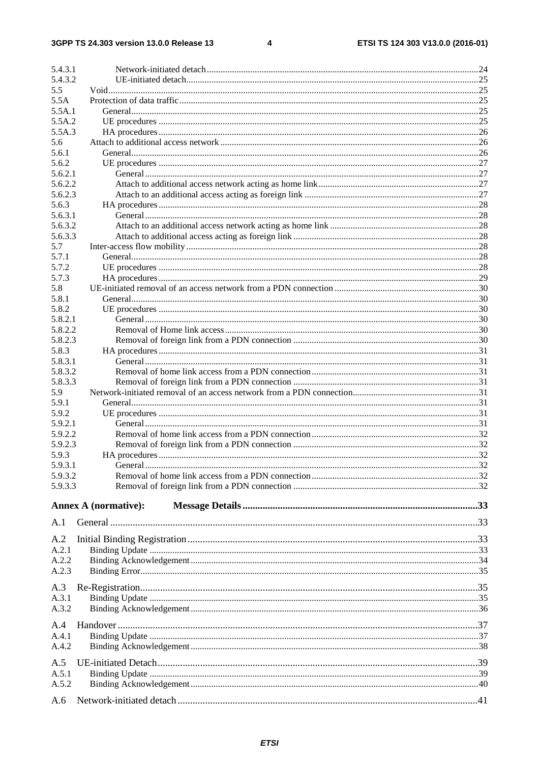5.4.3.1 Network-initiated detach ..... 24
5.4.3.2 UE-initiated detach ..... 25
5.5 Void ..... 25
5.5A Protection of data traffic ..... 25
5.5A.1 General ..... 25
5.5A.2 UE procedures ..... 25
5.5A.3 HA procedures ..... 26
5.6 Attach to additional access network ..... 26
5.6.1 General ..... 26
5.6.2 UE procedures ..... 27
5.6.2.1 General ..... 27
5.6.2.2 Attach to additional access network acting as home link ..... 27
5.6.2.3 Attach to an additional access acting as foreign link ..... 27
5.6.3 HA procedures ..... 28
5.6.3.1 General ..... 28
5.6.3.2 Attach to an additional access network acting as home link ..... 28
5.6.3.3 Attach to additional access acting as foreign link ..... 28
5.7 Inter-access flow mobility ..... 28
5.7.1 General ..... 28
5.7.2 UE procedures ..... 28
5.7.3 HA procedures ..... 29
5.8 UE-initiated removal of an access network from a PDN connection ..... 30
5.8.1 General ..... 30
5.8.2 UE procedures ..... 30
5.8.2.1 General ..... 30
5.8.2.2 Removal of Home link access ..... 30
5.8.2.3 Removal of foreign link from a PDN connection ..... 30
5.8.3 HA procedures ..... 31
5.8.3.1 General ..... 31
5.8.3.2 Removal of home link access from a PDN connection ..... 31
5.8.3.3 Removal of foreign link from a PDN connection ..... 31
5.9 Network-initiated removal of an access network from a PDN connection ..... 31
5.9.1 General ..... 31
5.9.2 UE procedures ..... 31
5.9.2.1 General ..... 31
5.9.2.2 Removal of home link access from a PDN connection ..... 32
5.9.2.3 Removal of foreign link from a PDN connection ..... 32
5.9.3 HA procedures ..... 32
5.9.3.1 General ..... 32
5.9.3.2 Removal of home link access from a PDN connection ..... 32
5.9.3.3 Removal of foreign link from a PDN connection ..... 32

**Annex A (normative): Message Details ..... 33**

A.1 General ..... 33

A.2 Initial Binding Registration ..... 33
A.2.1 Binding Update ..... 33
A.2.2 Binding Acknowledgement ..... 34
A.2.3 Binding Error ..... 35

A.3 Re-Registration ..... 35
A.3.1 Binding Update ..... 35
A.3.2 Binding Acknowledgement ..... 36

A.4 Handover ..... 37
A.4.1 Binding Update ..... 37
A.4.2 Binding Acknowledgement ..... 38

A.5 UE-initiated Detach ..... 39
A.5.1 Binding Update ..... 39
A.5.2 Binding Acknowledgement ..... 40

A.6 Network-initiated detach ..... 41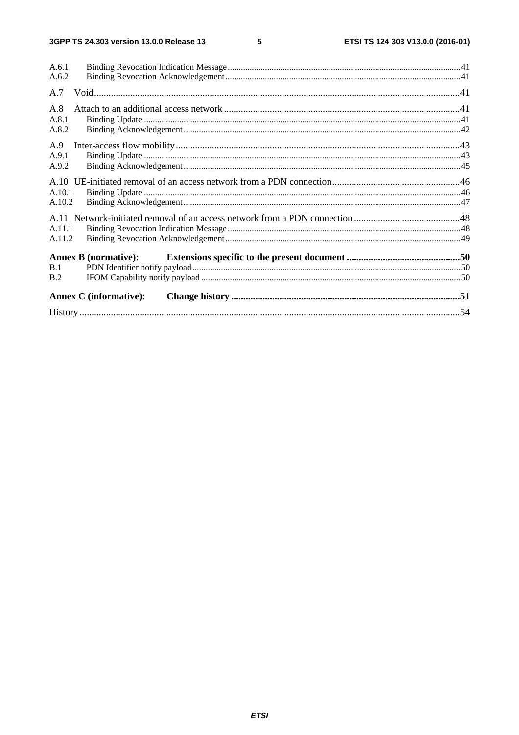A.6.1 Binding Revocation Indication Message ........................................................................................................41
A.6.2 Binding Revocation Acknowledgement .........................................................................................................41

A.7 Void .......................................................................................................................................................41

A.8 Attach to an additional access network .................................................................................................41
A.8.1 Binding Update ..............................................................................................................................................41
A.8.2 Binding Acknowledgement ............................................................................................................................42

A.9 Inter-access flow mobility .....................................................................................................................43
A.9.1 Binding Update ..............................................................................................................................................43
A.9.2 Binding Acknowledgement ............................................................................................................................45

A.10 UE-initiated removal of an access network from a PDN connection .....................................................46
A.10.1 Binding Update ..............................................................................................................................................46
A.10.2 Binding Acknowledgement ............................................................................................................................47

A.11 Network-initiated removal of an access network from a PDN connection ............................................48
A.11.1 Binding Revocation Indication Message ........................................................................................................48
A.11.2 Binding Revocation Acknowledgement .........................................................................................................49

**Annex B (normative): Extensions specific to the present document ...............................................50**
B.1 PDN Identifier notify payload ........................................................................................................................50
B.2 IFOM Capability notify payload ....................................................................................................................50

**Annex C (informative): Change history ..............................................................................................51**

History ..............................................................................................................................................................54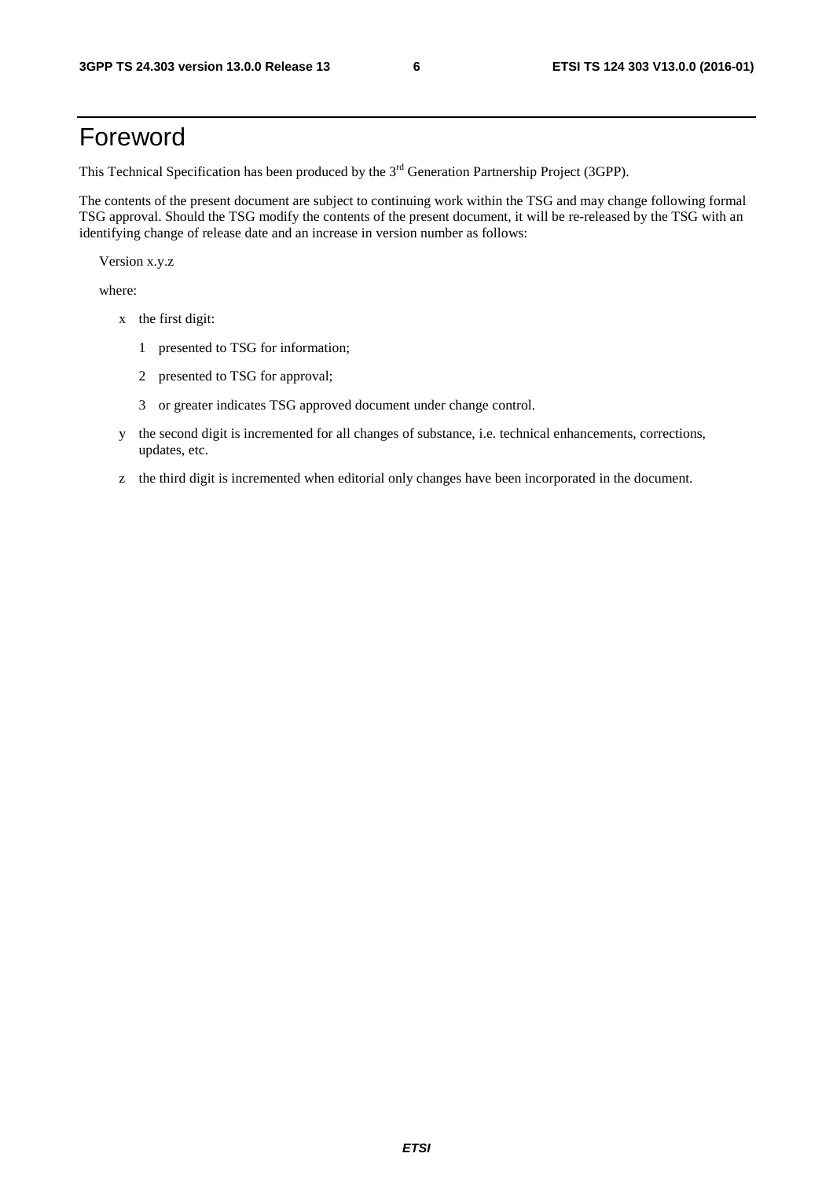# Foreword

This Technical Specification has been produced by the 3rd Generation Partnership Project (3GPP).

The contents of the present document are subject to continuing work within the TSG and may change following formal TSG approval. Should the TSG modify the contents of the present document, it will be re-released by the TSG with an identifying change of release date and an increase in version number as follows:

Version x.y.z

where:

- x the first digit:
  - 1 presented to TSG for information;
  - 2 presented to TSG for approval;
  - 3 or greater indicates TSG approved document under change control.
- y the second digit is incremented for all changes of substance, i.e. technical enhancements, corrections, updates, etc.
- z the third digit is incremented when editorial only changes have been incorporated in the document.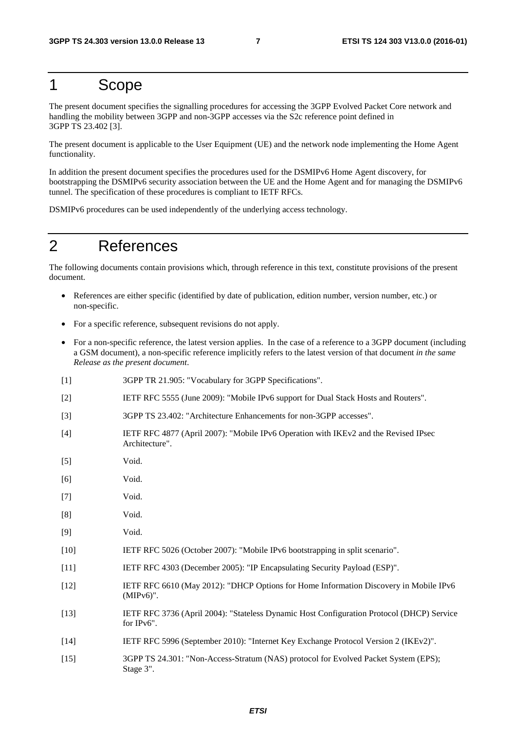# 1 Scope

The present document specifies the signalling procedures for accessing the 3GPP Evolved Packet Core network and handling the mobility between 3GPP and non-3GPP accesses via the S2c reference point defined in 3GPP TS 23.402 [3].

The present document is applicable to the User Equipment (UE) and the network node implementing the Home Agent functionality.

In addition the present document specifies the procedures used for the DSMIPv6 Home Agent discovery, for bootstrapping the DSMIPv6 security association between the UE and the Home Agent and for managing the DSMIPv6 tunnel. The specification of these procedures is compliant to IETF RFCs.

DSMIPv6 procedures can be used independently of the underlying access technology.

# 2 References

The following documents contain provisions which, through reference in this text, constitute provisions of the present document.

- References are either specific (identified by date of publication, edition number, version number, etc.) or non-specific.
- For a specific reference, subsequent revisions do not apply.
- For a non-specific reference, the latest version applies. In the case of a reference to a 3GPP document (including a GSM document), a non-specific reference implicitly refers to the latest version of that document *in the same Release as the present document*.

[1] 3GPP TR 21.905: "Vocabulary for 3GPP Specifications".

[2] IETF RFC 5555 (June 2009): "Mobile IPv6 support for Dual Stack Hosts and Routers".

[3] 3GPP TS 23.402: "Architecture Enhancements for non-3GPP accesses".

[4] IETF RFC 4877 (April 2007): "Mobile IPv6 Operation with IKEv2 and the Revised IPsec Architecture".

[5] Void.

[6] Void.

[7] Void.

[8] Void.

[9] Void.

[10] IETF RFC 5026 (October 2007): "Mobile IPv6 bootstrapping in split scenario".

[11] IETF RFC 4303 (December 2005): "IP Encapsulating Security Payload (ESP)".

[12] IETF RFC 6610 (May 2012): "DHCP Options for Home Information Discovery in Mobile IPv6 (MIPv6)".

[13] IETF RFC 3736 (April 2004): "Stateless Dynamic Host Configuration Protocol (DHCP) Service for IPv6".

[14] IETF RFC 5996 (September 2010): "Internet Key Exchange Protocol Version 2 (IKEv2)".

[15] 3GPP TS 24.301: "Non-Access-Stratum (NAS) protocol for Evolved Packet System (EPS); Stage 3".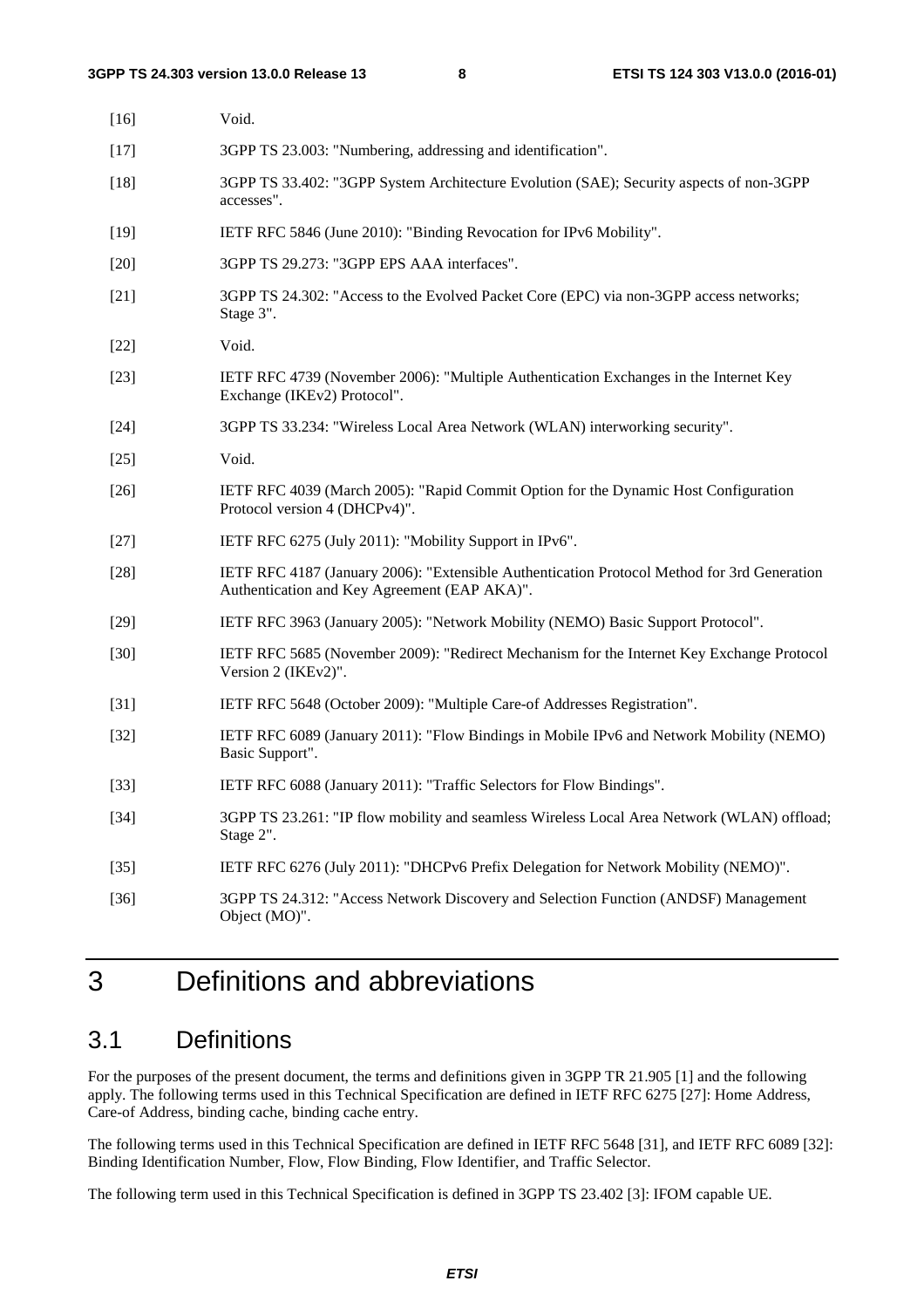[16] Void.

[17] 3GPP TS 23.003: "Numbering, addressing and identification".

[18] 3GPP TS 33.402: "3GPP System Architecture Evolution (SAE); Security aspects of non-3GPP accesses".

[19] IETF RFC 5846 (June 2010): "Binding Revocation for IPv6 Mobility".

[20] 3GPP TS 29.273: "3GPP EPS AAA interfaces".

[21] 3GPP TS 24.302: "Access to the Evolved Packet Core (EPC) via non-3GPP access networks; Stage 3".

[22] Void.

[23] IETF RFC 4739 (November 2006): "Multiple Authentication Exchanges in the Internet Key Exchange (IKEv2) Protocol".

[24] 3GPP TS 33.234: "Wireless Local Area Network (WLAN) interworking security".

[25] Void.

[26] IETF RFC 4039 (March 2005): "Rapid Commit Option for the Dynamic Host Configuration Protocol version 4 (DHCPv4)".

[27] IETF RFC 6275 (July 2011): "Mobility Support in IPv6".

[28] IETF RFC 4187 (January 2006): "Extensible Authentication Protocol Method for 3rd Generation Authentication and Key Agreement (EAP AKA)".

[29] IETF RFC 3963 (January 2005): "Network Mobility (NEMO) Basic Support Protocol".

[30] IETF RFC 5685 (November 2009): "Redirect Mechanism for the Internet Key Exchange Protocol Version 2 (IKEv2)".

[31] IETF RFC 5648 (October 2009): "Multiple Care-of Addresses Registration".

[32] IETF RFC 6089 (January 2011): "Flow Bindings in Mobile IPv6 and Network Mobility (NEMO) Basic Support".

[33] IETF RFC 6088 (January 2011): "Traffic Selectors for Flow Bindings".

[34] 3GPP TS 23.261: "IP flow mobility and seamless Wireless Local Area Network (WLAN) offload; Stage 2".

[35] IETF RFC 6276 (July 2011): "DHCPv6 Prefix Delegation for Network Mobility (NEMO)".

[36] 3GPP TS 24.312: "Access Network Discovery and Selection Function (ANDSF) Management Object (MO)".

# 3 Definitions and abbreviations

## 3.1 Definitions

For the purposes of the present document, the terms and definitions given in 3GPP TR 21.905 [1] and the following apply. The following terms used in this Technical Specification are defined in IETF RFC 6275 [27]: Home Address, Care-of Address, binding cache, binding cache entry.

The following terms used in this Technical Specification are defined in IETF RFC 5648 [31], and IETF RFC 6089 [32]: Binding Identification Number, Flow, Flow Binding, Flow Identifier, and Traffic Selector.

The following term used in this Technical Specification is defined in 3GPP TS 23.402 [3]: IFOM capable UE.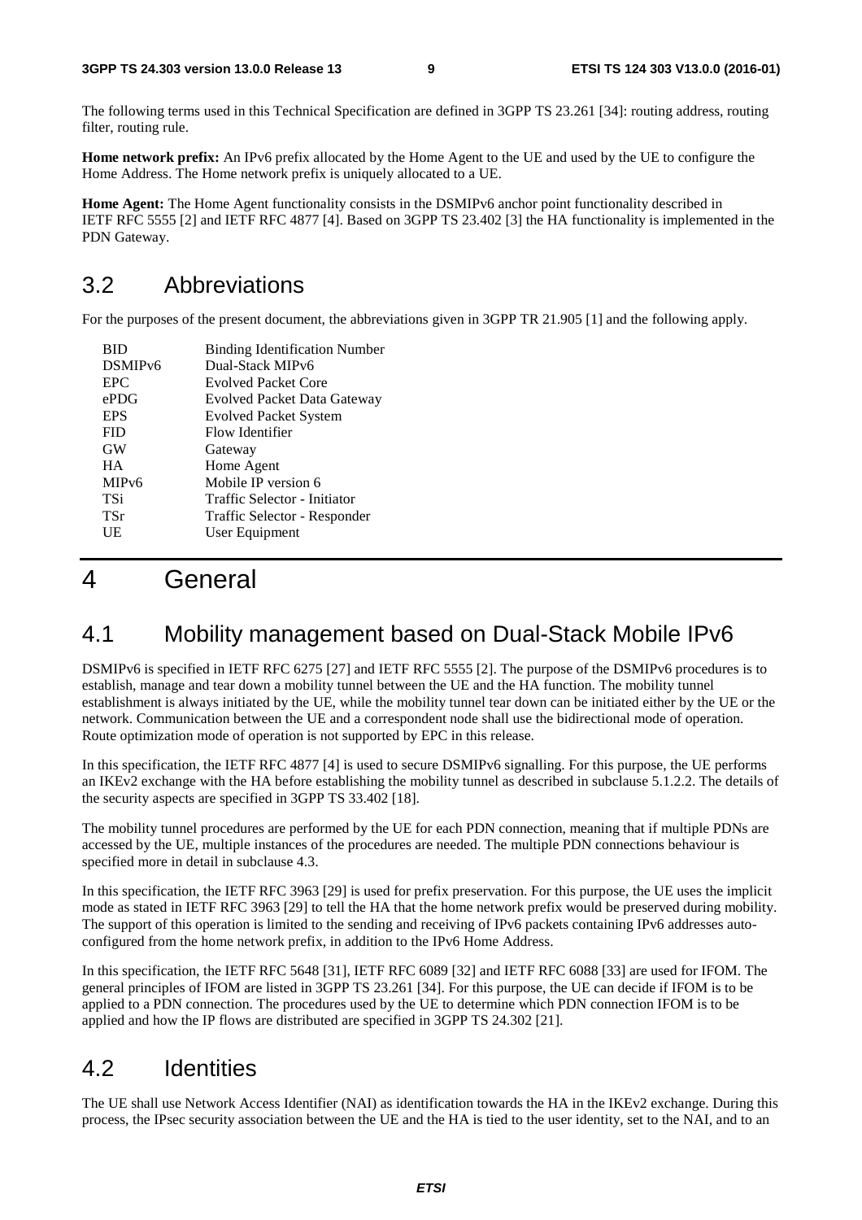The following terms used in this Technical Specification are defined in 3GPP TS 23.261 [34]: routing address, routing filter, routing rule.

**Home network prefix:** An IPv6 prefix allocated by the Home Agent to the UE and used by the UE to configure the Home Address. The Home network prefix is uniquely allocated to a UE.

**Home Agent:** The Home Agent functionality consists in the DSMIPv6 anchor point functionality described in IETF RFC 5555 [2] and IETF RFC 4877 [4]. Based on 3GPP TS 23.402 [3] the HA functionality is implemented in the PDN Gateway.

## 3.2 Abbreviations

For the purposes of the present document, the abbreviations given in 3GPP TR 21.905 [1] and the following apply.

| | |
|---|---|
| BID | Binding Identification Number |
| DSMIPv6 | Dual-Stack MIPv6 |
| EPC | Evolved Packet Core |
| ePDG | Evolved Packet Data Gateway |
| EPS | Evolved Packet System |
| FID | Flow Identifier |
| GW | Gateway |
| HA | Home Agent |
| MIPv6 | Mobile IP version 6 |
| TSi | Traffic Selector - Initiator |
| TSr | Traffic Selector - Responder |
| UE | User Equipment |

# 4 General

## 4.1 Mobility management based on Dual-Stack Mobile IPv6

DSMIPv6 is specified in IETF RFC 6275 [27] and IETF RFC 5555 [2]. The purpose of the DSMIPv6 procedures is to establish, manage and tear down a mobility tunnel between the UE and the HA function. The mobility tunnel establishment is always initiated by the UE, while the mobility tunnel tear down can be initiated either by the UE or the network. Communication between the UE and a correspondent node shall use the bidirectional mode of operation. Route optimization mode of operation is not supported by EPC in this release.

In this specification, the IETF RFC 4877 [4] is used to secure DSMIPv6 signalling. For this purpose, the UE performs an IKEv2 exchange with the HA before establishing the mobility tunnel as described in subclause 5.1.2.2. The details of the security aspects are specified in 3GPP TS 33.402 [18].

The mobility tunnel procedures are performed by the UE for each PDN connection, meaning that if multiple PDNs are accessed by the UE, multiple instances of the procedures are needed. The multiple PDN connections behaviour is specified more in detail in subclause 4.3.

In this specification, the IETF RFC 3963 [29] is used for prefix preservation. For this purpose, the UE uses the implicit mode as stated in IETF RFC 3963 [29] to tell the HA that the home network prefix would be preserved during mobility. The support of this operation is limited to the sending and receiving of IPv6 packets containing IPv6 addresses auto-configured from the home network prefix, in addition to the IPv6 Home Address.

In this specification, the IETF RFC 5648 [31], IETF RFC 6089 [32] and IETF RFC 6088 [33] are used for IFOM. The general principles of IFOM are listed in 3GPP TS 23.261 [34]. For this purpose, the UE can decide if IFOM is to be applied to a PDN connection. The procedures used by the UE to determine which PDN connection IFOM is to be applied and how the IP flows are distributed are specified in 3GPP TS 24.302 [21].

## 4.2 Identities

The UE shall use Network Access Identifier (NAI) as identification towards the HA in the IKEv2 exchange. During this process, the IPsec security association between the UE and the HA is tied to the user identity, set to the NAI, and to an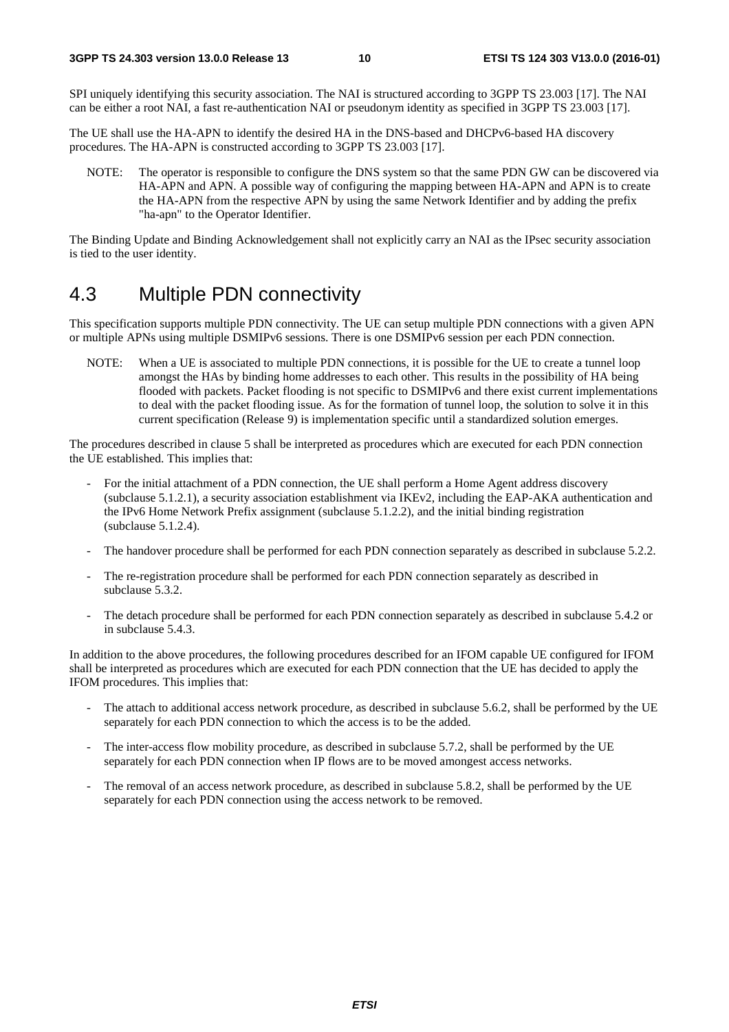SPI uniquely identifying this security association. The NAI is structured according to 3GPP TS 23.003 [17]. The NAI can be either a root NAI, a fast re-authentication NAI or pseudonym identity as specified in 3GPP TS 23.003 [17].

The UE shall use the HA-APN to identify the desired HA in the DNS-based and DHCPv6-based HA discovery procedures. The HA-APN is constructed according to 3GPP TS 23.003 [17].

NOTE: The operator is responsible to configure the DNS system so that the same PDN GW can be discovered via HA-APN and APN. A possible way of configuring the mapping between HA-APN and APN is to create the HA-APN from the respective APN by using the same Network Identifier and by adding the prefix "ha-apn" to the Operator Identifier.

The Binding Update and Binding Acknowledgement shall not explicitly carry an NAI as the IPsec security association is tied to the user identity.

## 4.3 Multiple PDN connectivity

This specification supports multiple PDN connectivity. The UE can setup multiple PDN connections with a given APN or multiple APNs using multiple DSMIPv6 sessions. There is one DSMIPv6 session per each PDN connection.

NOTE: When a UE is associated to multiple PDN connections, it is possible for the UE to create a tunnel loop amongst the HAs by binding home addresses to each other. This results in the possibility of HA being flooded with packets. Packet flooding is not specific to DSMIPv6 and there exist current implementations to deal with the packet flooding issue. As for the formation of tunnel loop, the solution to solve it in this current specification (Release 9) is implementation specific until a standardized solution emerges.

The procedures described in clause 5 shall be interpreted as procedures which are executed for each PDN connection the UE established. This implies that:

- For the initial attachment of a PDN connection, the UE shall perform a Home Agent address discovery (subclause 5.1.2.1), a security association establishment via IKEv2, including the EAP-AKA authentication and the IPv6 Home Network Prefix assignment (subclause 5.1.2.2), and the initial binding registration (subclause 5.1.2.4).
- The handover procedure shall be performed for each PDN connection separately as described in subclause 5.2.2.
- The re-registration procedure shall be performed for each PDN connection separately as described in subclause 5.3.2.
- The detach procedure shall be performed for each PDN connection separately as described in subclause 5.4.2 or in subclause 5.4.3.

In addition to the above procedures, the following procedures described for an IFOM capable UE configured for IFOM shall be interpreted as procedures which are executed for each PDN connection that the UE has decided to apply the IFOM procedures. This implies that:

- The attach to additional access network procedure, as described in subclause 5.6.2, shall be performed by the UE separately for each PDN connection to which the access is to be the added.
- The inter-access flow mobility procedure, as described in subclause 5.7.2, shall be performed by the UE separately for each PDN connection when IP flows are to be moved amongest access networks.
- The removal of an access network procedure, as described in subclause 5.8.2, shall be performed by the UE separately for each PDN connection using the access network to be removed.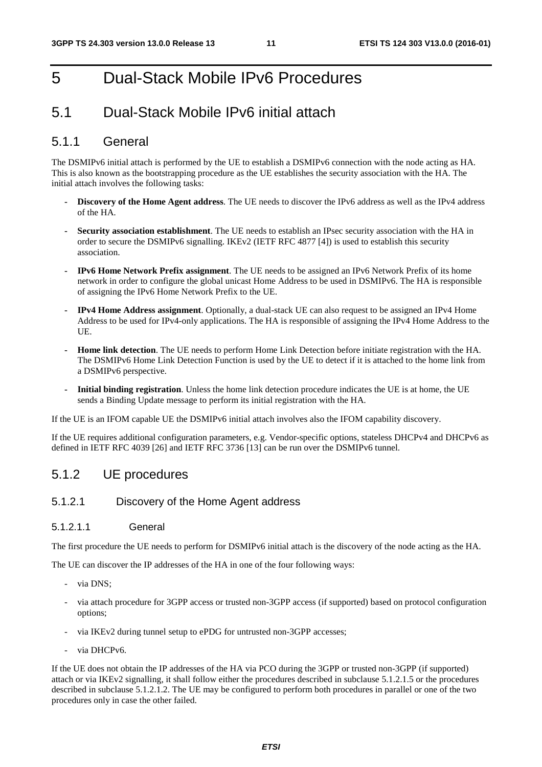# 5 Dual-Stack Mobile IPv6 Procedures

## 5.1 Dual-Stack Mobile IPv6 initial attach

### 5.1.1 General

The DSMIPv6 initial attach is performed by the UE to establish a DSMIPv6 connection with the node acting as HA. This is also known as the bootstrapping procedure as the UE establishes the security association with the HA. The initial attach involves the following tasks:

- **Discovery of the Home Agent address**. The UE needs to discover the IPv6 address as well as the IPv4 address of the HA.
- **Security association establishment**. The UE needs to establish an IPsec security association with the HA in order to secure the DSMIPv6 signalling. IKEv2 (IETF RFC 4877 [4]) is used to establish this security association.
- **IPv6 Home Network Prefix assignment**. The UE needs to be assigned an IPv6 Network Prefix of its home network in order to configure the global unicast Home Address to be used in DSMIPv6. The HA is responsible of assigning the IPv6 Home Network Prefix to the UE.
- **IPv4 Home Address assignment**. Optionally, a dual-stack UE can also request to be assigned an IPv4 Home Address to be used for IPv4-only applications. The HA is responsible of assigning the IPv4 Home Address to the UE.
- **Home link detection**. The UE needs to perform Home Link Detection before initiate registration with the HA. The DSMIPv6 Home Link Detection Function is used by the UE to detect if it is attached to the home link from a DSMIPv6 perspective.
- **Initial binding registration**. Unless the home link detection procedure indicates the UE is at home, the UE sends a Binding Update message to perform its initial registration with the HA.

If the UE is an IFOM capable UE the DSMIPv6 initial attach involves also the IFOM capability discovery.

If the UE requires additional configuration parameters, e.g. Vendor-specific options, stateless DHCPv4 and DHCPv6 as defined in IETF RFC 4039 [26] and IETF RFC 3736 [13] can be run over the DSMIPv6 tunnel.

### 5.1.2 UE procedures

#### 5.1.2.1 Discovery of the Home Agent address

##### 5.1.2.1.1 General

The first procedure the UE needs to perform for DSMIPv6 initial attach is the discovery of the node acting as the HA.

The UE can discover the IP addresses of the HA in one of the four following ways:

- via DNS;
- via attach procedure for 3GPP access or trusted non-3GPP access (if supported) based on protocol configuration options;
- via IKEv2 during tunnel setup to ePDG for untrusted non-3GPP accesses;
- via DHCPv6.

If the UE does not obtain the IP addresses of the HA via PCO during the 3GPP or trusted non-3GPP (if supported) attach or via IKEv2 signalling, it shall follow either the procedures described in subclause 5.1.2.1.5 or the procedures described in subclause 5.1.2.1.2. The UE may be configured to perform both procedures in parallel or one of the two procedures only in case the other failed.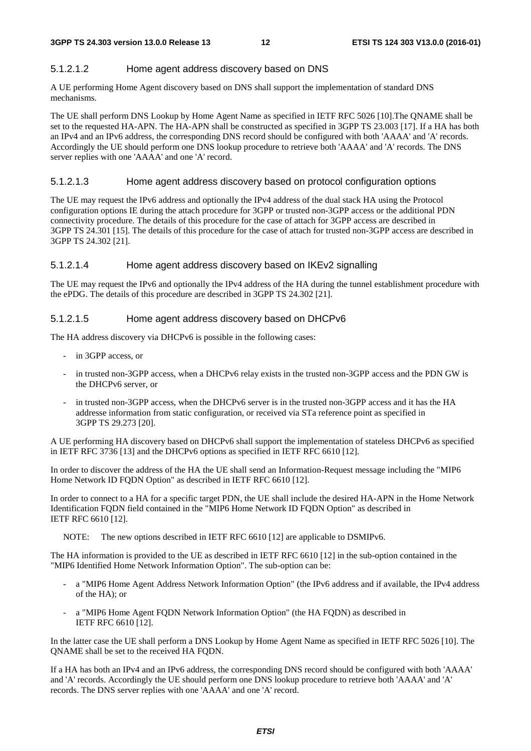#### 5.1.2.1.2 Home agent address discovery based on DNS

A UE performing Home Agent discovery based on DNS shall support the implementation of standard DNS mechanisms.

The UE shall perform DNS Lookup by Home Agent Name as specified in IETF RFC 5026 [10].The QNAME shall be set to the requested HA-APN. The HA-APN shall be constructed as specified in 3GPP TS 23.003 [17]. If a HA has both an IPv4 and an IPv6 address, the corresponding DNS record should be configured with both 'AAAA' and 'A' records. Accordingly the UE should perform one DNS lookup procedure to retrieve both 'AAAA' and 'A' records. The DNS server replies with one 'AAAA' and one 'A' record.

#### 5.1.2.1.3 Home agent address discovery based on protocol configuration options

The UE may request the IPv6 address and optionally the IPv4 address of the dual stack HA using the Protocol configuration options IE during the attach procedure for 3GPP or trusted non-3GPP access or the additional PDN connectivity procedure. The details of this procedure for the case of attach for 3GPP access are described in 3GPP TS 24.301 [15]. The details of this procedure for the case of attach for trusted non-3GPP access are described in 3GPP TS 24.302 [21].

#### 5.1.2.1.4 Home agent address discovery based on IKEv2 signalling

The UE may request the IPv6 and optionally the IPv4 address of the HA during the tunnel establishment procedure with the ePDG. The details of this procedure are described in 3GPP TS 24.302 [21].

#### 5.1.2.1.5 Home agent address discovery based on DHCPv6

The HA address discovery via DHCPv6 is possible in the following cases:

- in 3GPP access, or
- in trusted non-3GPP access, when a DHCPv6 relay exists in the trusted non-3GPP access and the PDN GW is the DHCPv6 server, or
- in trusted non-3GPP access, when the DHCPv6 server is in the trusted non-3GPP access and it has the HA addresse information from static configuration, or received via STa reference point as specified in 3GPP TS 29.273 [20].

A UE performing HA discovery based on DHCPv6 shall support the implementation of stateless DHCPv6 as specified in IETF RFC 3736 [13] and the DHCPv6 options as specified in IETF RFC 6610 [12].

In order to discover the address of the HA the UE shall send an Information-Request message including the "MIP6 Home Network ID FQDN Option" as described in IETF RFC 6610 [12].

In order to connect to a HA for a specific target PDN, the UE shall include the desired HA-APN in the Home Network Identification FQDN field contained in the "MIP6 Home Network ID FQDN Option" as described in IETF RFC 6610 [12].

NOTE: The new options described in IETF RFC 6610 [12] are applicable to DSMIPv6.

The HA information is provided to the UE as described in IETF RFC 6610 [12] in the sub-option contained in the "MIP6 Identified Home Network Information Option". The sub-option can be:

- a "MIP6 Home Agent Address Network Information Option" (the IPv6 address and if available, the IPv4 address of the HA); or
- a "MIP6 Home Agent FQDN Network Information Option" (the HA FQDN) as described in IETF RFC 6610 [12].

In the latter case the UE shall perform a DNS Lookup by Home Agent Name as specified in IETF RFC 5026 [10]. The QNAME shall be set to the received HA FQDN.

If a HA has both an IPv4 and an IPv6 address, the corresponding DNS record should be configured with both 'AAAA' and 'A' records. Accordingly the UE should perform one DNS lookup procedure to retrieve both 'AAAA' and 'A' records. The DNS server replies with one 'AAAA' and one 'A' record.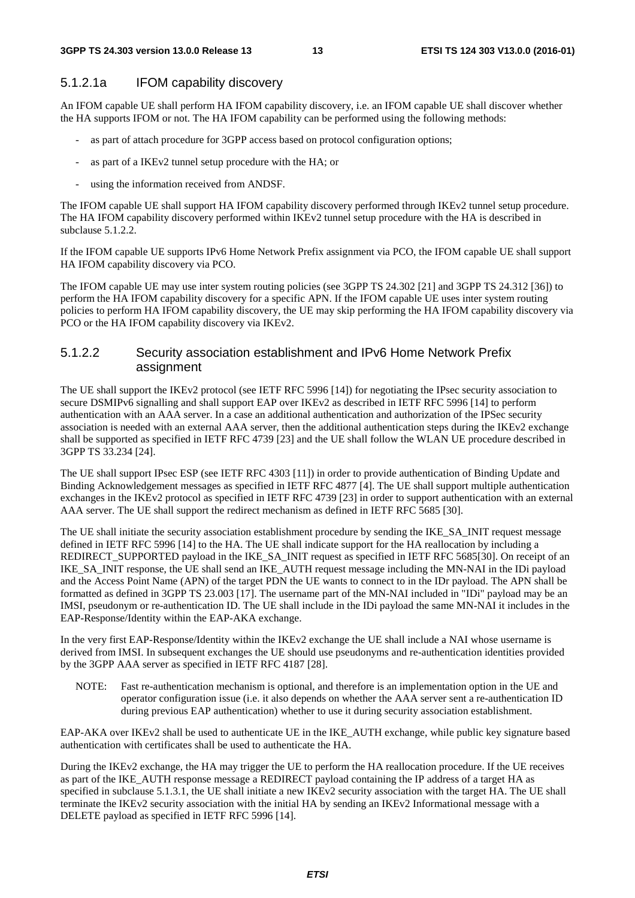#### 5.1.2.1a IFOM capability discovery

An IFOM capable UE shall perform HA IFOM capability discovery, i.e. an IFOM capable UE shall discover whether the HA supports IFOM or not. The HA IFOM capability can be performed using the following methods:

- as part of attach procedure for 3GPP access based on protocol configuration options;
- as part of a IKEv2 tunnel setup procedure with the HA; or
- using the information received from ANDSF.

The IFOM capable UE shall support HA IFOM capability discovery performed through IKEv2 tunnel setup procedure. The HA IFOM capability discovery performed within IKEv2 tunnel setup procedure with the HA is described in subclause 5.1.2.2.

If the IFOM capable UE supports IPv6 Home Network Prefix assignment via PCO, the IFOM capable UE shall support HA IFOM capability discovery via PCO.

The IFOM capable UE may use inter system routing policies (see 3GPP TS 24.302 [21] and 3GPP TS 24.312 [36]) to perform the HA IFOM capability discovery for a specific APN. If the IFOM capable UE uses inter system routing policies to perform HA IFOM capability discovery, the UE may skip performing the HA IFOM capability discovery via PCO or the HA IFOM capability discovery via IKEv2.

#### 5.1.2.2 Security association establishment and IPv6 Home Network Prefix assignment

The UE shall support the IKEv2 protocol (see IETF RFC 5996 [14]) for negotiating the IPsec security association to secure DSMIPv6 signalling and shall support EAP over IKEv2 as described in IETF RFC 5996 [14] to perform authentication with an AAA server. In a case an additional authentication and authorization of the IPSec security association is needed with an external AAA server, then the additional authentication steps during the IKEv2 exchange shall be supported as specified in IETF RFC 4739 [23] and the UE shall follow the WLAN UE procedure described in 3GPP TS 33.234 [24].

The UE shall support IPsec ESP (see IETF RFC 4303 [11]) in order to provide authentication of Binding Update and Binding Acknowledgement messages as specified in IETF RFC 4877 [4]. The UE shall support multiple authentication exchanges in the IKEv2 protocol as specified in IETF RFC 4739 [23] in order to support authentication with an external AAA server. The UE shall support the redirect mechanism as defined in IETF RFC 5685 [30].

The UE shall initiate the security association establishment procedure by sending the IKE_SA_INIT request message defined in IETF RFC 5996 [14] to the HA. The UE shall indicate support for the HA reallocation by including a REDIRECT_SUPPORTED payload in the IKE_SA_INIT request as specified in IETF RFC 5685[30]. On receipt of an IKE_SA_INIT response, the UE shall send an IKE_AUTH request message including the MN-NAI in the IDi payload and the Access Point Name (APN) of the target PDN the UE wants to connect to in the IDr payload. The APN shall be formatted as defined in 3GPP TS 23.003 [17]. The username part of the MN-NAI included in "IDi" payload may be an IMSI, pseudonym or re-authentication ID. The UE shall include in the IDi payload the same MN-NAI it includes in the EAP-Response/Identity within the EAP-AKA exchange.

In the very first EAP-Response/Identity within the IKEv2 exchange the UE shall include a NAI whose username is derived from IMSI. In subsequent exchanges the UE should use pseudonyms and re-authentication identities provided by the 3GPP AAA server as specified in IETF RFC 4187 [28].

NOTE: Fast re-authentication mechanism is optional, and therefore is an implementation option in the UE and operator configuration issue (i.e. it also depends on whether the AAA server sent a re-authentication ID during previous EAP authentication) whether to use it during security association establishment.

EAP-AKA over IKEv2 shall be used to authenticate UE in the IKE_AUTH exchange, while public key signature based authentication with certificates shall be used to authenticate the HA.

During the IKEv2 exchange, the HA may trigger the UE to perform the HA reallocation procedure. If the UE receives as part of the IKE_AUTH response message a REDIRECT payload containing the IP address of a target HA as specified in subclause 5.1.3.1, the UE shall initiate a new IKEv2 security association with the target HA. The UE shall terminate the IKEv2 security association with the initial HA by sending an IKEv2 Informational message with a DELETE payload as specified in IETF RFC 5996 [14].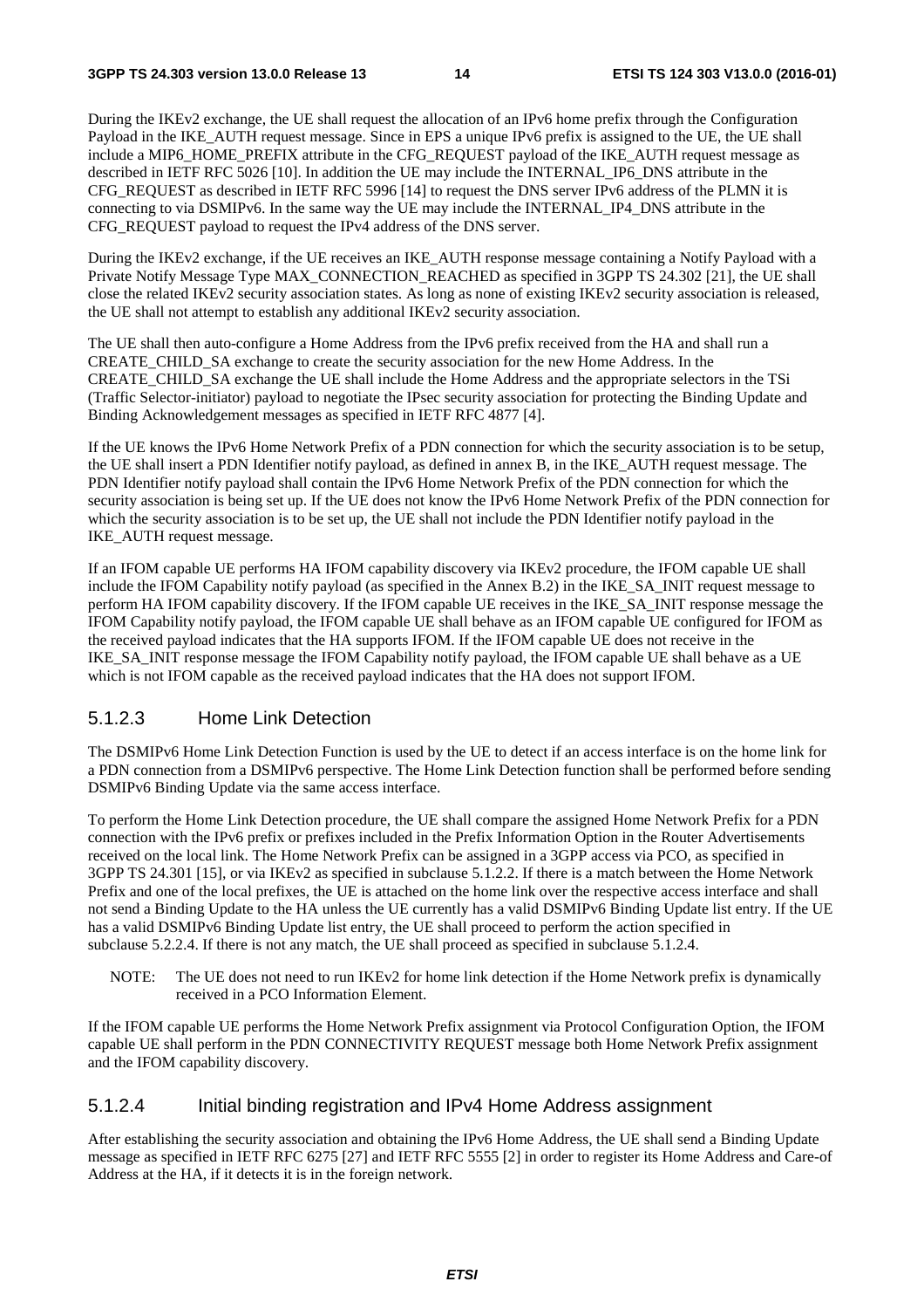During the IKEv2 exchange, the UE shall request the allocation of an IPv6 home prefix through the Configuration Payload in the IKE_AUTH request message. Since in EPS a unique IPv6 prefix is assigned to the UE, the UE shall include a MIP6_HOME_PREFIX attribute in the CFG_REQUEST payload of the IKE_AUTH request message as described in IETF RFC 5026 [10]. In addition the UE may include the INTERNAL_IP6_DNS attribute in the CFG_REQUEST as described in IETF RFC 5996 [14] to request the DNS server IPv6 address of the PLMN it is connecting to via DSMIPv6. In the same way the UE may include the INTERNAL_IP4_DNS attribute in the CFG_REQUEST payload to request the IPv4 address of the DNS server.

During the IKEv2 exchange, if the UE receives an IKE_AUTH response message containing a Notify Payload with a Private Notify Message Type MAX_CONNECTION_REACHED as specified in 3GPP TS 24.302 [21], the UE shall close the related IKEv2 security association states. As long as none of existing IKEv2 security association is released, the UE shall not attempt to establish any additional IKEv2 security association.

The UE shall then auto-configure a Home Address from the IPv6 prefix received from the HA and shall run a CREATE_CHILD_SA exchange to create the security association for the new Home Address. In the CREATE_CHILD_SA exchange the UE shall include the Home Address and the appropriate selectors in the TSi (Traffic Selector-initiator) payload to negotiate the IPsec security association for protecting the Binding Update and Binding Acknowledgement messages as specified in IETF RFC 4877 [4].

If the UE knows the IPv6 Home Network Prefix of a PDN connection for which the security association is to be setup, the UE shall insert a PDN Identifier notify payload, as defined in annex B, in the IKE_AUTH request message. The PDN Identifier notify payload shall contain the IPv6 Home Network Prefix of the PDN connection for which the security association is being set up. If the UE does not know the IPv6 Home Network Prefix of the PDN connection for which the security association is to be set up, the UE shall not include the PDN Identifier notify payload in the IKE_AUTH request message.

If an IFOM capable UE performs HA IFOM capability discovery via IKEv2 procedure, the IFOM capable UE shall include the IFOM Capability notify payload (as specified in the Annex B.2) in the IKE_SA_INIT request message to perform HA IFOM capability discovery. If the IFOM capable UE receives in the IKE_SA_INIT response message the IFOM Capability notify payload, the IFOM capable UE shall behave as an IFOM capable UE configured for IFOM as the received payload indicates that the HA supports IFOM. If the IFOM capable UE does not receive in the IKE_SA_INIT response message the IFOM Capability notify payload, the IFOM capable UE shall behave as a UE which is not IFOM capable as the received payload indicates that the HA does not support IFOM.

#### 5.1.2.3 Home Link Detection

The DSMIPv6 Home Link Detection Function is used by the UE to detect if an access interface is on the home link for a PDN connection from a DSMIPv6 perspective. The Home Link Detection function shall be performed before sending DSMIPv6 Binding Update via the same access interface.

To perform the Home Link Detection procedure, the UE shall compare the assigned Home Network Prefix for a PDN connection with the IPv6 prefix or prefixes included in the Prefix Information Option in the Router Advertisements received on the local link. The Home Network Prefix can be assigned in a 3GPP access via PCO, as specified in 3GPP TS 24.301 [15], or via IKEv2 as specified in subclause 5.1.2.2. If there is a match between the Home Network Prefix and one of the local prefixes, the UE is attached on the home link over the respective access interface and shall not send a Binding Update to the HA unless the UE currently has a valid DSMIPv6 Binding Update list entry. If the UE has a valid DSMIPv6 Binding Update list entry, the UE shall proceed to perform the action specified in subclause 5.2.2.4. If there is not any match, the UE shall proceed as specified in subclause 5.1.2.4.

NOTE: The UE does not need to run IKEv2 for home link detection if the Home Network prefix is dynamically received in a PCO Information Element.

If the IFOM capable UE performs the Home Network Prefix assignment via Protocol Configuration Option, the IFOM capable UE shall perform in the PDN CONNECTIVITY REQUEST message both Home Network Prefix assignment and the IFOM capability discovery.

#### 5.1.2.4 Initial binding registration and IPv4 Home Address assignment

After establishing the security association and obtaining the IPv6 Home Address, the UE shall send a Binding Update message as specified in IETF RFC 6275 [27] and IETF RFC 5555 [2] in order to register its Home Address and Care-of Address at the HA, if it detects it is in the foreign network.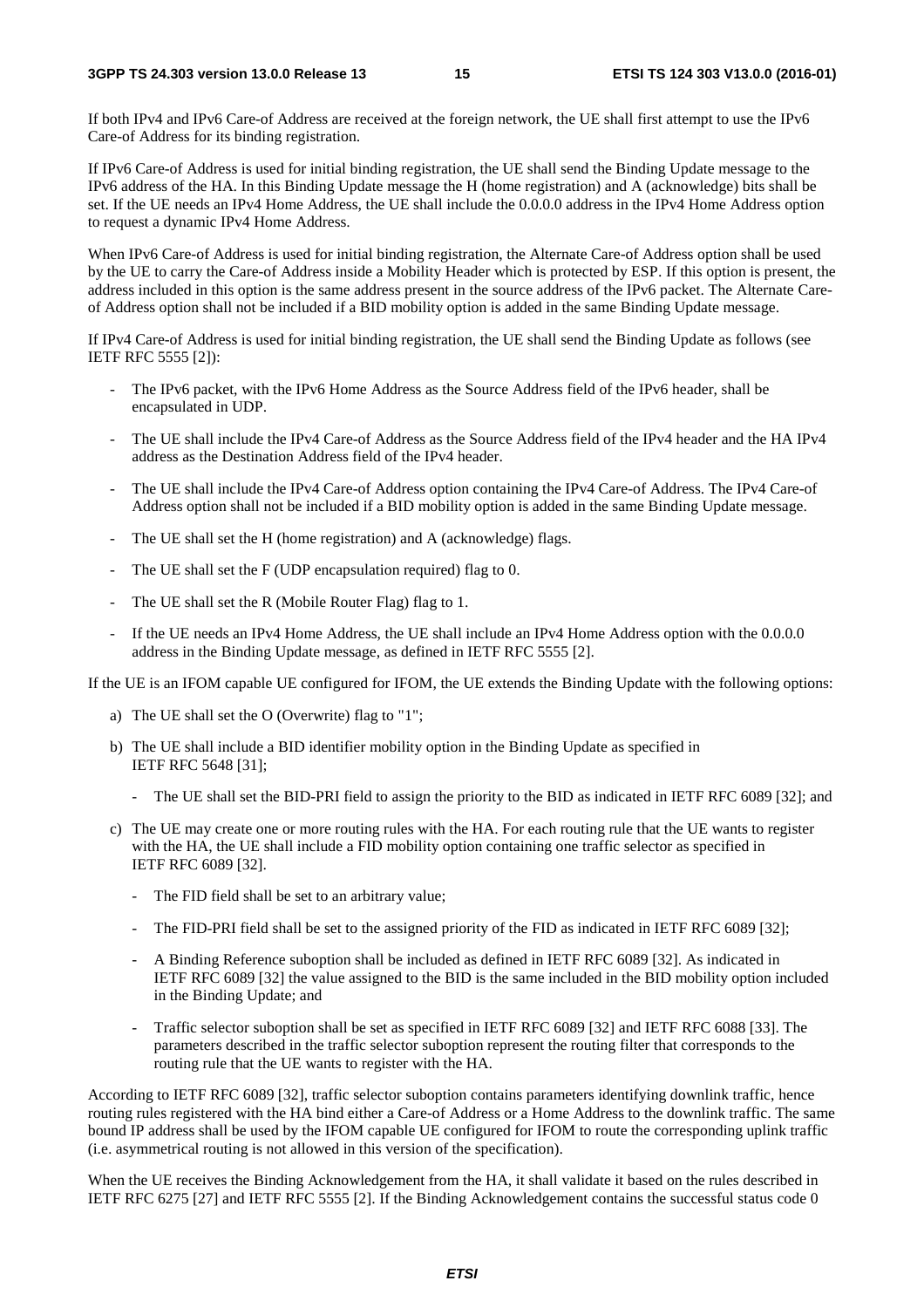If both IPv4 and IPv6 Care-of Address are received at the foreign network, the UE shall first attempt to use the IPv6 Care-of Address for its binding registration.

If IPv6 Care-of Address is used for initial binding registration, the UE shall send the Binding Update message to the IPv6 address of the HA. In this Binding Update message the H (home registration) and A (acknowledge) bits shall be set. If the UE needs an IPv4 Home Address, the UE shall include the 0.0.0.0 address in the IPv4 Home Address option to request a dynamic IPv4 Home Address.

When IPv6 Care-of Address is used for initial binding registration, the Alternate Care-of Address option shall be used by the UE to carry the Care-of Address inside a Mobility Header which is protected by ESP. If this option is present, the address included in this option is the same address present in the source address of the IPv6 packet. The Alternate Care-of Address option shall not be included if a BID mobility option is added in the same Binding Update message.

If IPv4 Care-of Address is used for initial binding registration, the UE shall send the Binding Update as follows (see IETF RFC 5555 [2]):

- The IPv6 packet, with the IPv6 Home Address as the Source Address field of the IPv6 header, shall be encapsulated in UDP.
- The UE shall include the IPv4 Care-of Address as the Source Address field of the IPv4 header and the HA IPv4 address as the Destination Address field of the IPv4 header.
- The UE shall include the IPv4 Care-of Address option containing the IPv4 Care-of Address. The IPv4 Care-of Address option shall not be included if a BID mobility option is added in the same Binding Update message.
- The UE shall set the H (home registration) and A (acknowledge) flags.
- The UE shall set the F (UDP encapsulation required) flag to 0.
- The UE shall set the R (Mobile Router Flag) flag to 1.
- If the UE needs an IPv4 Home Address, the UE shall include an IPv4 Home Address option with the 0.0.0.0 address in the Binding Update message, as defined in IETF RFC 5555 [2].

If the UE is an IFOM capable UE configured for IFOM, the UE extends the Binding Update with the following options:

a) The UE shall set the O (Overwrite) flag to "1";

b) The UE shall include a BID identifier mobility option in the Binding Update as specified in IETF RFC 5648 [31];

   - The UE shall set the BID-PRI field to assign the priority to the BID as indicated in IETF RFC 6089 [32]; and

c) The UE may create one or more routing rules with the HA. For each routing rule that the UE wants to register with the HA, the UE shall include a FID mobility option containing one traffic selector as specified in IETF RFC 6089 [32].

   - The FID field shall be set to an arbitrary value;
   - The FID-PRI field shall be set to the assigned priority of the FID as indicated in IETF RFC 6089 [32];
   - A Binding Reference suboption shall be included as defined in IETF RFC 6089 [32]. As indicated in IETF RFC 6089 [32] the value assigned to the BID is the same included in the BID mobility option included in the Binding Update; and
   - Traffic selector suboption shall be set as specified in IETF RFC 6089 [32] and IETF RFC 6088 [33]. The parameters described in the traffic selector suboption represent the routing filter that corresponds to the routing rule that the UE wants to register with the HA.

According to IETF RFC 6089 [32], traffic selector suboption contains parameters identifying downlink traffic, hence routing rules registered with the HA bind either a Care-of Address or a Home Address to the downlink traffic. The same bound IP address shall be used by the IFOM capable UE configured for IFOM to route the corresponding uplink traffic (i.e. asymmetrical routing is not allowed in this version of the specification).

When the UE receives the Binding Acknowledgement from the HA, it shall validate it based on the rules described in IETF RFC 6275 [27] and IETF RFC 5555 [2]. If the Binding Acknowledgement contains the successful status code 0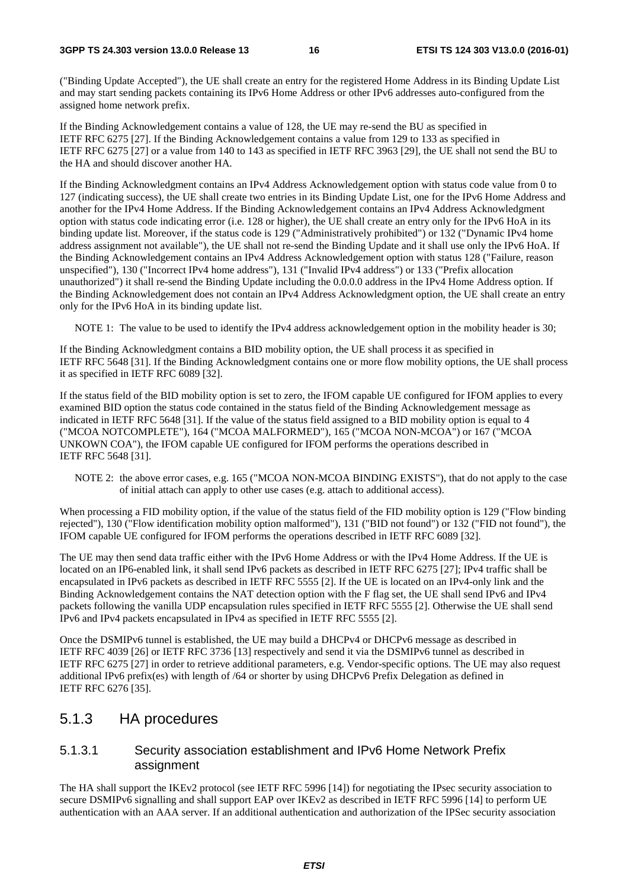("Binding Update Accepted"), the UE shall create an entry for the registered Home Address in its Binding Update List and may start sending packets containing its IPv6 Home Address or other IPv6 addresses auto-configured from the assigned home network prefix.

If the Binding Acknowledgement contains a value of 128, the UE may re-send the BU as specified in IETF RFC 6275 [27]. If the Binding Acknowledgement contains a value from 129 to 133 as specified in IETF RFC 6275 [27] or a value from 140 to 143 as specified in IETF RFC 3963 [29], the UE shall not send the BU to the HA and should discover another HA.

If the Binding Acknowledgment contains an IPv4 Address Acknowledgement option with status code value from 0 to 127 (indicating success), the UE shall create two entries in its Binding Update List, one for the IPv6 Home Address and another for the IPv4 Home Address. If the Binding Acknowledgement contains an IPv4 Address Acknowledgment option with status code indicating error (i.e. 128 or higher), the UE shall create an entry only for the IPv6 HoA in its binding update list. Moreover, if the status code is 129 ("Administratively prohibited") or 132 ("Dynamic IPv4 home address assignment not available"), the UE shall not re-send the Binding Update and it shall use only the IPv6 HoA. If the Binding Acknowledgement contains an IPv4 Address Acknowledgement option with status 128 ("Failure, reason unspecified"), 130 ("Incorrect IPv4 home address"), 131 ("Invalid IPv4 address") or 133 ("Prefix allocation unauthorized") it shall re-send the Binding Update including the 0.0.0.0 address in the IPv4 Home Address option. If the Binding Acknowledgement does not contain an IPv4 Address Acknowledgment option, the UE shall create an entry only for the IPv6 HoA in its binding update list.

NOTE 1: The value to be used to identify the IPv4 address acknowledgement option in the mobility header is 30;

If the Binding Acknowledgment contains a BID mobility option, the UE shall process it as specified in IETF RFC 5648 [31]. If the Binding Acknowledgment contains one or more flow mobility options, the UE shall process it as specified in IETF RFC 6089 [32].

If the status field of the BID mobility option is set to zero, the IFOM capable UE configured for IFOM applies to every examined BID option the status code contained in the status field of the Binding Acknowledgement message as indicated in IETF RFC 5648 [31]. If the value of the status field assigned to a BID mobility option is equal to 4 ("MCOA NOTCOMPLETE"), 164 ("MCOA MALFORMED"), 165 ("MCOA NON-MCOA") or 167 ("MCOA UNKOWN COA"), the IFOM capable UE configured for IFOM performs the operations described in IETF RFC 5648 [31].

NOTE 2: the above error cases, e.g. 165 ("MCOA NON-MCOA BINDING EXISTS"), that do not apply to the case of initial attach can apply to other use cases (e.g. attach to additional access).

When processing a FID mobility option, if the value of the status field of the FID mobility option is 129 ("Flow binding rejected"), 130 ("Flow identification mobility option malformed"), 131 ("BID not found") or 132 ("FID not found"), the IFOM capable UE configured for IFOM performs the operations described in IETF RFC 6089 [32].

The UE may then send data traffic either with the IPv6 Home Address or with the IPv4 Home Address. If the UE is located on an IP6-enabled link, it shall send IPv6 packets as described in IETF RFC 6275 [27]; IPv4 traffic shall be encapsulated in IPv6 packets as described in IETF RFC 5555 [2]. If the UE is located on an IPv4-only link and the Binding Acknowledgement contains the NAT detection option with the F flag set, the UE shall send IPv6 and IPv4 packets following the vanilla UDP encapsulation rules specified in IETF RFC 5555 [2]. Otherwise the UE shall send IPv6 and IPv4 packets encapsulated in IPv4 as specified in IETF RFC 5555 [2].

Once the DSMIPv6 tunnel is established, the UE may build a DHCPv4 or DHCPv6 message as described in IETF RFC 4039 [26] or IETF RFC 3736 [13] respectively and send it via the DSMIPv6 tunnel as described in IETF RFC 6275 [27] in order to retrieve additional parameters, e.g. Vendor-specific options. The UE may also request additional IPv6 prefix(es) with length of /64 or shorter by using DHCPv6 Prefix Delegation as defined in IETF RFC 6276 [35].

## 5.1.3 HA procedures

### 5.1.3.1 Security association establishment and IPv6 Home Network Prefix assignment

The HA shall support the IKEv2 protocol (see IETF RFC 5996 [14]) for negotiating the IPsec security association to secure DSMIPv6 signalling and shall support EAP over IKEv2 as described in IETF RFC 5996 [14] to perform UE authentication with an AAA server. If an additional authentication and authorization of the IPSec security association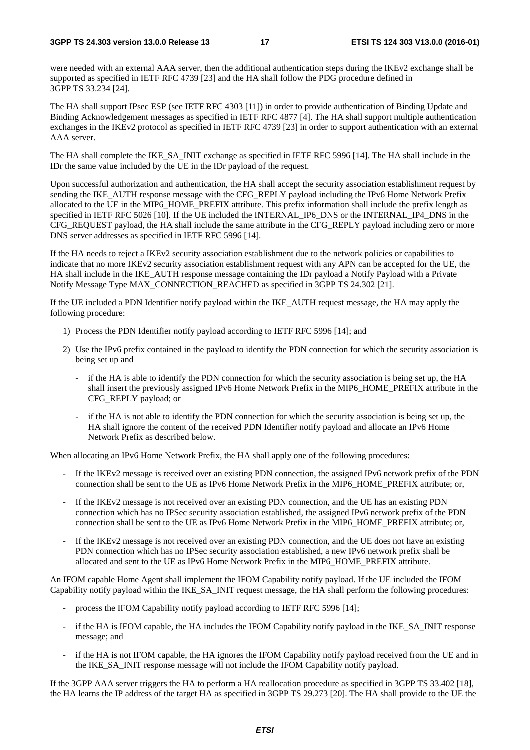were needed with an external AAA server, then the additional authentication steps during the IKEv2 exchange shall be supported as specified in IETF RFC 4739 [23] and the HA shall follow the PDG procedure defined in 3GPP TS 33.234 [24].

The HA shall support IPsec ESP (see IETF RFC 4303 [11]) in order to provide authentication of Binding Update and Binding Acknowledgement messages as specified in IETF RFC 4877 [4]. The HA shall support multiple authentication exchanges in the IKEv2 protocol as specified in IETF RFC 4739 [23] in order to support authentication with an external AAA server.

The HA shall complete the IKE_SA_INIT exchange as specified in IETF RFC 5996 [14]. The HA shall include in the IDr the same value included by the UE in the IDr payload of the request.

Upon successful authorization and authentication, the HA shall accept the security association establishment request by sending the IKE_AUTH response message with the CFG_REPLY payload including the IPv6 Home Network Prefix allocated to the UE in the MIP6_HOME_PREFIX attribute. This prefix information shall include the prefix length as specified in IETF RFC 5026 [10]. If the UE included the INTERNAL_IP6_DNS or the INTERNAL_IP4_DNS in the CFG_REQUEST payload, the HA shall include the same attribute in the CFG_REPLY payload including zero or more DNS server addresses as specified in IETF RFC 5996 [14].

If the HA needs to reject a IKEv2 security association establishment due to the network policies or capabilities to indicate that no more IKEv2 security association establishment request with any APN can be accepted for the UE, the HA shall include in the IKE_AUTH response message containing the IDr payload a Notify Payload with a Private Notify Message Type MAX_CONNECTION_REACHED as specified in 3GPP TS 24.302 [21].

If the UE included a PDN Identifier notify payload within the IKE_AUTH request message, the HA may apply the following procedure:

1) Process the PDN Identifier notify payload according to IETF RFC 5996 [14]; and

2) Use the IPv6 prefix contained in the payload to identify the PDN connection for which the security association is being set up and

   - if the HA is able to identify the PDN connection for which the security association is being set up, the HA shall insert the previously assigned IPv6 Home Network Prefix in the MIP6_HOME_PREFIX attribute in the CFG_REPLY payload; or

   - if the HA is not able to identify the PDN connection for which the security association is being set up, the HA shall ignore the content of the received PDN Identifier notify payload and allocate an IPv6 Home Network Prefix as described below.

When allocating an IPv6 Home Network Prefix, the HA shall apply one of the following procedures:

- If the IKEv2 message is received over an existing PDN connection, the assigned IPv6 network prefix of the PDN connection shall be sent to the UE as IPv6 Home Network Prefix in the MIP6_HOME_PREFIX attribute; or,

- If the IKEv2 message is not received over an existing PDN connection, and the UE has an existing PDN connection which has no IPSec security association established, the assigned IPv6 network prefix of the PDN connection shall be sent to the UE as IPv6 Home Network Prefix in the MIP6_HOME_PREFIX attribute; or,

- If the IKEv2 message is not received over an existing PDN connection, and the UE does not have an existing PDN connection which has no IPSec security association established, a new IPv6 network prefix shall be allocated and sent to the UE as IPv6 Home Network Prefix in the MIP6_HOME_PREFIX attribute.

An IFOM capable Home Agent shall implement the IFOM Capability notify payload. If the UE included the IFOM Capability notify payload within the IKE_SA_INIT request message, the HA shall perform the following procedures:

- process the IFOM Capability notify payload according to IETF RFC 5996 [14];

- if the HA is IFOM capable, the HA includes the IFOM Capability notify payload in the IKE_SA_INIT response message; and

- if the HA is not IFOM capable, the HA ignores the IFOM Capability notify payload received from the UE and in the IKE_SA_INIT response message will not include the IFOM Capability notify payload.

If the 3GPP AAA server triggers the HA to perform a HA reallocation procedure as specified in 3GPP TS 33.402 [18], the HA learns the IP address of the target HA as specified in 3GPP TS 29.273 [20]. The HA shall provide to the UE the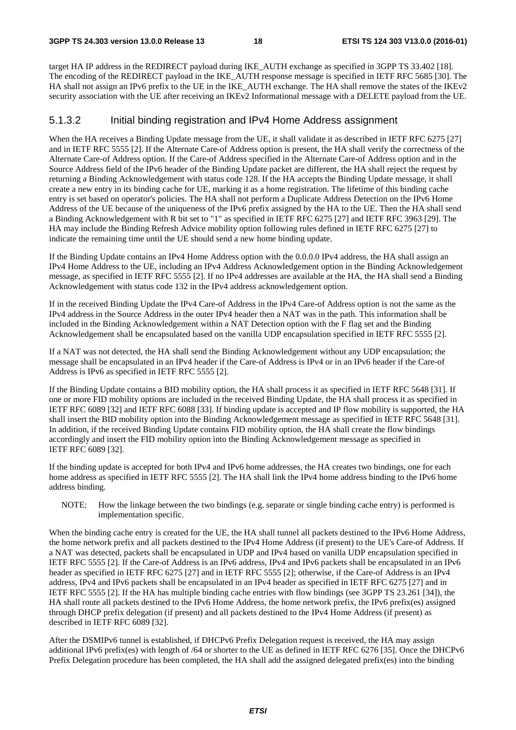target HA IP address in the REDIRECT payload during IKE_AUTH exchange as specified in 3GPP TS 33.402 [18]. The encoding of the REDIRECT payload in the IKE_AUTH response message is specified in IETF RFC 5685 [30]. The HA shall not assign an IPv6 prefix to the UE in the IKE_AUTH exchange. The HA shall remove the states of the IKEv2 security association with the UE after receiving an IKEv2 Informational message with a DELETE payload from the UE.

#### 5.1.3.2 Initial binding registration and IPv4 Home Address assignment

When the HA receives a Binding Update message from the UE, it shall validate it as described in IETF RFC 6275 [27] and in IETF RFC 5555 [2]. If the Alternate Care-of Address option is present, the HA shall verify the correctness of the Alternate Care-of Address option. If the Care-of Address specified in the Alternate Care-of Address option and in the Source Address field of the IPv6 header of the Binding Update packet are different, the HA shall reject the request by returning a Binding Acknowledgement with status code 128. If the HA accepts the Binding Update message, it shall create a new entry in its binding cache for UE, marking it as a home registration. The lifetime of this binding cache entry is set based on operator's policies. The HA shall not perform a Duplicate Address Detection on the IPv6 Home Address of the UE because of the uniqueness of the IPv6 prefix assigned by the HA to the UE. Then the HA shall send a Binding Acknowledgement with R bit set to "1" as specified in IETF RFC 6275 [27] and IETF RFC 3963 [29]. The HA may include the Binding Refresh Advice mobility option following rules defined in IETF RFC 6275 [27] to indicate the remaining time until the UE should send a new home binding update.

If the Binding Update contains an IPv4 Home Address option with the 0.0.0.0 IPv4 address, the HA shall assign an IPv4 Home Address to the UE, including an IPv4 Address Acknowledgement option in the Binding Acknowledgement message, as specified in IETF RFC 5555 [2]. If no IPv4 addresses are available at the HA, the HA shall send a Binding Acknowledgement with status code 132 in the IPv4 address acknowledgement option.

If in the received Binding Update the IPv4 Care-of Address in the IPv4 Care-of Address option is not the same as the IPv4 address in the Source Address in the outer IPv4 header then a NAT was in the path. This information shall be included in the Binding Acknowledgement within a NAT Detection option with the F flag set and the Binding Acknowledgement shall be encapsulated based on the vanilla UDP encapsulation specified in IETF RFC 5555 [2].

If a NAT was not detected, the HA shall send the Binding Acknowledgement without any UDP encapsulation; the message shall be encapsulated in an IPv4 header if the Care-of Address is IPv4 or in an IPv6 header if the Care-of Address is IPv6 as specified in IETF RFC 5555 [2].

If the Binding Update contains a BID mobility option, the HA shall process it as specified in IETF RFC 5648 [31]. If one or more FID mobility options are included in the received Binding Update, the HA shall process it as specified in IETF RFC 6089 [32] and IETF RFC 6088 [33]. If binding update is accepted and IP flow mobility is supported, the HA shall insert the BID mobility option into the Binding Acknowledgement message as specified in IETF RFC 5648 [31]. In addition, if the received Binding Update contains FID mobility option, the HA shall create the flow bindings accordingly and insert the FID mobility option into the Binding Acknowledgement message as specified in IETF RFC 6089 [32].

If the binding update is accepted for both IPv4 and IPv6 home addresses, the HA creates two bindings, one for each home address as specified in IETF RFC 5555 [2]. The HA shall link the IPv4 home address binding to the IPv6 home address binding.

NOTE: How the linkage between the two bindings (e.g. separate or single binding cache entry) is performed is implementation specific.

When the binding cache entry is created for the UE, the HA shall tunnel all packets destined to the IPv6 Home Address, the home network prefix and all packets destined to the IPv4 Home Address (if present) to the UE's Care-of Address. If a NAT was detected, packets shall be encapsulated in UDP and IPv4 based on vanilla UDP encapsulation specified in IETF RFC 5555 [2]. If the Care-of Address is an IPv6 address, IPv4 and IPv6 packets shall be encapsulated in an IPv6 header as specified in IETF RFC 6275 [27] and in IETF RFC 5555 [2]; otherwise, if the Care-of Address is an IPv4 address, IPv4 and IPv6 packets shall be encapsulated in an IPv4 header as specified in IETF RFC 6275 [27] and in IETF RFC 5555 [2]. If the HA has multiple binding cache entries with flow bindings (see 3GPP TS 23.261 [34]), the HA shall route all packets destined to the IPv6 Home Address, the home network prefix, the IPv6 prefix(es) assigned through DHCP prefix delegation (if present) and all packets destined to the IPv4 Home Address (if present) as described in IETF RFC 6089 [32].

After the DSMIPv6 tunnel is established, if DHCPv6 Prefix Delegation request is received, the HA may assign additional IPv6 prefix(es) with length of /64 or shorter to the UE as defined in IETF RFC 6276 [35]. Once the DHCPv6 Prefix Delegation procedure has been completed, the HA shall add the assigned delegated prefix(es) into the binding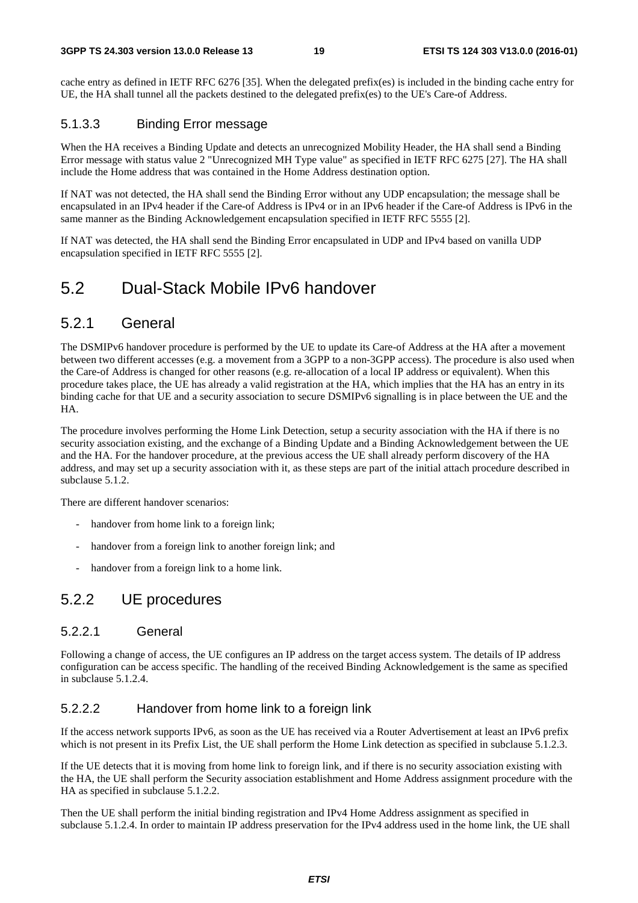cache entry as defined in IETF RFC 6276 [35]. When the delegated prefix(es) is included in the binding cache entry for UE, the HA shall tunnel all the packets destined to the delegated prefix(es) to the UE's Care-of Address.

#### 5.1.3.3 Binding Error message

When the HA receives a Binding Update and detects an unrecognized Mobility Header, the HA shall send a Binding Error message with status value 2 "Unrecognized MH Type value" as specified in IETF RFC 6275 [27]. The HA shall include the Home address that was contained in the Home Address destination option.

If NAT was not detected, the HA shall send the Binding Error without any UDP encapsulation; the message shall be encapsulated in an IPv4 header if the Care-of Address is IPv4 or in an IPv6 header if the Care-of Address is IPv6 in the same manner as the Binding Acknowledgement encapsulation specified in IETF RFC 5555 [2].

If NAT was detected, the HA shall send the Binding Error encapsulated in UDP and IPv4 based on vanilla UDP encapsulation specified in IETF RFC 5555 [2].

## 5.2 Dual-Stack Mobile IPv6 handover

### 5.2.1 General

The DSMIPv6 handover procedure is performed by the UE to update its Care-of Address at the HA after a movement between two different accesses (e.g. a movement from a 3GPP to a non-3GPP access). The procedure is also used when the Care-of Address is changed for other reasons (e.g. re-allocation of a local IP address or equivalent). When this procedure takes place, the UE has already a valid registration at the HA, which implies that the HA has an entry in its binding cache for that UE and a security association to secure DSMIPv6 signalling is in place between the UE and the HA.

The procedure involves performing the Home Link Detection, setup a security association with the HA if there is no security association existing, and the exchange of a Binding Update and a Binding Acknowledgement between the UE and the HA. For the handover procedure, at the previous access the UE shall already perform discovery of the HA address, and may set up a security association with it, as these steps are part of the initial attach procedure described in subclause 5.1.2.

There are different handover scenarios:

- handover from home link to a foreign link;
- handover from a foreign link to another foreign link; and
- handover from a foreign link to a home link.

### 5.2.2 UE procedures

#### 5.2.2.1 General

Following a change of access, the UE configures an IP address on the target access system. The details of IP address configuration can be access specific. The handling of the received Binding Acknowledgement is the same as specified in subclause 5.1.2.4.

#### 5.2.2.2 Handover from home link to a foreign link

If the access network supports IPv6, as soon as the UE has received via a Router Advertisement at least an IPv6 prefix which is not present in its Prefix List, the UE shall perform the Home Link detection as specified in subclause 5.1.2.3.

If the UE detects that it is moving from home link to foreign link, and if there is no security association existing with the HA, the UE shall perform the Security association establishment and Home Address assignment procedure with the HA as specified in subclause 5.1.2.2.

Then the UE shall perform the initial binding registration and IPv4 Home Address assignment as specified in subclause 5.1.2.4. In order to maintain IP address preservation for the IPv4 address used in the home link, the UE shall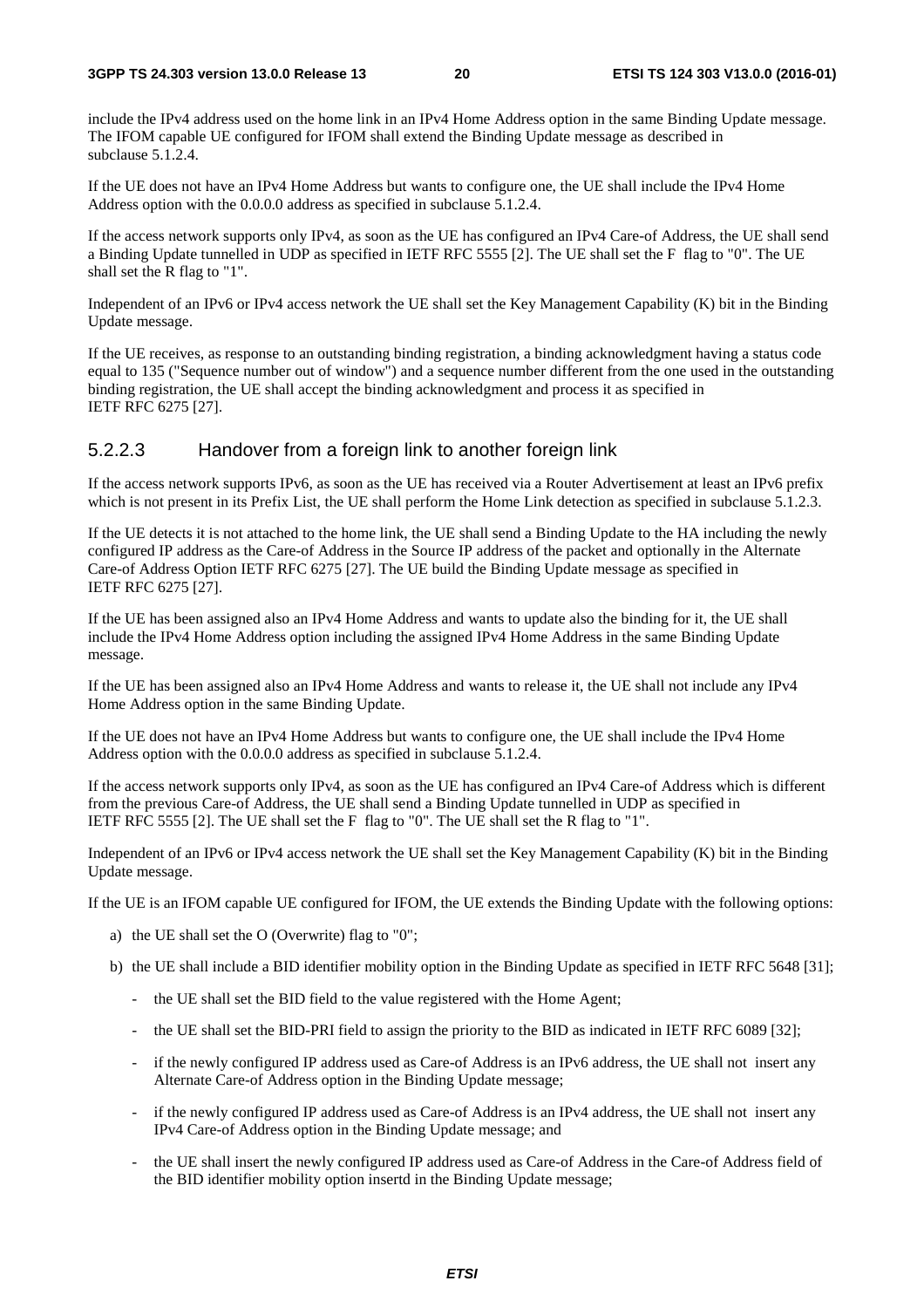include the IPv4 address used on the home link in an IPv4 Home Address option in the same Binding Update message. The IFOM capable UE configured for IFOM shall extend the Binding Update message as described in subclause 5.1.2.4.

If the UE does not have an IPv4 Home Address but wants to configure one, the UE shall include the IPv4 Home Address option with the 0.0.0.0 address as specified in subclause 5.1.2.4.

If the access network supports only IPv4, as soon as the UE has configured an IPv4 Care-of Address, the UE shall send a Binding Update tunnelled in UDP as specified in IETF RFC 5555 [2]. The UE shall set the F flag to "0". The UE shall set the R flag to "1".

Independent of an IPv6 or IPv4 access network the UE shall set the Key Management Capability (K) bit in the Binding Update message.

If the UE receives, as response to an outstanding binding registration, a binding acknowledgment having a status code equal to 135 ("Sequence number out of window") and a sequence number different from the one used in the outstanding binding registration, the UE shall accept the binding acknowledgment and process it as specified in IETF RFC 6275 [27].

### 5.2.2.3 Handover from a foreign link to another foreign link

If the access network supports IPv6, as soon as the UE has received via a Router Advertisement at least an IPv6 prefix which is not present in its Prefix List, the UE shall perform the Home Link detection as specified in subclause 5.1.2.3.

If the UE detects it is not attached to the home link, the UE shall send a Binding Update to the HA including the newly configured IP address as the Care-of Address in the Source IP address of the packet and optionally in the Alternate Care-of Address Option IETF RFC 6275 [27]. The UE build the Binding Update message as specified in IETF RFC 6275 [27].

If the UE has been assigned also an IPv4 Home Address and wants to update also the binding for it, the UE shall include the IPv4 Home Address option including the assigned IPv4 Home Address in the same Binding Update message.

If the UE has been assigned also an IPv4 Home Address and wants to release it, the UE shall not include any IPv4 Home Address option in the same Binding Update.

If the UE does not have an IPv4 Home Address but wants to configure one, the UE shall include the IPv4 Home Address option with the 0.0.0.0 address as specified in subclause 5.1.2.4.

If the access network supports only IPv4, as soon as the UE has configured an IPv4 Care-of Address which is different from the previous Care-of Address, the UE shall send a Binding Update tunnelled in UDP as specified in IETF RFC 5555 [2]. The UE shall set the F flag to "0". The UE shall set the R flag to "1".

Independent of an IPv6 or IPv4 access network the UE shall set the Key Management Capability (K) bit in the Binding Update message.

If the UE is an IFOM capable UE configured for IFOM, the UE extends the Binding Update with the following options:

a) the UE shall set the O (Overwrite) flag to "0";

b) the UE shall include a BID identifier mobility option in the Binding Update as specified in IETF RFC 5648 [31];

   - the UE shall set the BID field to the value registered with the Home Agent;

   - the UE shall set the BID-PRI field to assign the priority to the BID as indicated in IETF RFC 6089 [32];

   - if the newly configured IP address used as Care-of Address is an IPv6 address, the UE shall not insert any Alternate Care-of Address option in the Binding Update message;

   - if the newly configured IP address used as Care-of Address is an IPv4 address, the UE shall not insert any IPv4 Care-of Address option in the Binding Update message; and

   - the UE shall insert the newly configured IP address used as Care-of Address in the Care-of Address field of the BID identifier mobility option insertd in the Binding Update message;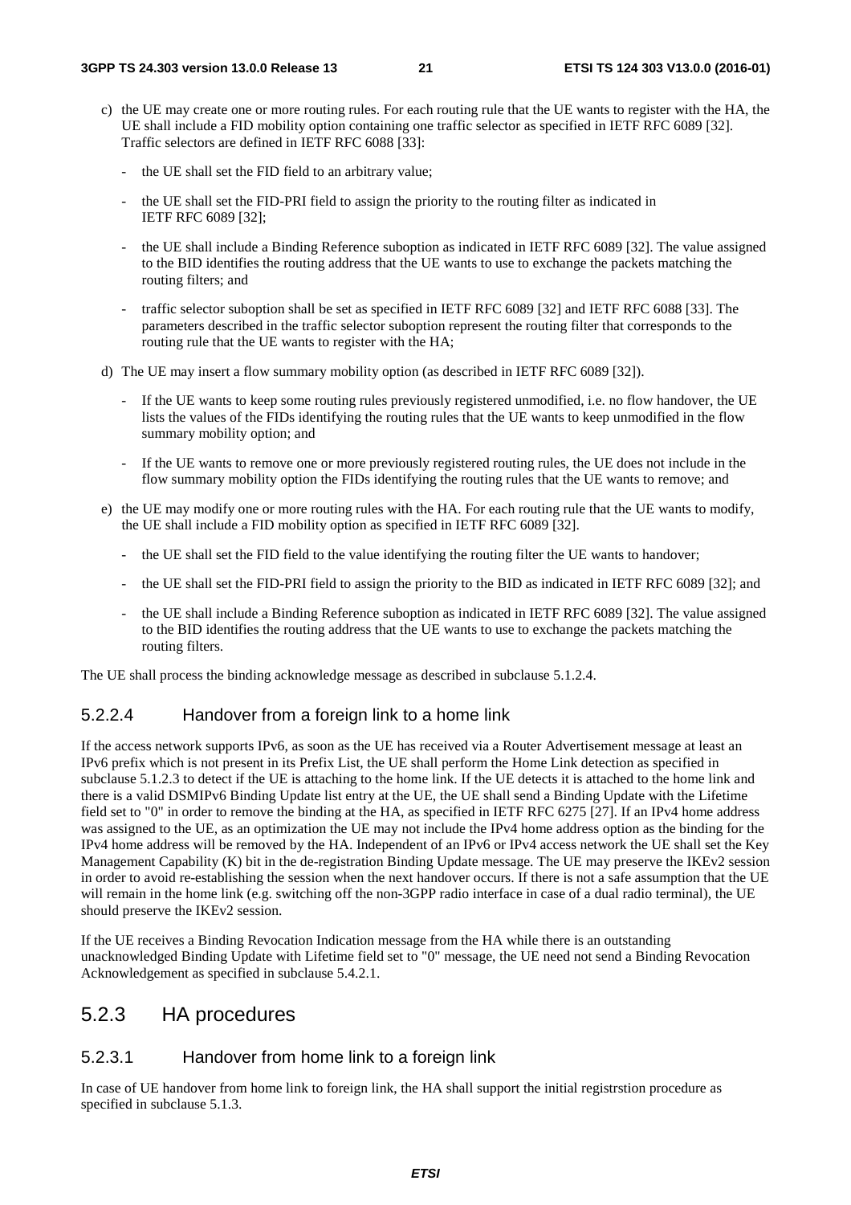c) the UE may create one or more routing rules. For each routing rule that the UE wants to register with the HA, the UE shall include a FID mobility option containing one traffic selector as specified in IETF RFC 6089 [32]. Traffic selectors are defined in IETF RFC 6088 [33]:

   - the UE shall set the FID field to an arbitrary value;

   - the UE shall set the FID-PRI field to assign the priority to the routing filter as indicated in IETF RFC 6089 [32];

   - the UE shall include a Binding Reference suboption as indicated in IETF RFC 6089 [32]. The value assigned to the BID identifies the routing address that the UE wants to use to exchange the packets matching the routing filters; and

   - traffic selector suboption shall be set as specified in IETF RFC 6089 [32] and IETF RFC 6088 [33]. The parameters described in the traffic selector suboption represent the routing filter that corresponds to the routing rule that the UE wants to register with the HA;

d) The UE may insert a flow summary mobility option (as described in IETF RFC 6089 [32]).

   - If the UE wants to keep some routing rules previously registered unmodified, i.e. no flow handover, the UE lists the values of the FIDs identifying the routing rules that the UE wants to keep unmodified in the flow summary mobility option; and

   - If the UE wants to remove one or more previously registered routing rules, the UE does not include in the flow summary mobility option the FIDs identifying the routing rules that the UE wants to remove; and

e) the UE may modify one or more routing rules with the HA. For each routing rule that the UE wants to modify, the UE shall include a FID mobility option as specified in IETF RFC 6089 [32].

   - the UE shall set the FID field to the value identifying the routing filter the UE wants to handover;

   - the UE shall set the FID-PRI field to assign the priority to the BID as indicated in IETF RFC 6089 [32]; and

   - the UE shall include a Binding Reference suboption as indicated in IETF RFC 6089 [32]. The value assigned to the BID identifies the routing address that the UE wants to use to exchange the packets matching the routing filters.

The UE shall process the binding acknowledge message as described in subclause 5.1.2.4.

#### 5.2.2.4 Handover from a foreign link to a home link

If the access network supports IPv6, as soon as the UE has received via a Router Advertisement message at least an IPv6 prefix which is not present in its Prefix List, the UE shall perform the Home Link detection as specified in subclause 5.1.2.3 to detect if the UE is attaching to the home link. If the UE detects it is attached to the home link and there is a valid DSMIPv6 Binding Update list entry at the UE, the UE shall send a Binding Update with the Lifetime field set to "0" in order to remove the binding at the HA, as specified in IETF RFC 6275 [27]. If an IPv4 home address was assigned to the UE, as an optimization the UE may not include the IPv4 home address option as the binding for the IPv4 home address will be removed by the HA. Independent of an IPv6 or IPv4 access network the UE shall set the Key Management Capability (K) bit in the de-registration Binding Update message. The UE may preserve the IKEv2 session in order to avoid re-establishing the session when the next handover occurs. If there is not a safe assumption that the UE will remain in the home link (e.g. switching off the non-3GPP radio interface in case of a dual radio terminal), the UE should preserve the IKEv2 session.

If the UE receives a Binding Revocation Indication message from the HA while there is an outstanding unacknowledged Binding Update with Lifetime field set to "0" message, the UE need not send a Binding Revocation Acknowledgement as specified in subclause 5.4.2.1.

### 5.2.3 HA procedures

#### 5.2.3.1 Handover from home link to a foreign link

In case of UE handover from home link to foreign link, the HA shall support the initial registrstion procedure as specified in subclause 5.1.3.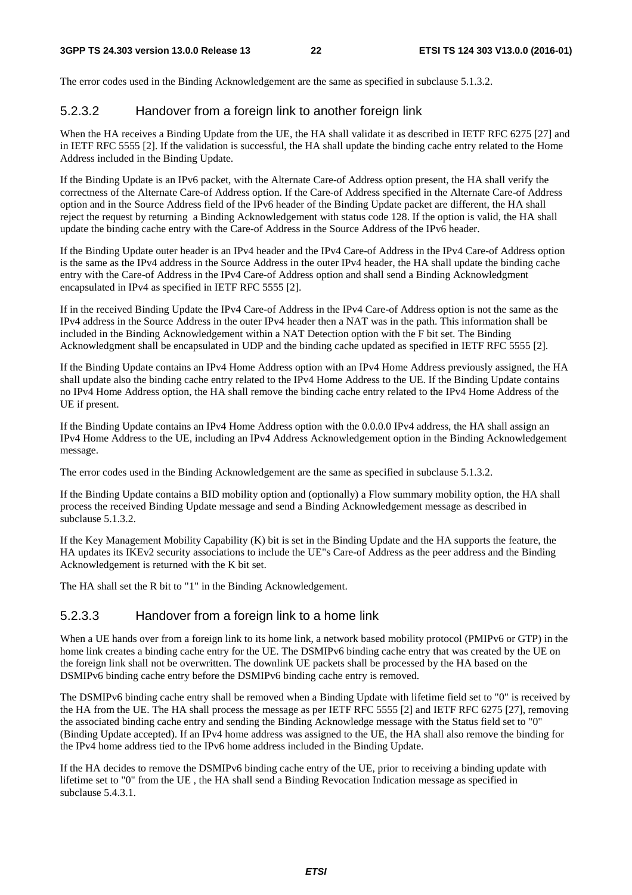The error codes used in the Binding Acknowledgement are the same as specified in subclause 5.1.3.2.

#### 5.2.3.2 Handover from a foreign link to another foreign link

When the HA receives a Binding Update from the UE, the HA shall validate it as described in IETF RFC 6275 [27] and in IETF RFC 5555 [2]. If the validation is successful, the HA shall update the binding cache entry related to the Home Address included in the Binding Update.

If the Binding Update is an IPv6 packet, with the Alternate Care-of Address option present, the HA shall verify the correctness of the Alternate Care-of Address option. If the Care-of Address specified in the Alternate Care-of Address option and in the Source Address field of the IPv6 header of the Binding Update packet are different, the HA shall reject the request by returning a Binding Acknowledgement with status code 128. If the option is valid, the HA shall update the binding cache entry with the Care-of Address in the Source Address of the IPv6 header.

If the Binding Update outer header is an IPv4 header and the IPv4 Care-of Address in the IPv4 Care-of Address option is the same as the IPv4 address in the Source Address in the outer IPv4 header, the HA shall update the binding cache entry with the Care-of Address in the IPv4 Care-of Address option and shall send a Binding Acknowledgment encapsulated in IPv4 as specified in IETF RFC 5555 [2].

If in the received Binding Update the IPv4 Care-of Address in the IPv4 Care-of Address option is not the same as the IPv4 address in the Source Address in the outer IPv4 header then a NAT was in the path. This information shall be included in the Binding Acknowledgement within a NAT Detection option with the F bit set. The Binding Acknowledgment shall be encapsulated in UDP and the binding cache updated as specified in IETF RFC 5555 [2].

If the Binding Update contains an IPv4 Home Address option with an IPv4 Home Address previously assigned, the HA shall update also the binding cache entry related to the IPv4 Home Address to the UE. If the Binding Update contains no IPv4 Home Address option, the HA shall remove the binding cache entry related to the IPv4 Home Address of the UE if present.

If the Binding Update contains an IPv4 Home Address option with the 0.0.0.0 IPv4 address, the HA shall assign an IPv4 Home Address to the UE, including an IPv4 Address Acknowledgement option in the Binding Acknowledgement message.

The error codes used in the Binding Acknowledgement are the same as specified in subclause 5.1.3.2.

If the Binding Update contains a BID mobility option and (optionally) a Flow summary mobility option, the HA shall process the received Binding Update message and send a Binding Acknowledgement message as described in subclause 5.1.3.2.

If the Key Management Mobility Capability (K) bit is set in the Binding Update and the HA supports the feature, the HA updates its IKEv2 security associations to include the UE"s Care-of Address as the peer address and the Binding Acknowledgement is returned with the K bit set.

The HA shall set the R bit to "1" in the Binding Acknowledgement.

#### 5.2.3.3 Handover from a foreign link to a home link

When a UE hands over from a foreign link to its home link, a network based mobility protocol (PMIPv6 or GTP) in the home link creates a binding cache entry for the UE. The DSMIPv6 binding cache entry that was created by the UE on the foreign link shall not be overwritten. The downlink UE packets shall be processed by the HA based on the DSMIPv6 binding cache entry before the DSMIPv6 binding cache entry is removed.

The DSMIPv6 binding cache entry shall be removed when a Binding Update with lifetime field set to "0" is received by the HA from the UE. The HA shall process the message as per IETF RFC 5555 [2] and IETF RFC 6275 [27], removing the associated binding cache entry and sending the Binding Acknowledge message with the Status field set to "0" (Binding Update accepted). If an IPv4 home address was assigned to the UE, the HA shall also remove the binding for the IPv4 home address tied to the IPv6 home address included in the Binding Update.

If the HA decides to remove the DSMIPv6 binding cache entry of the UE, prior to receiving a binding update with lifetime set to "0" from the UE , the HA shall send a Binding Revocation Indication message as specified in subclause 5.4.3.1.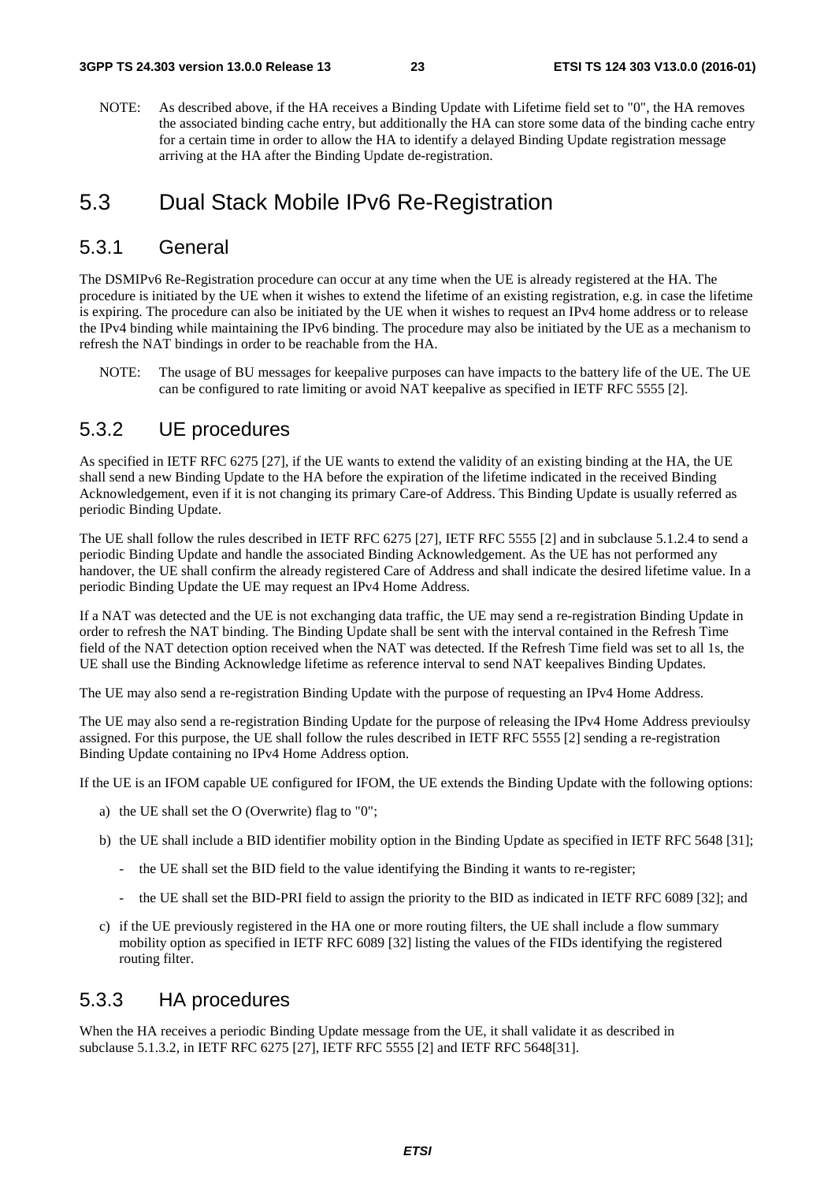NOTE: As described above, if the HA receives a Binding Update with Lifetime field set to "0", the HA removes the associated binding cache entry, but additionally the HA can store some data of the binding cache entry for a certain time in order to allow the HA to identify a delayed Binding Update registration message arriving at the HA after the Binding Update de-registration.

# 5.3 Dual Stack Mobile IPv6 Re-Registration

## 5.3.1 General

The DSMIPv6 Re-Registration procedure can occur at any time when the UE is already registered at the HA. The procedure is initiated by the UE when it wishes to extend the lifetime of an existing registration, e.g. in case the lifetime is expiring. The procedure can also be initiated by the UE when it wishes to request an IPv4 home address or to release the IPv4 binding while maintaining the IPv6 binding. The procedure may also be initiated by the UE as a mechanism to refresh the NAT bindings in order to be reachable from the HA.

NOTE: The usage of BU messages for keepalive purposes can have impacts to the battery life of the UE. The UE can be configured to rate limiting or avoid NAT keepalive as specified in IETF RFC 5555 [2].

## 5.3.2 UE procedures

As specified in IETF RFC 6275 [27], if the UE wants to extend the validity of an existing binding at the HA, the UE shall send a new Binding Update to the HA before the expiration of the lifetime indicated in the received Binding Acknowledgement, even if it is not changing its primary Care-of Address. This Binding Update is usually referred as periodic Binding Update.

The UE shall follow the rules described in IETF RFC 6275 [27], IETF RFC 5555 [2] and in subclause 5.1.2.4 to send a periodic Binding Update and handle the associated Binding Acknowledgement. As the UE has not performed any handover, the UE shall confirm the already registered Care of Address and shall indicate the desired lifetime value. In a periodic Binding Update the UE may request an IPv4 Home Address.

If a NAT was detected and the UE is not exchanging data traffic, the UE may send a re-registration Binding Update in order to refresh the NAT binding. The Binding Update shall be sent with the interval contained in the Refresh Time field of the NAT detection option received when the NAT was detected. If the Refresh Time field was set to all 1s, the UE shall use the Binding Acknowledge lifetime as reference interval to send NAT keepalives Binding Updates.

The UE may also send a re-registration Binding Update with the purpose of requesting an IPv4 Home Address.

The UE may also send a re-registration Binding Update for the purpose of releasing the IPv4 Home Address previoulsy assigned. For this purpose, the UE shall follow the rules described in IETF RFC 5555 [2] sending a re-registration Binding Update containing no IPv4 Home Address option.

If the UE is an IFOM capable UE configured for IFOM, the UE extends the Binding Update with the following options:

a) the UE shall set the O (Overwrite) flag to "0";

b) the UE shall include a BID identifier mobility option in the Binding Update as specified in IETF RFC 5648 [31];
   - the UE shall set the BID field to the value identifying the Binding it wants to re-register;
   - the UE shall set the BID-PRI field to assign the priority to the BID as indicated in IETF RFC 6089 [32]; and

c) if the UE previously registered in the HA one or more routing filters, the UE shall include a flow summary mobility option as specified in IETF RFC 6089 [32] listing the values of the FIDs identifying the registered routing filter.

## 5.3.3 HA procedures

When the HA receives a periodic Binding Update message from the UE, it shall validate it as described in subclause 5.1.3.2, in IETF RFC 6275 [27], IETF RFC 5555 [2] and IETF RFC 5648[31].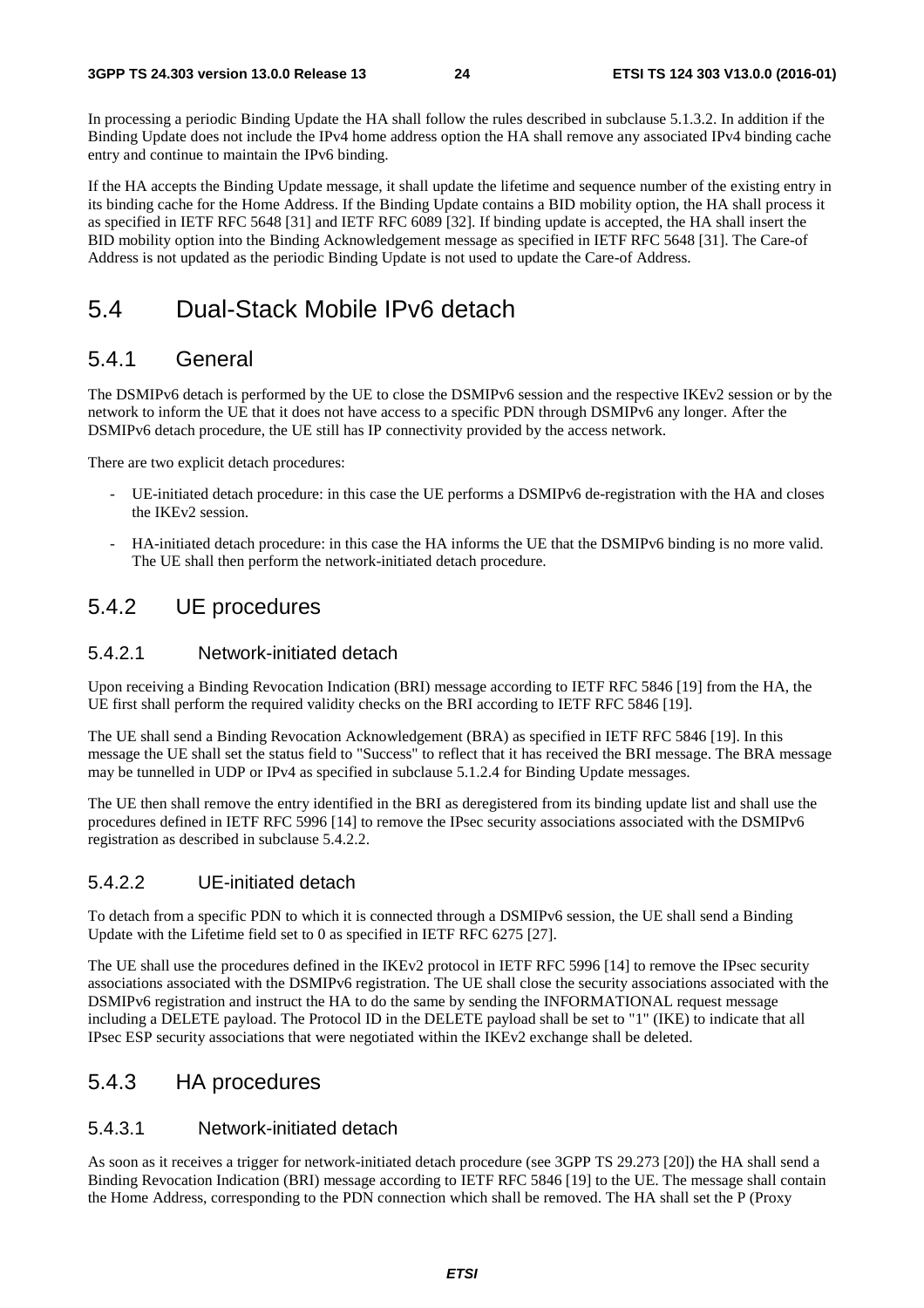In processing a periodic Binding Update the HA shall follow the rules described in subclause 5.1.3.2. In addition if the Binding Update does not include the IPv4 home address option the HA shall remove any associated IPv4 binding cache entry and continue to maintain the IPv6 binding.

If the HA accepts the Binding Update message, it shall update the lifetime and sequence number of the existing entry in its binding cache for the Home Address. If the Binding Update contains a BID mobility option, the HA shall process it as specified in IETF RFC 5648 [31] and IETF RFC 6089 [32]. If binding update is accepted, the HA shall insert the BID mobility option into the Binding Acknowledgement message as specified in IETF RFC 5648 [31]. The Care-of Address is not updated as the periodic Binding Update is not used to update the Care-of Address.

# 5.4 Dual-Stack Mobile IPv6 detach

## 5.4.1 General

The DSMIPv6 detach is performed by the UE to close the DSMIPv6 session and the respective IKEv2 session or by the network to inform the UE that it does not have access to a specific PDN through DSMIPv6 any longer. After the DSMIPv6 detach procedure, the UE still has IP connectivity provided by the access network.

There are two explicit detach procedures:

- UE-initiated detach procedure: in this case the UE performs a DSMIPv6 de-registration with the HA and closes the IKEv2 session.
- HA-initiated detach procedure: in this case the HA informs the UE that the DSMIPv6 binding is no more valid. The UE shall then perform the network-initiated detach procedure.

## 5.4.2 UE procedures

### 5.4.2.1 Network-initiated detach

Upon receiving a Binding Revocation Indication (BRI) message according to IETF RFC 5846 [19] from the HA, the UE first shall perform the required validity checks on the BRI according to IETF RFC 5846 [19].

The UE shall send a Binding Revocation Acknowledgement (BRA) as specified in IETF RFC 5846 [19]. In this message the UE shall set the status field to "Success" to reflect that it has received the BRI message. The BRA message may be tunnelled in UDP or IPv4 as specified in subclause 5.1.2.4 for Binding Update messages.

The UE then shall remove the entry identified in the BRI as deregistered from its binding update list and shall use the procedures defined in IETF RFC 5996 [14] to remove the IPsec security associations associated with the DSMIPv6 registration as described in subclause 5.4.2.2.

### 5.4.2.2 UE-initiated detach

To detach from a specific PDN to which it is connected through a DSMIPv6 session, the UE shall send a Binding Update with the Lifetime field set to 0 as specified in IETF RFC 6275 [27].

The UE shall use the procedures defined in the IKEv2 protocol in IETF RFC 5996 [14] to remove the IPsec security associations associated with the DSMIPv6 registration. The UE shall close the security associations associated with the DSMIPv6 registration and instruct the HA to do the same by sending the INFORMATIONAL request message including a DELETE payload. The Protocol ID in the DELETE payload shall be set to "1" (IKE) to indicate that all IPsec ESP security associations that were negotiated within the IKEv2 exchange shall be deleted.

## 5.4.3 HA procedures

### 5.4.3.1 Network-initiated detach

As soon as it receives a trigger for network-initiated detach procedure (see 3GPP TS 29.273 [20]) the HA shall send a Binding Revocation Indication (BRI) message according to IETF RFC 5846 [19] to the UE. The message shall contain the Home Address, corresponding to the PDN connection which shall be removed. The HA shall set the P (Proxy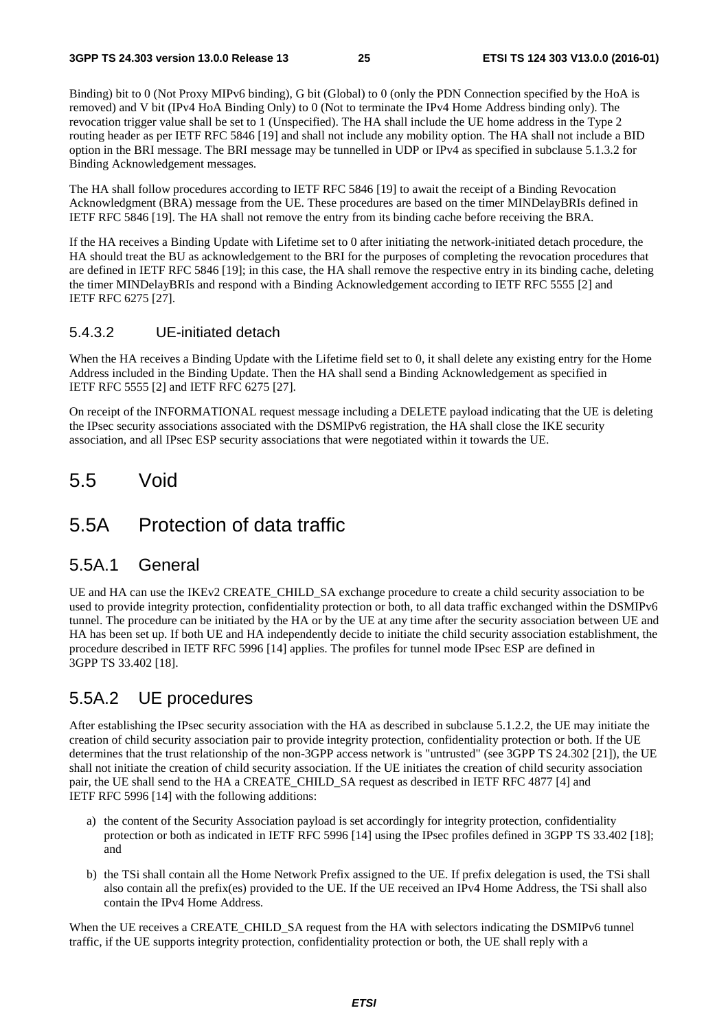Binding) bit to 0 (Not Proxy MIPv6 binding), G bit (Global) to 0 (only the PDN Connection specified by the HoA is removed) and V bit (IPv4 HoA Binding Only) to 0 (Not to terminate the IPv4 Home Address binding only). The revocation trigger value shall be set to 1 (Unspecified). The HA shall include the UE home address in the Type 2 routing header as per IETF RFC 5846 [19] and shall not include any mobility option. The HA shall not include a BID option in the BRI message. The BRI message may be tunnelled in UDP or IPv4 as specified in subclause 5.1.3.2 for Binding Acknowledgement messages.

The HA shall follow procedures according to IETF RFC 5846 [19] to await the receipt of a Binding Revocation Acknowledgment (BRA) message from the UE. These procedures are based on the timer MINDelayBRIs defined in IETF RFC 5846 [19]. The HA shall not remove the entry from its binding cache before receiving the BRA.

If the HA receives a Binding Update with Lifetime set to 0 after initiating the network-initiated detach procedure, the HA should treat the BU as acknowledgement to the BRI for the purposes of completing the revocation procedures that are defined in IETF RFC 5846 [19]; in this case, the HA shall remove the respective entry in its binding cache, deleting the timer MINDelayBRIs and respond with a Binding Acknowledgement according to IETF RFC 5555 [2] and IETF RFC 6275 [27].

#### 5.4.3.2 UE-initiated detach

When the HA receives a Binding Update with the Lifetime field set to 0, it shall delete any existing entry for the Home Address included in the Binding Update. Then the HA shall send a Binding Acknowledgement as specified in IETF RFC 5555 [2] and IETF RFC 6275 [27].

On receipt of the INFORMATIONAL request message including a DELETE payload indicating that the UE is deleting the IPsec security associations associated with the DSMIPv6 registration, the HA shall close the IKE security association, and all IPsec ESP security associations that were negotiated within it towards the UE.

## 5.5 Void

## 5.5A Protection of data traffic

### 5.5A.1 General

UE and HA can use the IKEv2 CREATE_CHILD_SA exchange procedure to create a child security association to be used to provide integrity protection, confidentiality protection or both, to all data traffic exchanged within the DSMIPv6 tunnel. The procedure can be initiated by the HA or by the UE at any time after the security association between UE and HA has been set up. If both UE and HA independently decide to initiate the child security association establishment, the procedure described in IETF RFC 5996 [14] applies. The profiles for tunnel mode IPsec ESP are defined in 3GPP TS 33.402 [18].

### 5.5A.2 UE procedures

After establishing the IPsec security association with the HA as described in subclause 5.1.2.2, the UE may initiate the creation of child security association pair to provide integrity protection, confidentiality protection or both. If the UE determines that the trust relationship of the non-3GPP access network is "untrusted" (see 3GPP TS 24.302 [21]), the UE shall not initiate the creation of child security association. If the UE initiates the creation of child security association pair, the UE shall send to the HA a CREATE_CHILD_SA request as described in IETF RFC 4877 [4] and IETF RFC 5996 [14] with the following additions:

a) the content of the Security Association payload is set accordingly for integrity protection, confidentiality protection or both as indicated in IETF RFC 5996 [14] using the IPsec profiles defined in 3GPP TS 33.402 [18]; and

b) the TSi shall contain all the Home Network Prefix assigned to the UE. If prefix delegation is used, the TSi shall also contain all the prefix(es) provided to the UE. If the UE received an IPv4 Home Address, the TSi shall also contain the IPv4 Home Address.

When the UE receives a CREATE_CHILD_SA request from the HA with selectors indicating the DSMIPv6 tunnel traffic, if the UE supports integrity protection, confidentiality protection or both, the UE shall reply with a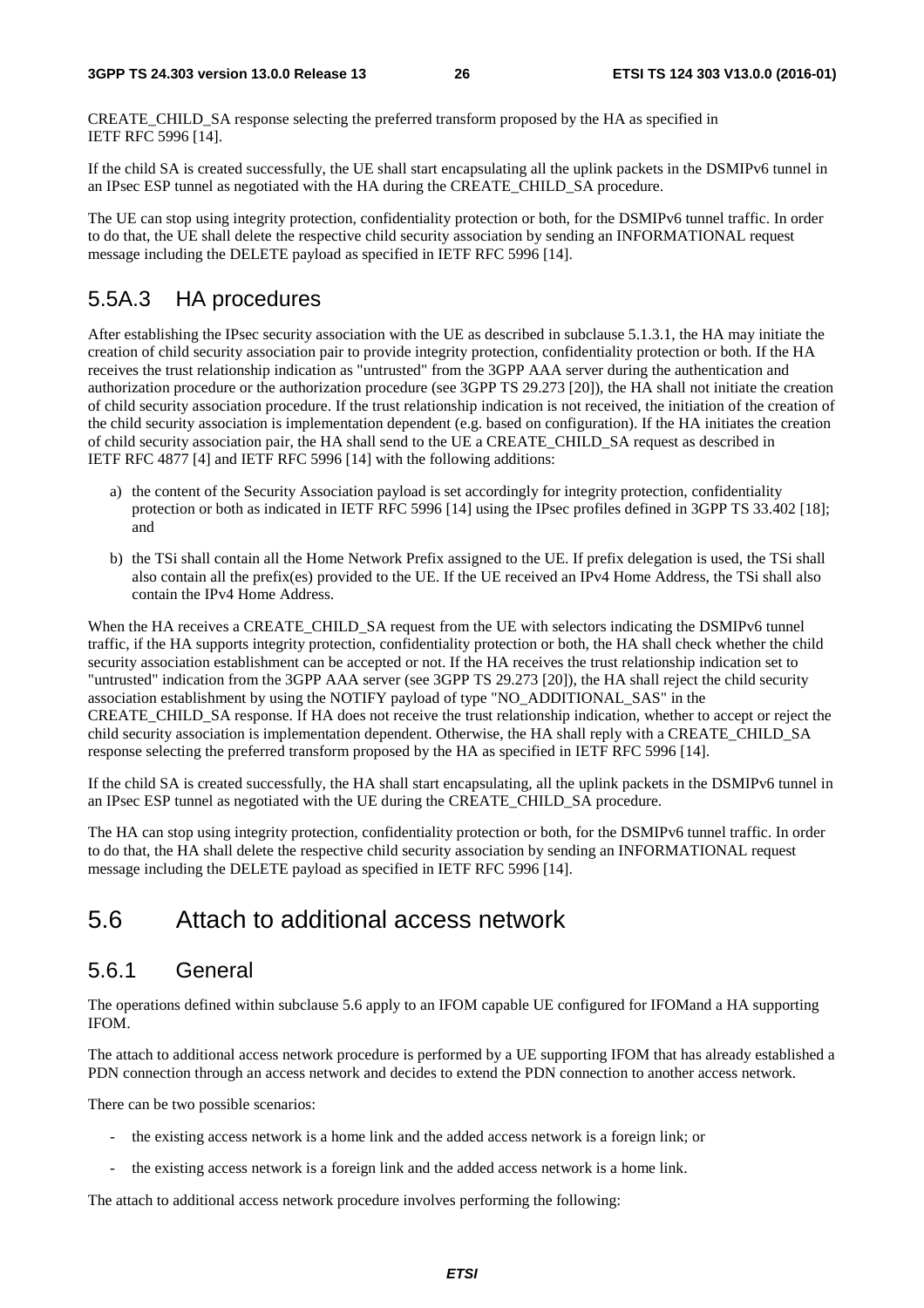CREATE_CHILD_SA response selecting the preferred transform proposed by the HA as specified in IETF RFC 5996 [14].

If the child SA is created successfully, the UE shall start encapsulating all the uplink packets in the DSMIPv6 tunnel in an IPsec ESP tunnel as negotiated with the HA during the CREATE_CHILD_SA procedure.

The UE can stop using integrity protection, confidentiality protection or both, for the DSMIPv6 tunnel traffic. In order to do that, the UE shall delete the respective child security association by sending an INFORMATIONAL request message including the DELETE payload as specified in IETF RFC 5996 [14].

## 5.5A.3 HA procedures

After establishing the IPsec security association with the UE as described in subclause 5.1.3.1, the HA may initiate the creation of child security association pair to provide integrity protection, confidentiality protection or both. If the HA receives the trust relationship indication as "untrusted" from the 3GPP AAA server during the authentication and authorization procedure or the authorization procedure (see 3GPP TS 29.273 [20]), the HA shall not initiate the creation of child security association procedure. If the trust relationship indication is not received, the initiation of the creation of the child security association is implementation dependent (e.g. based on configuration). If the HA initiates the creation of child security association pair, the HA shall send to the UE a CREATE_CHILD_SA request as described in IETF RFC 4877 [4] and IETF RFC 5996 [14] with the following additions:

a) the content of the Security Association payload is set accordingly for integrity protection, confidentiality protection or both as indicated in IETF RFC 5996 [14] using the IPsec profiles defined in 3GPP TS 33.402 [18]; and

b) the TSi shall contain all the Home Network Prefix assigned to the UE. If prefix delegation is used, the TSi shall also contain all the prefix(es) provided to the UE. If the UE received an IPv4 Home Address, the TSi shall also contain the IPv4 Home Address.

When the HA receives a CREATE_CHILD_SA request from the UE with selectors indicating the DSMIPv6 tunnel traffic, if the HA supports integrity protection, confidentiality protection or both, the HA shall check whether the child security association establishment can be accepted or not. If the HA receives the trust relationship indication set to "untrusted" indication from the 3GPP AAA server (see 3GPP TS 29.273 [20]), the HA shall reject the child security association establishment by using the NOTIFY payload of type "NO_ADDITIONAL_SAS" in the CREATE_CHILD_SA response. If HA does not receive the trust relationship indication, whether to accept or reject the child security association is implementation dependent. Otherwise, the HA shall reply with a CREATE_CHILD_SA response selecting the preferred transform proposed by the HA as specified in IETF RFC 5996 [14].

If the child SA is created successfully, the HA shall start encapsulating, all the uplink packets in the DSMIPv6 tunnel in an IPsec ESP tunnel as negotiated with the UE during the CREATE_CHILD_SA procedure.

The HA can stop using integrity protection, confidentiality protection or both, for the DSMIPv6 tunnel traffic. In order to do that, the HA shall delete the respective child security association by sending an INFORMATIONAL request message including the DELETE payload as specified in IETF RFC 5996 [14].

# 5.6 Attach to additional access network

## 5.6.1 General

The operations defined within subclause 5.6 apply to an IFOM capable UE configured for IFOMand a HA supporting IFOM.

The attach to additional access network procedure is performed by a UE supporting IFOM that has already established a PDN connection through an access network and decides to extend the PDN connection to another access network.

There can be two possible scenarios:

- the existing access network is a home link and the added access network is a foreign link; or

- the existing access network is a foreign link and the added access network is a home link.

The attach to additional access network procedure involves performing the following: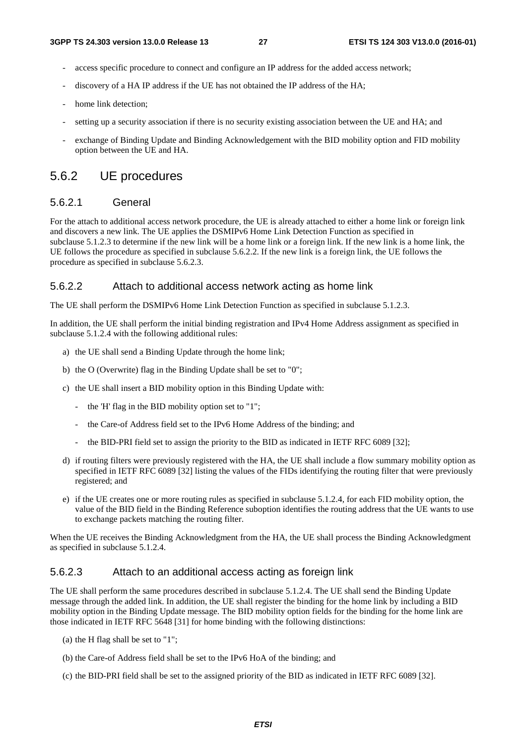- access specific procedure to connect and configure an IP address for the added access network;
- discovery of a HA IP address if the UE has not obtained the IP address of the HA;
- home link detection;
- setting up a security association if there is no security existing association between the UE and HA; and
- exchange of Binding Update and Binding Acknowledgement with the BID mobility option and FID mobility option between the UE and HA.

## 5.6.2 UE procedures

### 5.6.2.1 General

For the attach to additional access network procedure, the UE is already attached to either a home link or foreign link and discovers a new link. The UE applies the DSMIPv6 Home Link Detection Function as specified in subclause 5.1.2.3 to determine if the new link will be a home link or a foreign link. If the new link is a home link, the UE follows the procedure as specified in subclause 5.6.2.2. If the new link is a foreign link, the UE follows the procedure as specified in subclause 5.6.2.3.

### 5.6.2.2 Attach to additional access network acting as home link

The UE shall perform the DSMIPv6 Home Link Detection Function as specified in subclause 5.1.2.3.

In addition, the UE shall perform the initial binding registration and IPv4 Home Address assignment as specified in subclause 5.1.2.4 with the following additional rules:

a) the UE shall send a Binding Update through the home link;

b) the O (Overwrite) flag in the Binding Update shall be set to "0";

c) the UE shall insert a BID mobility option in this Binding Update with:
   - the 'H' flag in the BID mobility option set to "1";
   - the Care-of Address field set to the IPv6 Home Address of the binding; and
   - the BID-PRI field set to assign the priority to the BID as indicated in IETF RFC 6089 [32];

d) if routing filters were previously registered with the HA, the UE shall include a flow summary mobility option as specified in IETF RFC 6089 [32] listing the values of the FIDs identifying the routing filter that were previously registered; and

e) if the UE creates one or more routing rules as specified in subclause 5.1.2.4, for each FID mobility option, the value of the BID field in the Binding Reference suboption identifies the routing address that the UE wants to use to exchange packets matching the routing filter.

When the UE receives the Binding Acknowledgment from the HA, the UE shall process the Binding Acknowledgment as specified in subclause 5.1.2.4.

### 5.6.2.3 Attach to an additional access acting as foreign link

The UE shall perform the same procedures described in subclause 5.1.2.4. The UE shall send the Binding Update message through the added link. In addition, the UE shall register the binding for the home link by including a BID mobility option in the Binding Update message. The BID mobility option fields for the binding for the home link are those indicated in IETF RFC 5648 [31] for home binding with the following distinctions:

(a) the H flag shall be set to "1";

(b) the Care-of Address field shall be set to the IPv6 HoA of the binding; and

(c) the BID-PRI field shall be set to the assigned priority of the BID as indicated in IETF RFC 6089 [32].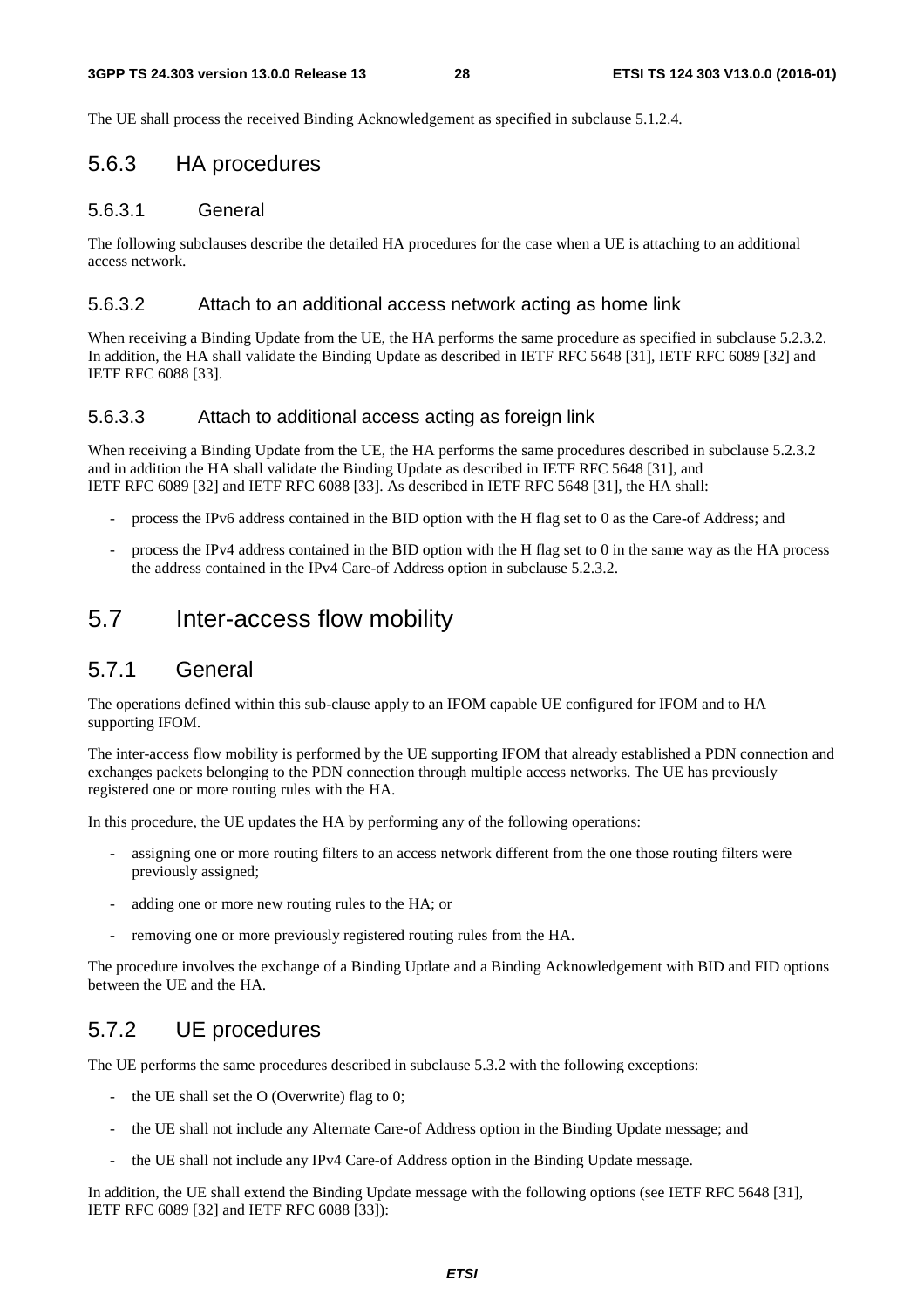The UE shall process the received Binding Acknowledgement as specified in subclause 5.1.2.4.

### 5.6.3 HA procedures

#### 5.6.3.1 General

The following subclauses describe the detailed HA procedures for the case when a UE is attaching to an additional access network.

#### 5.6.3.2 Attach to an additional access network acting as home link

When receiving a Binding Update from the UE, the HA performs the same procedure as specified in subclause 5.2.3.2. In addition, the HA shall validate the Binding Update as described in IETF RFC 5648 [31], IETF RFC 6089 [32] and IETF RFC 6088 [33].

#### 5.6.3.3 Attach to additional access acting as foreign link

When receiving a Binding Update from the UE, the HA performs the same procedures described in subclause 5.2.3.2 and in addition the HA shall validate the Binding Update as described in IETF RFC 5648 [31], and IETF RFC 6089 [32] and IETF RFC 6088 [33]. As described in IETF RFC 5648 [31], the HA shall:

- process the IPv6 address contained in the BID option with the H flag set to 0 as the Care-of Address; and
- process the IPv4 address contained in the BID option with the H flag set to 0 in the same way as the HA process the address contained in the IPv4 Care-of Address option in subclause 5.2.3.2.

## 5.7 Inter-access flow mobility

### 5.7.1 General

The operations defined within this sub-clause apply to an IFOM capable UE configured for IFOM and to HA supporting IFOM.

The inter-access flow mobility is performed by the UE supporting IFOM that already established a PDN connection and exchanges packets belonging to the PDN connection through multiple access networks. The UE has previously registered one or more routing rules with the HA.

In this procedure, the UE updates the HA by performing any of the following operations:

- assigning one or more routing filters to an access network different from the one those routing filters were previously assigned;
- adding one or more new routing rules to the HA; or
- removing one or more previously registered routing rules from the HA.

The procedure involves the exchange of a Binding Update and a Binding Acknowledgement with BID and FID options between the UE and the HA.

### 5.7.2 UE procedures

The UE performs the same procedures described in subclause 5.3.2 with the following exceptions:

- the UE shall set the O (Overwrite) flag to 0;
- the UE shall not include any Alternate Care-of Address option in the Binding Update message; and
- the UE shall not include any IPv4 Care-of Address option in the Binding Update message.

In addition, the UE shall extend the Binding Update message with the following options (see IETF RFC 5648 [31], IETF RFC 6089 [32] and IETF RFC 6088 [33]):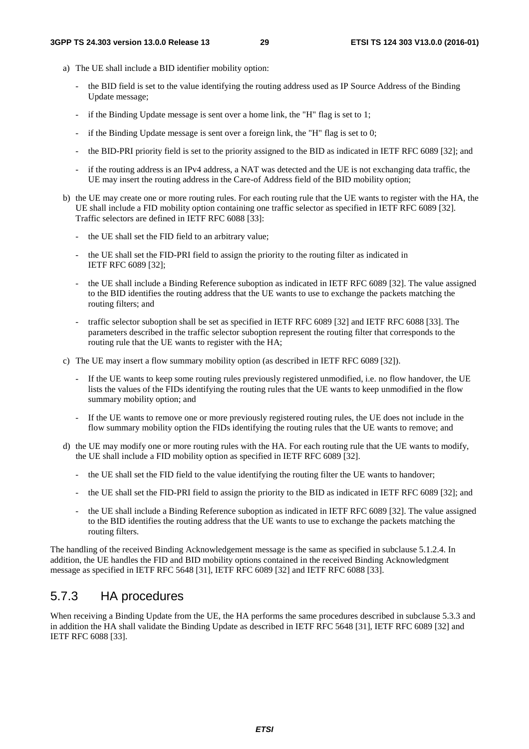a) The UE shall include a BID identifier mobility option:

  - the BID field is set to the value identifying the routing address used as IP Source Address of the Binding Update message;
  - if the Binding Update message is sent over a home link, the "H" flag is set to 1;
  - if the Binding Update message is sent over a foreign link, the "H" flag is set to 0;
  - the BID-PRI priority field is set to the priority assigned to the BID as indicated in IETF RFC 6089 [32]; and
  - if the routing address is an IPv4 address, a NAT was detected and the UE is not exchanging data traffic, the UE may insert the routing address in the Care-of Address field of the BID mobility option;

b) the UE may create one or more routing rules. For each routing rule that the UE wants to register with the HA, the UE shall include a FID mobility option containing one traffic selector as specified in IETF RFC 6089 [32]. Traffic selectors are defined in IETF RFC 6088 [33]:

  - the UE shall set the FID field to an arbitrary value;
  - the UE shall set the FID-PRI field to assign the priority to the routing filter as indicated in IETF RFC 6089 [32];
  - the UE shall include a Binding Reference suboption as indicated in IETF RFC 6089 [32]. The value assigned to the BID identifies the routing address that the UE wants to use to exchange the packets matching the routing filters; and
  - traffic selector suboption shall be set as specified in IETF RFC 6089 [32] and IETF RFC 6088 [33]. The parameters described in the traffic selector suboption represent the routing filter that corresponds to the routing rule that the UE wants to register with the HA;

c) The UE may insert a flow summary mobility option (as described in IETF RFC 6089 [32]).

  - If the UE wants to keep some routing rules previously registered unmodified, i.e. no flow handover, the UE lists the values of the FIDs identifying the routing rules that the UE wants to keep unmodified in the flow summary mobility option; and
  - If the UE wants to remove one or more previously registered routing rules, the UE does not include in the flow summary mobility option the FIDs identifying the routing rules that the UE wants to remove; and

d) the UE may modify one or more routing rules with the HA. For each routing rule that the UE wants to modify, the UE shall include a FID mobility option as specified in IETF RFC 6089 [32].

  - the UE shall set the FID field to the value identifying the routing filter the UE wants to handover;
  - the UE shall set the FID-PRI field to assign the priority to the BID as indicated in IETF RFC 6089 [32]; and
  - the UE shall include a Binding Reference suboption as indicated in IETF RFC 6089 [32]. The value assigned to the BID identifies the routing address that the UE wants to use to exchange the packets matching the routing filters.

The handling of the received Binding Acknowledgement message is the same as specified in subclause 5.1.2.4. In addition, the UE handles the FID and BID mobility options contained in the received Binding Acknowledgment message as specified in IETF RFC 5648 [31], IETF RFC 6089 [32] and IETF RFC 6088 [33].

## 5.7.3 HA procedures

When receiving a Binding Update from the UE, the HA performs the same procedures described in subclause 5.3.3 and in addition the HA shall validate the Binding Update as described in IETF RFC 5648 [31], IETF RFC 6089 [32] and IETF RFC 6088 [33].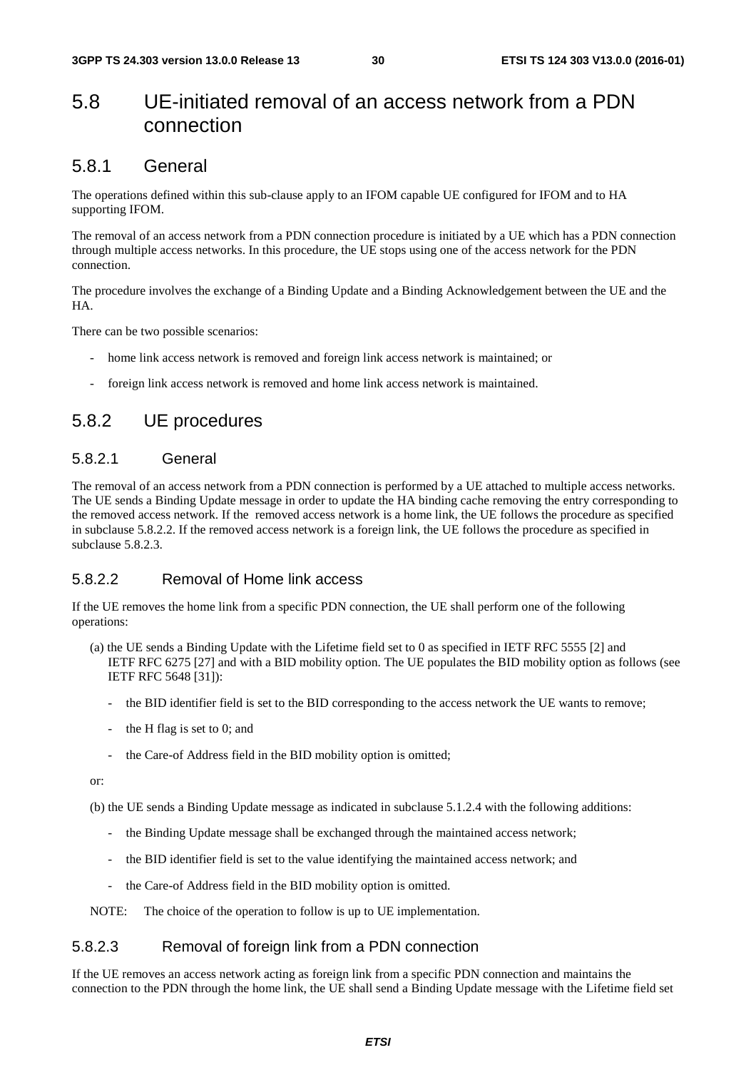# 5.8 UE-initiated removal of an access network from a PDN connection

## 5.8.1 General

The operations defined within this sub-clause apply to an IFOM capable UE configured for IFOM and to HA supporting IFOM.

The removal of an access network from a PDN connection procedure is initiated by a UE which has a PDN connection through multiple access networks. In this procedure, the UE stops using one of the access network for the PDN connection.

The procedure involves the exchange of a Binding Update and a Binding Acknowledgement between the UE and the HA.

There can be two possible scenarios:

- home link access network is removed and foreign link access network is maintained; or
- foreign link access network is removed and home link access network is maintained.

## 5.8.2 UE procedures

### 5.8.2.1 General

The removal of an access network from a PDN connection is performed by a UE attached to multiple access networks. The UE sends a Binding Update message in order to update the HA binding cache removing the entry corresponding to the removed access network. If the removed access network is a home link, the UE follows the procedure as specified in subclause 5.8.2.2. If the removed access network is a foreign link, the UE follows the procedure as specified in subclause 5.8.2.3.

### 5.8.2.2 Removal of Home link access

If the UE removes the home link from a specific PDN connection, the UE shall perform one of the following operations:

(a) the UE sends a Binding Update with the Lifetime field set to 0 as specified in IETF RFC 5555 [2] and IETF RFC 6275 [27] and with a BID mobility option. The UE populates the BID mobility option as follows (see IETF RFC 5648 [31]):

- the BID identifier field is set to the BID corresponding to the access network the UE wants to remove;
- the H flag is set to 0; and
- the Care-of Address field in the BID mobility option is omitted;

or:

(b) the UE sends a Binding Update message as indicated in subclause 5.1.2.4 with the following additions:

- the Binding Update message shall be exchanged through the maintained access network;
- the BID identifier field is set to the value identifying the maintained access network; and
- the Care-of Address field in the BID mobility option is omitted.

NOTE: The choice of the operation to follow is up to UE implementation.

### 5.8.2.3 Removal of foreign link from a PDN connection

If the UE removes an access network acting as foreign link from a specific PDN connection and maintains the connection to the PDN through the home link, the UE shall send a Binding Update message with the Lifetime field set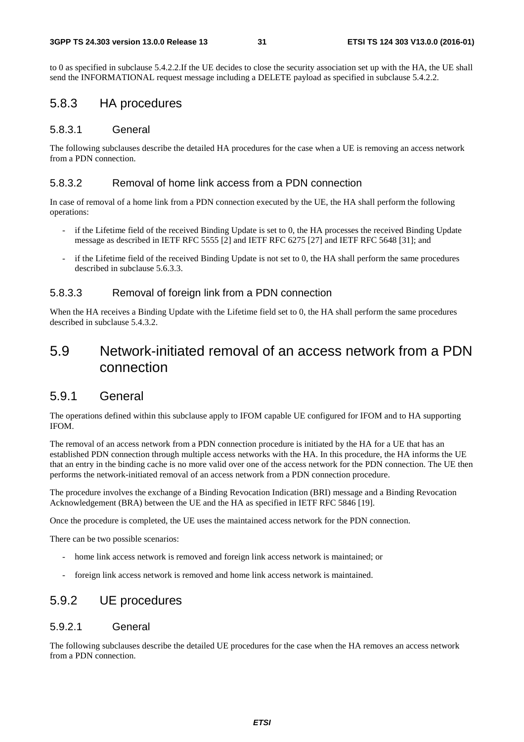to 0 as specified in subclause 5.4.2.2.If the UE decides to close the security association set up with the HA, the UE shall send the INFORMATIONAL request message including a DELETE payload as specified in subclause 5.4.2.2.

### 5.8.3 HA procedures

#### 5.8.3.1 General

The following subclauses describe the detailed HA procedures for the case when a UE is removing an access network from a PDN connection.

#### 5.8.3.2 Removal of home link access from a PDN connection

In case of removal of a home link from a PDN connection executed by the UE, the HA shall perform the following operations:

- if the Lifetime field of the received Binding Update is set to 0, the HA processes the received Binding Update message as described in IETF RFC 5555 [2] and IETF RFC 6275 [27] and IETF RFC 5648 [31]; and
- if the Lifetime field of the received Binding Update is not set to 0, the HA shall perform the same procedures described in subclause 5.6.3.3.

#### 5.8.3.3 Removal of foreign link from a PDN connection

When the HA receives a Binding Update with the Lifetime field set to 0, the HA shall perform the same procedures described in subclause 5.4.3.2.

## 5.9 Network-initiated removal of an access network from a PDN connection

### 5.9.1 General

The operations defined within this subclause apply to IFOM capable UE configured for IFOM and to HA supporting IFOM.

The removal of an access network from a PDN connection procedure is initiated by the HA for a UE that has an established PDN connection through multiple access networks with the HA. In this procedure, the HA informs the UE that an entry in the binding cache is no more valid over one of the access network for the PDN connection. The UE then performs the network-initiated removal of an access network from a PDN connection procedure.

The procedure involves the exchange of a Binding Revocation Indication (BRI) message and a Binding Revocation Acknowledgement (BRA) between the UE and the HA as specified in IETF RFC 5846 [19].

Once the procedure is completed, the UE uses the maintained access network for the PDN connection.

There can be two possible scenarios:

- home link access network is removed and foreign link access network is maintained; or
- foreign link access network is removed and home link access network is maintained.

### 5.9.2 UE procedures

#### 5.9.2.1 General

The following subclauses describe the detailed UE procedures for the case when the HA removes an access network from a PDN connection.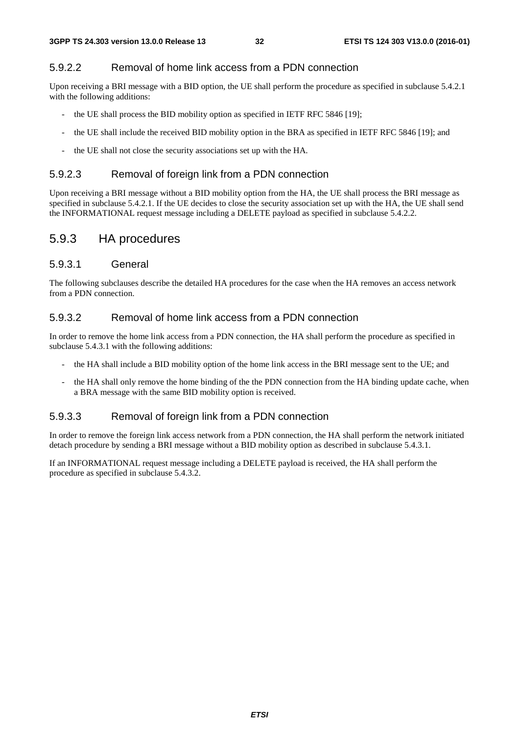### 5.9.2.2 Removal of home link access from a PDN connection

Upon receiving a BRI message with a BID option, the UE shall perform the procedure as specified in subclause 5.4.2.1 with the following additions:

- the UE shall process the BID mobility option as specified in IETF RFC 5846 [19];
- the UE shall include the received BID mobility option in the BRA as specified in IETF RFC 5846 [19]; and
- the UE shall not close the security associations set up with the HA.

### 5.9.2.3 Removal of foreign link from a PDN connection

Upon receiving a BRI message without a BID mobility option from the HA, the UE shall process the BRI message as specified in subclause 5.4.2.1. If the UE decides to close the security association set up with the HA, the UE shall send the INFORMATIONAL request message including a DELETE payload as specified in subclause 5.4.2.2.

## 5.9.3 HA procedures

### 5.9.3.1 General

The following subclauses describe the detailed HA procedures for the case when the HA removes an access network from a PDN connection.

### 5.9.3.2 Removal of home link access from a PDN connection

In order to remove the home link access from a PDN connection, the HA shall perform the procedure as specified in subclause 5.4.3.1 with the following additions:

- the HA shall include a BID mobility option of the home link access in the BRI message sent to the UE; and
- the HA shall only remove the home binding of the the PDN connection from the HA binding update cache, when a BRA message with the same BID mobility option is received.

### 5.9.3.3 Removal of foreign link from a PDN connection

In order to remove the foreign link access network from a PDN connection, the HA shall perform the network initiated detach procedure by sending a BRI message without a BID mobility option as described in subclause 5.4.3.1.

If an INFORMATIONAL request message including a DELETE payload is received, the HA shall perform the procedure as specified in subclause 5.4.3.2.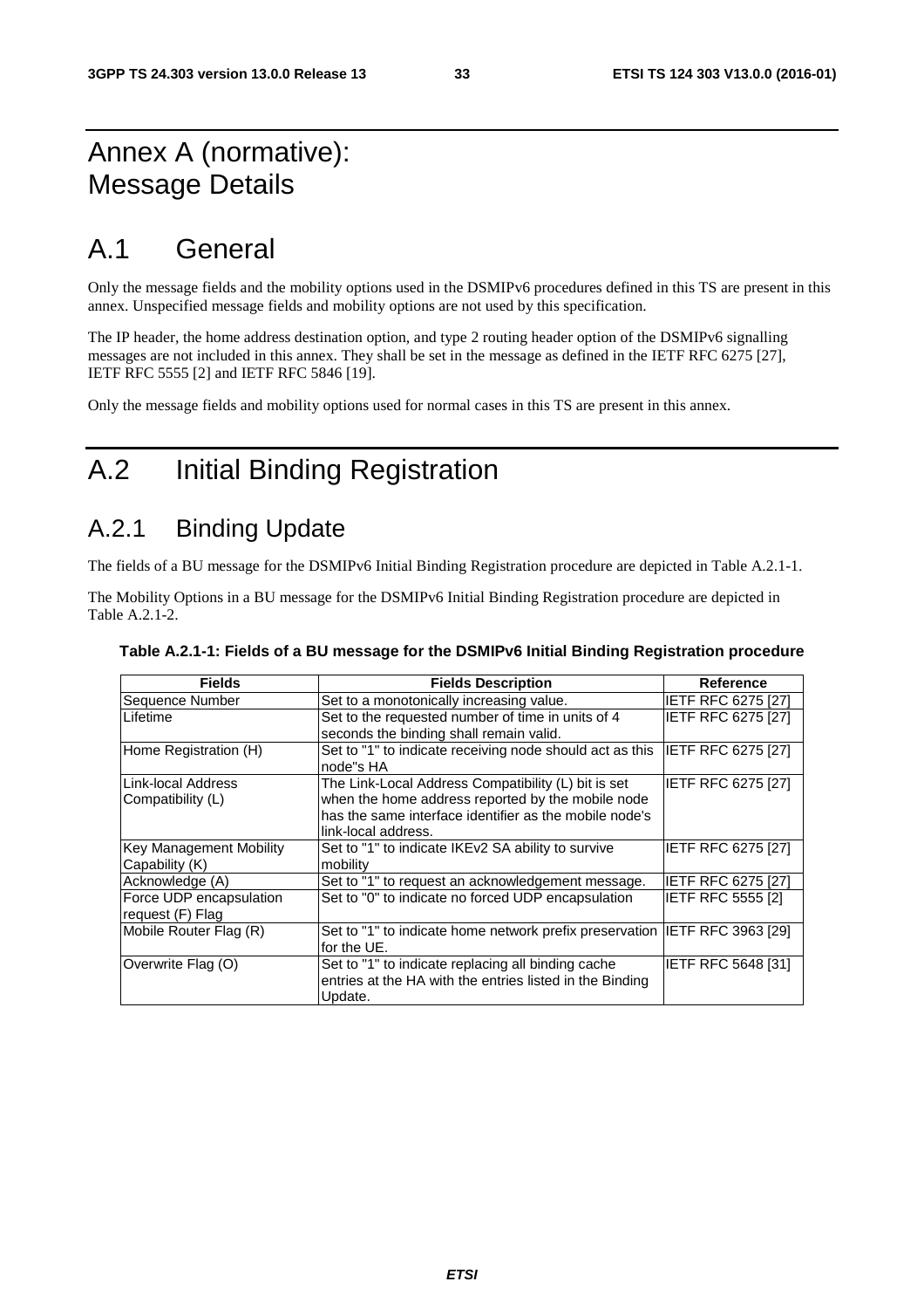# Annex A (normative): Message Details

# A.1 General

Only the message fields and the mobility options used in the DSMIPv6 procedures defined in this TS are present in this annex. Unspecified message fields and mobility options are not used by this specification.

The IP header, the home address destination option, and type 2 routing header option of the DSMIPv6 signalling messages are not included in this annex. They shall be set in the message as defined in the IETF RFC 6275 [27], IETF RFC 5555 [2] and IETF RFC 5846 [19].

Only the message fields and mobility options used for normal cases in this TS are present in this annex.

# A.2 Initial Binding Registration

## A.2.1 Binding Update

The fields of a BU message for the DSMIPv6 Initial Binding Registration procedure are depicted in Table A.2.1-1.

The Mobility Options in a BU message for the DSMIPv6 Initial Binding Registration procedure are depicted in Table A.2.1-2.

**Table A.2.1-1: Fields of a BU message for the DSMIPv6 Initial Binding Registration procedure**

| Fields | Fields Description | Reference |
|---|---|---|
| Sequence Number | Set to a monotonically increasing value. | IETF RFC 6275 [27] |
| Lifetime | Set to the requested number of time in units of 4 seconds the binding shall remain valid. | IETF RFC 6275 [27] |
| Home Registration (H) | Set to "1" to indicate receiving node should act as this node"s HA | IETF RFC 6275 [27] |
| Link-local Address Compatibility (L) | The Link-Local Address Compatibility (L) bit is set when the home address reported by the mobile node has the same interface identifier as the mobile node's link-local address. | IETF RFC 6275 [27] |
| Key Management Mobility Capability (K) | Set to "1" to indicate IKEv2 SA ability to survive mobility | IETF RFC 6275 [27] |
| Acknowledge (A) | Set to "1" to request an acknowledgement message. | IETF RFC 6275 [27] |
| Force UDP encapsulation request (F) Flag | Set to "0" to indicate no forced UDP encapsulation | IETF RFC 5555 [2] |
| Mobile Router Flag (R) | Set to "1" to indicate home network prefix preservation for the UE. | IETF RFC 3963 [29] |
| Overwrite Flag (O) | Set to "1" to indicate replacing all binding cache entries at the HA with the entries listed in the Binding Update. | IETF RFC 5648 [31] |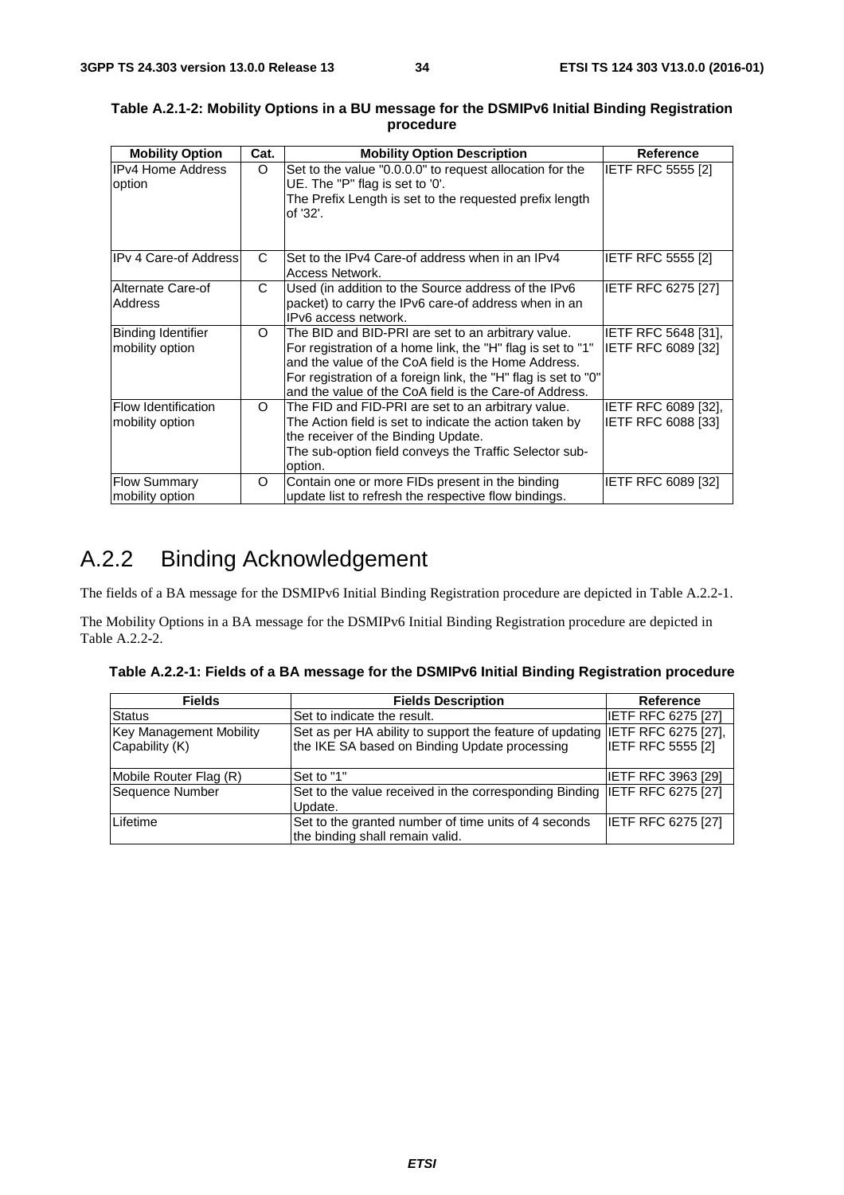**Table A.2.1-2: Mobility Options in a BU message for the DSMIPv6 Initial Binding Registration procedure**

| Mobility Option | Cat. | Mobility Option Description | Reference |
| --- | --- | --- | --- |
| IPv4 Home Address option | O | Set to the value "0.0.0.0" to request allocation for the UE. The "P" flag is set to '0'.<br>The Prefix Length is set to the requested prefix length of '32'. | IETF RFC 5555 [2] |
| IPv 4 Care-of Address | C | Set to the IPv4 Care-of address when in an IPv4 Access Network. | IETF RFC 5555 [2] |
| Alternate Care-of Address | C | Used (in addition to the Source address of the IPv6 packet) to carry the IPv6 care-of address when in an IPv6 access network. | IETF RFC 6275 [27] |
| Binding Identifier mobility option | O | The BID and BID-PRI are set to an arbitrary value.<br>For registration of a home link, the "H" flag is set to "1" and the value of the CoA field is the Home Address.<br>For registration of a foreign link, the "H" flag is set to "0" and the value of the CoA field is the Care-of Address. | IETF RFC 5648 [31], IETF RFC 6089 [32] |
| Flow Identification mobility option | O | The FID and FID-PRI are set to an arbitrary value.<br>The Action field is set to indicate the action taken by the receiver of the Binding Update.<br>The sub-option field conveys the Traffic Selector sub-option. | IETF RFC 6089 [32], IETF RFC 6088 [33] |
| Flow Summary mobility option | O | Contain one or more FIDs present in the binding update list to refresh the respective flow bindings. | IETF RFC 6089 [32] |

## A.2.2 Binding Acknowledgement

The fields of a BA message for the DSMIPv6 Initial Binding Registration procedure are depicted in Table A.2.2-1.

The Mobility Options in a BA message for the DSMIPv6 Initial Binding Registration procedure are depicted in Table A.2.2-2.

**Table A.2.2-1: Fields of a BA message for the DSMIPv6 Initial Binding Registration procedure**

| Fields | Fields Description | Reference |
| --- | --- | --- |
| Status | Set to indicate the result. | IETF RFC 6275 [27] |
| Key Management Mobility Capability (K) | Set as per HA ability to support the feature of updating the IKE SA based on Binding Update processing | IETF RFC 6275 [27], IETF RFC 5555 [2] |
| Mobile Router Flag (R) | Set to "1" | IETF RFC 3963 [29] |
| Sequence Number | Set to the value received in the corresponding Binding Update. | IETF RFC 6275 [27] |
| Lifetime | Set to the granted number of time units of 4 seconds the binding shall remain valid. | IETF RFC 6275 [27] |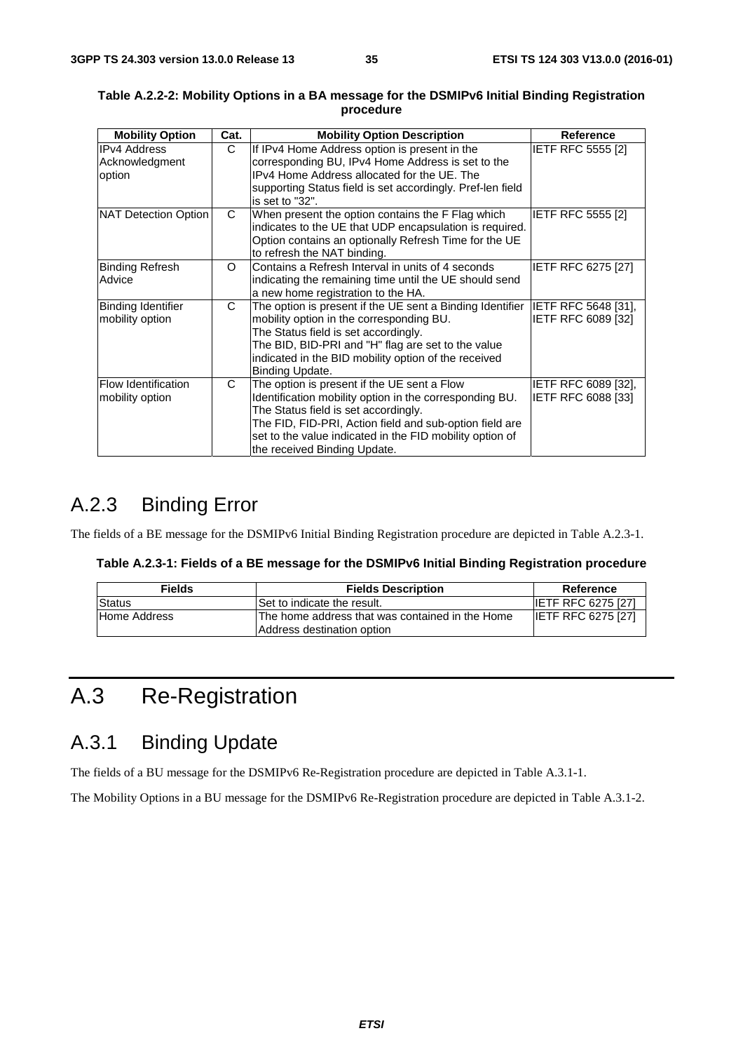**Table A.2.2-2: Mobility Options in a BA message for the DSMIPv6 Initial Binding Registration procedure**

| Mobility Option | Cat. | Mobility Option Description | Reference |
|---|---|---|---|
| IPv4 Address Acknowledgment option | C | If IPv4 Home Address option is present in the corresponding BU, IPv4 Home Address is set to the IPv4 Home Address allocated for the UE. The supporting Status field is set accordingly. Pref-len field is set to "32". | IETF RFC 5555 [2] |
| NAT Detection Option | C | When present the option contains the F Flag which indicates to the UE that UDP encapsulation is required. Option contains an optionally Refresh Time for the UE to refresh the NAT binding. | IETF RFC 5555 [2] |
| Binding Refresh Advice | O | Contains a Refresh Interval in units of 4 seconds indicating the remaining time until the UE should send a new home registration to the HA. | IETF RFC 6275 [27] |
| Binding Identifier mobility option | C | The option is present if the UE sent a Binding Identifier mobility option in the corresponding BU.<br>The Status field is set accordingly.<br>The BID, BID-PRI and "H" flag are set to the value indicated in the BID mobility option of the received Binding Update. | IETF RFC 5648 [31], IETF RFC 6089 [32] |
| Flow Identification mobility option | C | The option is present if the UE sent a Flow Identification mobility option in the corresponding BU.<br>The Status field is set accordingly.<br>The FID, FID-PRI, Action field and sub-option field are set to the value indicated in the FID mobility option of the received Binding Update. | IETF RFC 6089 [32], IETF RFC 6088 [33] |

### A.2.3 Binding Error

The fields of a BE message for the DSMIPv6 Initial Binding Registration procedure are depicted in Table A.2.3-1.

**Table A.2.3-1: Fields of a BE message for the DSMIPv6 Initial Binding Registration procedure**

| Fields | Fields Description | Reference |
|---|---|---|
| Status | Set to indicate the result. | IETF RFC 6275 [27] |
| Home Address | The home address that was contained in the Home Address destination option | IETF RFC 6275 [27] |

## A.3 Re-Registration

### A.3.1 Binding Update

The fields of a BU message for the DSMIPv6 Re-Registration procedure are depicted in Table A.3.1-1.

The Mobility Options in a BU message for the DSMIPv6 Re-Registration procedure are depicted in Table A.3.1-2.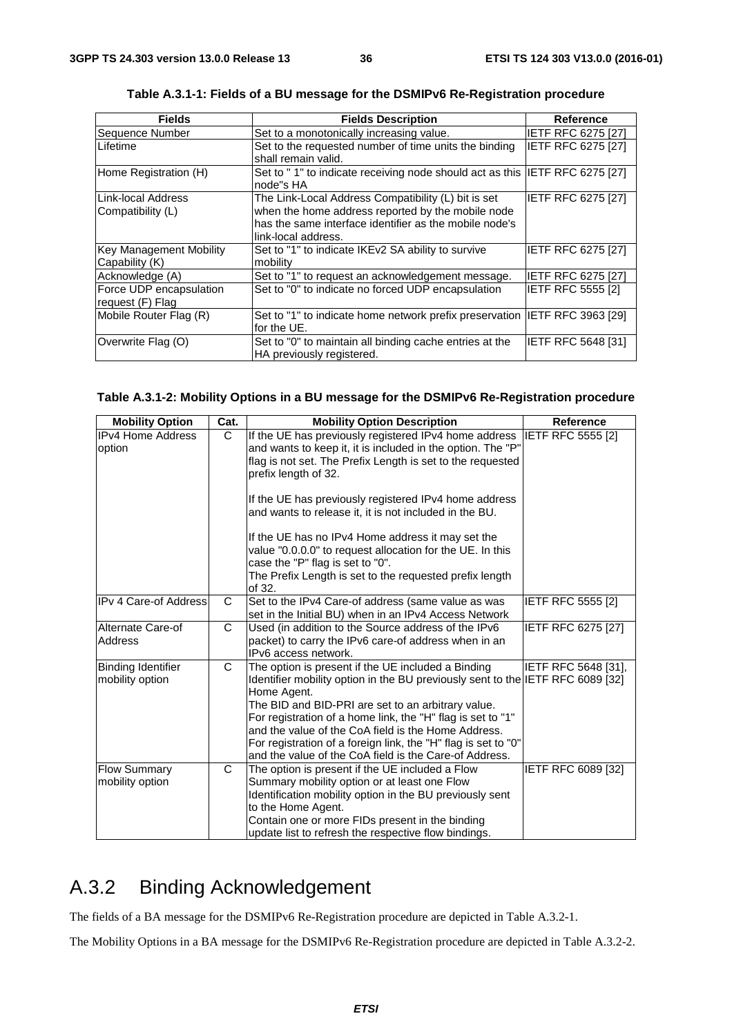**Table A.3.1-1: Fields of a BU message for the DSMIPv6 Re-Registration procedure**

| Fields | Fields Description | Reference |
|---|---|---|
| Sequence Number | Set to a monotonically increasing value. | IETF RFC 6275 [27] |
| Lifetime | Set to the requested number of time units the binding shall remain valid. | IETF RFC 6275 [27] |
| Home Registration (H) | Set to " 1" to indicate receiving node should act as this node"s HA | IETF RFC 6275 [27] |
| Link-local Address Compatibility (L) | The Link-Local Address Compatibility (L) bit is set when the home address reported by the mobile node has the same interface identifier as the mobile node's link-local address. | IETF RFC 6275 [27] |
| Key Management Mobility Capability (K) | Set to "1" to indicate IKEv2 SA ability to survive mobility | IETF RFC 6275 [27] |
| Acknowledge (A) | Set to "1" to request an acknowledgement message. | IETF RFC 6275 [27] |
| Force UDP encapsulation request (F) Flag | Set to "0" to indicate no forced UDP encapsulation | IETF RFC 5555 [2] |
| Mobile Router Flag (R) | Set to "1" to indicate home network prefix preservation for the UE. | IETF RFC 3963 [29] |
| Overwrite Flag (O) | Set to "0" to maintain all binding cache entries at the HA previously registered. | IETF RFC 5648 [31] |

**Table A.3.1-2: Mobility Options in a BU message for the DSMIPv6 Re-Registration procedure**

| Mobility Option | Cat. | Mobility Option Description | Reference |
|---|---|---|---|
| IPv4 Home Address option | C | If the UE has previously registered IPv4 home address and wants to keep it, it is included in the option. The "P" flag is not set. The Prefix Length is set to the requested prefix length of 32.<br><br>If the UE has previously registered IPv4 home address and wants to release it, it is not included in the BU.<br><br>If the UE has no IPv4 Home address it may set the value "0.0.0.0" to request allocation for the UE. In this case the "P" flag is set to "0".<br>The Prefix Length is set to the requested prefix length of 32. | IETF RFC 5555 [2] |
| IPv 4 Care-of Address | C | Set to the IPv4 Care-of address (same value as was set in the Initial BU) when in an IPv4 Access Network | IETF RFC 5555 [2] |
| Alternate Care-of Address | C | Used (in addition to the Source address of the IPv6 packet) to carry the IPv6 care-of address when in an IPv6 access network. | IETF RFC 6275 [27] |
| Binding Identifier mobility option | C | The option is present if the UE included a Binding Identifier mobility option in the BU previously sent to the Home Agent.<br>The BID and BID-PRI are set to an arbitrary value.<br>For registration of a home link, the "H" flag is set to "1" and the value of the CoA field is the Home Address.<br>For registration of a foreign link, the "H" flag is set to "0" and the value of the CoA field is the Care-of Address. | IETF RFC 5648 [31], IETF RFC 6089 [32] |
| Flow Summary mobility option | C | The option is present if the UE included a Flow Summary mobility option or at least one Flow Identification mobility option in the BU previously sent to the Home Agent.<br>Contain one or more FIDs present in the binding update list to refresh the respective flow bindings. | IETF RFC 6089 [32] |

## A.3.2 Binding Acknowledgement

The fields of a BA message for the DSMIPv6 Re-Registration procedure are depicted in Table A.3.2-1.

The Mobility Options in a BA message for the DSMIPv6 Re-Registration procedure are depicted in Table A.3.2-2.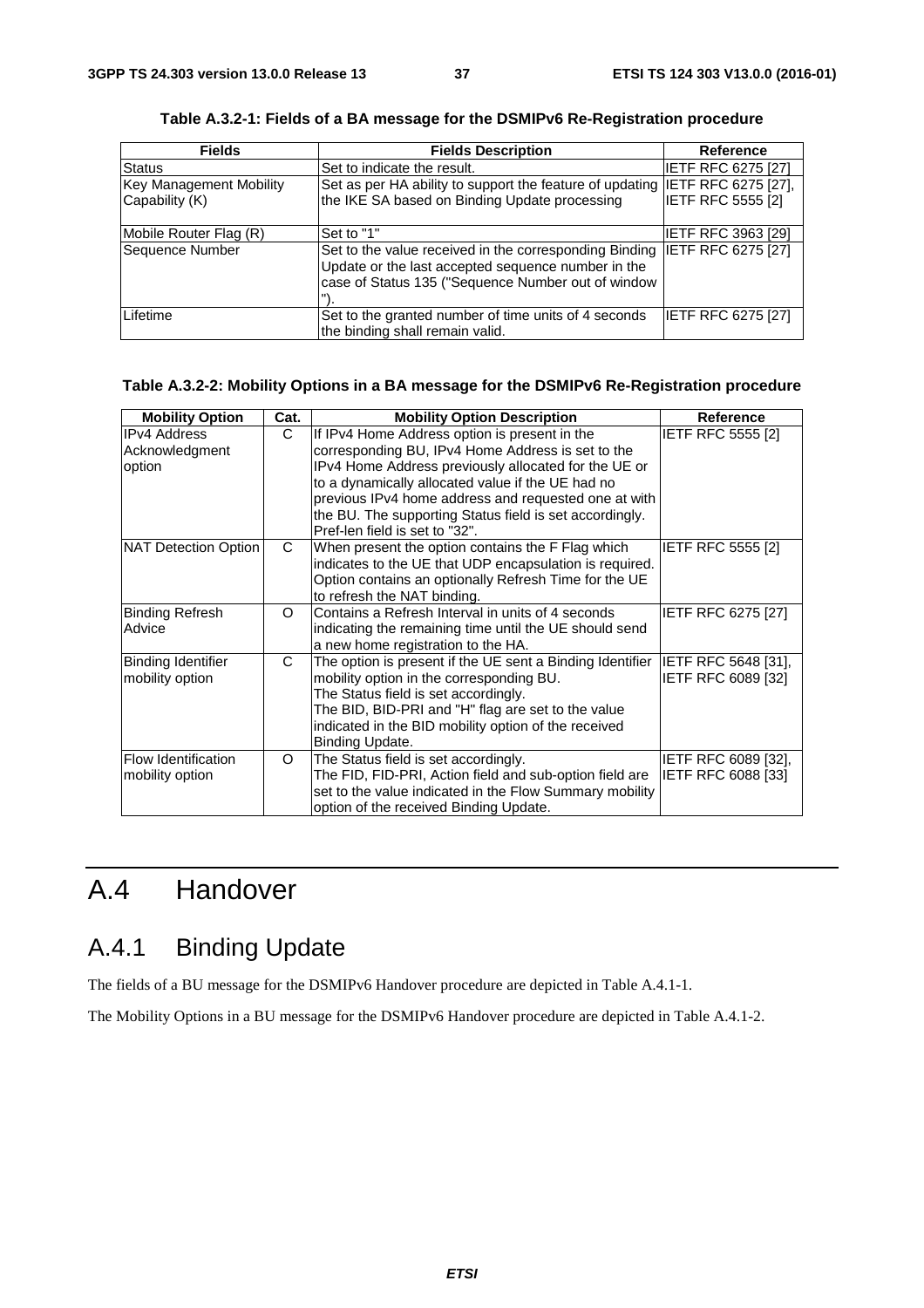**Table A.3.2-1: Fields of a BA message for the DSMIPv6 Re-Registration procedure**

| Fields | Fields Description | Reference |
|---|---|---|
| Status | Set to indicate the result. | IETF RFC 6275 [27] |
| Key Management Mobility Capability (K) | Set as per HA ability to support the feature of updating the IKE SA based on Binding Update processing | IETF RFC 6275 [27], IETF RFC 5555 [2] |
| Mobile Router Flag (R) | Set to "1" | IETF RFC 3963 [29] |
| Sequence Number | Set to the value received in the corresponding Binding Update or the last accepted sequence number in the case of Status 135 ("Sequence Number out of window "). | IETF RFC 6275 [27] |
| Lifetime | Set to the granted number of time units of 4 seconds the binding shall remain valid. | IETF RFC 6275 [27] |

**Table A.3.2-2: Mobility Options in a BA message for the DSMIPv6 Re-Registration procedure**

| Mobility Option | Cat. | Mobility Option Description | Reference |
|---|---|---|---|
| IPv4 Address Acknowledgment option | C | If IPv4 Home Address option is present in the corresponding BU, IPv4 Home Address is set to the IPv4 Home Address previously allocated for the UE or to a dynamically allocated value if the UE had no previous IPv4 home address and requested one at with the BU. The supporting Status field is set accordingly. Pref-len field is set to "32". | IETF RFC 5555 [2] |
| NAT Detection Option | C | When present the option contains the F Flag which indicates to the UE that UDP encapsulation is required. Option contains an optionally Refresh Time for the UE to refresh the NAT binding. | IETF RFC 5555 [2] |
| Binding Refresh Advice | O | Contains a Refresh Interval in units of 4 seconds indicating the remaining time until the UE should send a new home registration to the HA. | IETF RFC 6275 [27] |
| Binding Identifier mobility option | C | The option is present if the UE sent a Binding Identifier mobility option in the corresponding BU. The Status field is set accordingly. The BID, BID-PRI and "H" flag are set to the value indicated in the BID mobility option of the received Binding Update. | IETF RFC 5648 [31], IETF RFC 6089 [32] |
| Flow Identification mobility option | O | The Status field is set accordingly. The FID, FID-PRI, Action field and sub-option field are set to the value indicated in the Flow Summary mobility option of the received Binding Update. | IETF RFC 6089 [32], IETF RFC 6088 [33] |

# A.4 Handover

## A.4.1 Binding Update

The fields of a BU message for the DSMIPv6 Handover procedure are depicted in Table A.4.1-1.

The Mobility Options in a BU message for the DSMIPv6 Handover procedure are depicted in Table A.4.1-2.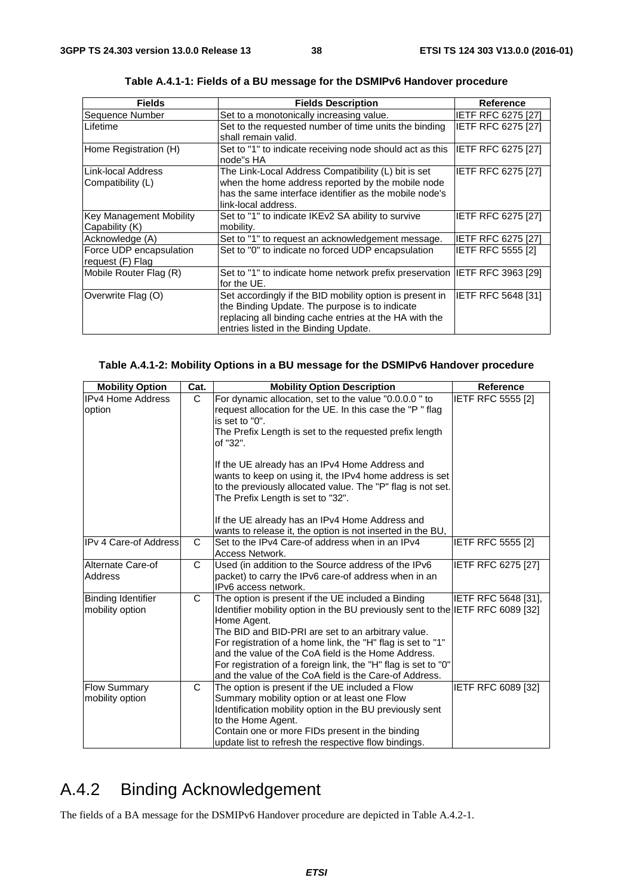**Table A.4.1-1: Fields of a BU message for the DSMIPv6 Handover procedure**

| Fields | Fields Description | Reference |
|---|---|---|
| Sequence Number | Set to a monotonically increasing value. | IETF RFC 6275 [27] |
| Lifetime | Set to the requested number of time units the binding shall remain valid. | IETF RFC 6275 [27] |
| Home Registration (H) | Set to "1" to indicate receiving node should act as this node"s HA | IETF RFC 6275 [27] |
| Link-local Address Compatibility (L) | The Link-Local Address Compatibility (L) bit is set when the home address reported by the mobile node has the same interface identifier as the mobile node's link-local address. | IETF RFC 6275 [27] |
| Key Management Mobility Capability (K) | Set to "1" to indicate IKEv2 SA ability to survive mobility. | IETF RFC 6275 [27] |
| Acknowledge (A) | Set to "1" to request an acknowledgement message. | IETF RFC 6275 [27] |
| Force UDP encapsulation request (F) Flag | Set to "0" to indicate no forced UDP encapsulation | IETF RFC 5555 [2] |
| Mobile Router Flag (R) | Set to "1" to indicate home network prefix preservation for the UE. | IETF RFC 3963 [29] |
| Overwrite Flag (O) | Set accordingly if the BID mobility option is present in the Binding Update. The purpose is to indicate replacing all binding cache entries at the HA with the entries listed in the Binding Update. | IETF RFC 5648 [31] |

**Table A.4.1-2: Mobility Options in a BU message for the DSMIPv6 Handover procedure**

| Mobility Option | Cat. | Mobility Option Description | Reference |
|---|---|---|---|
| IPv4 Home Address option | C | For dynamic allocation, set to the value "0.0.0.0 " to request allocation for the UE. In this case the "P " flag is set to "0".<br>The Prefix Length is set to the requested prefix length of "32".<br><br>If the UE already has an IPv4 Home Address and wants to keep on using it, the IPv4 home address is set to the previously allocated value. The "P" flag is not set. The Prefix Length is set to "32".<br><br>If the UE already has an IPv4 Home Address and wants to release it, the option is not inserted in the BU, | IETF RFC 5555 [2] |
| IPv 4 Care-of Address | C | Set to the IPv4 Care-of address when in an IPv4 Access Network. | IETF RFC 5555 [2] |
| Alternate Care-of Address | C | Used (in addition to the Source address of the IPv6 packet) to carry the IPv6 care-of address when in an IPv6 access network. | IETF RFC 6275 [27] |
| Binding Identifier mobility option | C | The option is present if the UE included a Binding Identifier mobility option in the BU previously sent to the Home Agent.<br>The BID and BID-PRI are set to an arbitrary value.<br>For registration of a home link, the "H" flag is set to "1" and the value of the CoA field is the Home Address.<br>For registration of a foreign link, the "H" flag is set to "0" and the value of the CoA field is the Care-of Address. | IETF RFC 5648 [31], IETF RFC 6089 [32] |
| Flow Summary mobility option | C | The option is present if the UE included a Flow Summary mobility option or at least one Flow Identification mobility option in the BU previously sent to the Home Agent.<br>Contain one or more FIDs present in the binding update list to refresh the respective flow bindings. | IETF RFC 6089 [32] |

# A.4.2 Binding Acknowledgement

The fields of a BA message for the DSMIPv6 Handover procedure are depicted in Table A.4.2-1.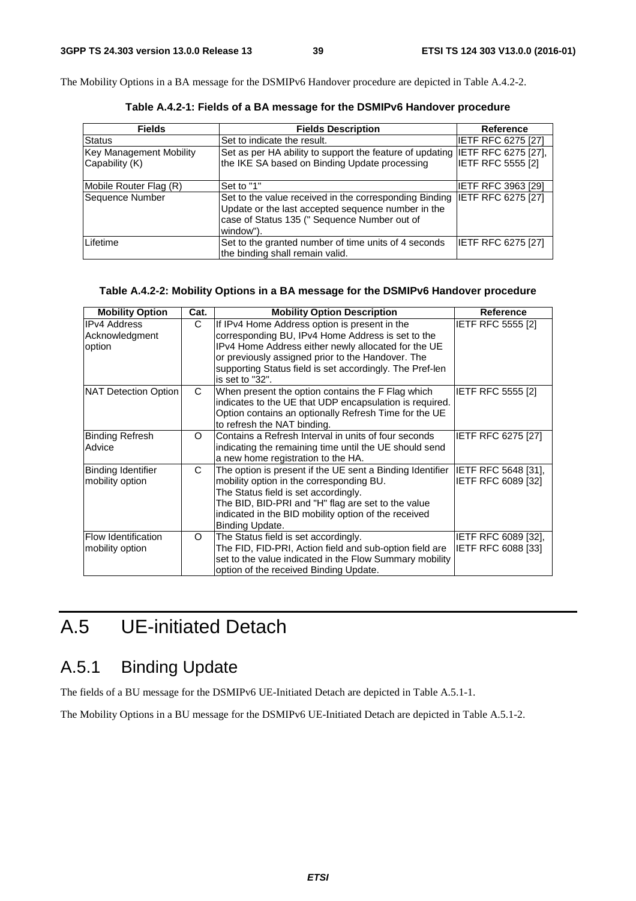The Mobility Options in a BA message for the DSMIPv6 Handover procedure are depicted in Table A.4.2-2.

**Table A.4.2-1: Fields of a BA message for the DSMIPv6 Handover procedure**

| Fields | Fields Description | Reference |
| --- | --- | --- |
| Status | Set to indicate the result. | IETF RFC 6275 [27] |
| Key Management Mobility Capability (K) | Set as per HA ability to support the feature of updating the IKE SA based on Binding Update processing | IETF RFC 6275 [27], IETF RFC 5555 [2] |
| Mobile Router Flag (R) | Set to "1" | IETF RFC 3963 [29] |
| Sequence Number | Set to the value received in the corresponding Binding Update or the last accepted sequence number in the case of Status 135 (" Sequence Number out of window"). | IETF RFC 6275 [27] |
| Lifetime | Set to the granted number of time units of 4 seconds the binding shall remain valid. | IETF RFC 6275 [27] |

**Table A.4.2-2: Mobility Options in a BA message for the DSMIPv6 Handover procedure**

| Mobility Option | Cat. | Mobility Option Description | Reference |
| --- | --- | --- | --- |
| IPv4 Address Acknowledgment option | C | If IPv4 Home Address option is present in the corresponding BU, IPv4 Home Address is set to the IPv4 Home Address either newly allocated for the UE or previously assigned prior to the Handover. The supporting Status field is set accordingly. The Pref-len is set to "32". | IETF RFC 5555 [2] |
| NAT Detection Option | C | When present the option contains the F Flag which indicates to the UE that UDP encapsulation is required. Option contains an optionally Refresh Time for the UE to refresh the NAT binding. | IETF RFC 5555 [2] |
| Binding Refresh Advice | O | Contains a Refresh Interval in units of four seconds indicating the remaining time until the UE should send a new home registration to the HA. | IETF RFC 6275 [27] |
| Binding Identifier mobility option | C | The option is present if the UE sent a Binding Identifier mobility option in the corresponding BU.<br>The Status field is set accordingly.<br>The BID, BID-PRI and "H" flag are set to the value indicated in the BID mobility option of the received Binding Update. | IETF RFC 5648 [31], IETF RFC 6089 [32] |
| Flow Identification mobility option | O | The Status field is set accordingly.<br>The FID, FID-PRI, Action field and sub-option field are set to the value indicated in the Flow Summary mobility option of the received Binding Update. | IETF RFC 6089 [32], IETF RFC 6088 [33] |

# A.5 UE-initiated Detach

## A.5.1 Binding Update

The fields of a BU message for the DSMIPv6 UE-Initiated Detach are depicted in Table A.5.1-1.

The Mobility Options in a BU message for the DSMIPv6 UE-Initiated Detach are depicted in Table A.5.1-2.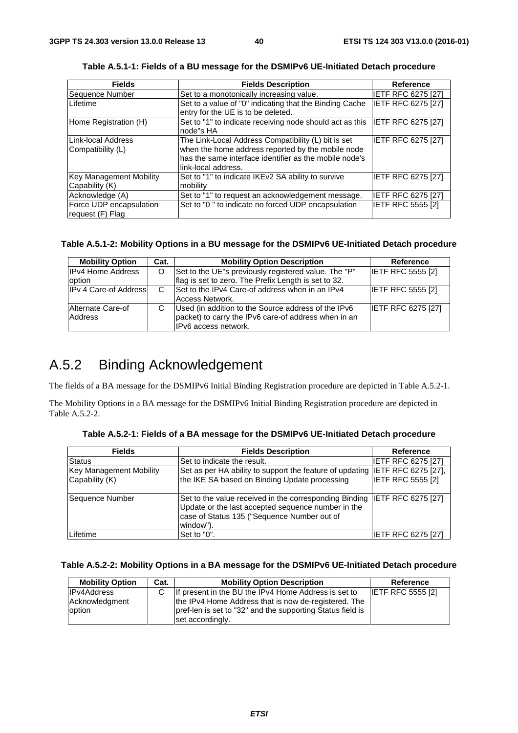**Table A.5.1-1: Fields of a BU message for the DSMIPv6 UE-Initiated Detach procedure**

| Fields | Fields Description | Reference |
|---|---|---|
| Sequence Number | Set to a monotonically increasing value. | IETF RFC 6275 [27] |
| Lifetime | Set to a value of "0" indicating that the Binding Cache entry for the UE is to be deleted. | IETF RFC 6275 [27] |
| Home Registration (H) | Set to "1" to indicate receiving node should act as this node"s HA | IETF RFC 6275 [27] |
| Link-local Address Compatibility (L) | The Link-Local Address Compatibility (L) bit is set when the home address reported by the mobile node has the same interface identifier as the mobile node's link-local address. | IETF RFC 6275 [27] |
| Key Management Mobility Capability (K) | Set to "1" to indicate IKEv2 SA ability to survive mobility | IETF RFC 6275 [27] |
| Acknowledge (A) | Set to "1" to request an acknowledgement message. | IETF RFC 6275 [27] |
| Force UDP encapsulation request (F) Flag | Set to "0 " to indicate no forced UDP encapsulation | IETF RFC 5555 [2] |

**Table A.5.1-2: Mobility Options in a BU message for the DSMIPv6 UE-Initiated Detach procedure**

| Mobility Option | Cat. | Mobility Option Description | Reference |
|---|---|---|---|
| IPv4 Home Address option | O | Set to the UE"s previously registered value. The "P" flag is set to zero. The Prefix Length is set to 32. | IETF RFC 5555 [2] |
| IPv 4 Care-of Address | C | Set to the IPv4 Care-of address when in an IPv4 Access Network. | IETF RFC 5555 [2] |
| Alternate Care-of Address | C | Used (in addition to the Source address of the IPv6 packet) to carry the IPv6 care-of address when in an IPv6 access network. | IETF RFC 6275 [27] |

## A.5.2 Binding Acknowledgement

The fields of a BA message for the DSMIPv6 Initial Binding Registration procedure are depicted in Table A.5.2-1.

The Mobility Options in a BA message for the DSMIPv6 Initial Binding Registration procedure are depicted in Table A.5.2-2.

**Table A.5.2-1: Fields of a BA message for the DSMIPv6 UE-Initiated Detach procedure**

| Fields | Fields Description | Reference |
|---|---|---|
| Status | Set to indicate the result. | IETF RFC 6275 [27] |
| Key Management Mobility Capability (K) | Set as per HA ability to support the feature of updating the IKE SA based on Binding Update processing | IETF RFC 6275 [27], IETF RFC 5555 [2] |
| Sequence Number | Set to the value received in the corresponding Binding Update or the last accepted sequence number in the case of Status 135 ("Sequence Number out of window"). | IETF RFC 6275 [27] |
| Lifetime | Set to "0". | IETF RFC 6275 [27] |

**Table A.5.2-2: Mobility Options in a BA message for the DSMIPv6 UE-Initiated Detach procedure**

| Mobility Option | Cat. | Mobility Option Description | Reference |
|---|---|---|---|
| IPv4Address Acknowledgment option | C | If present in the BU the IPv4 Home Address is set to the IPv4 Home Address that is now de-registered. The pref-len is set to "32" and the supporting Status field is set accordingly. | IETF RFC 5555 [2] |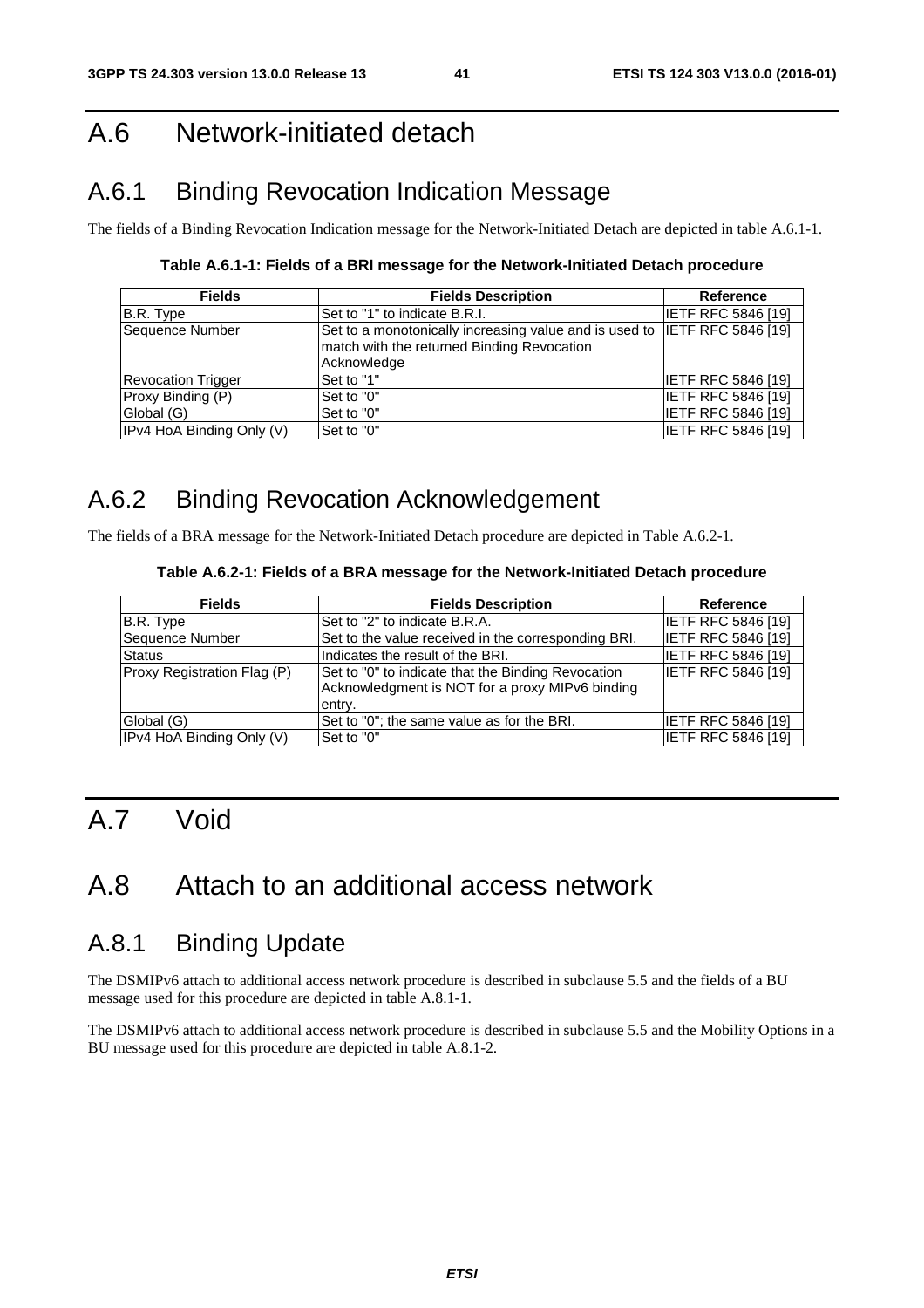# A.6 Network-initiated detach

## A.6.1 Binding Revocation Indication Message

The fields of a Binding Revocation Indication message for the Network-Initiated Detach are depicted in table A.6.1-1.

**Table A.6.1-1: Fields of a BRI message for the Network-Initiated Detach procedure**

| Fields | Fields Description | Reference |
|---|---|---|
| B.R. Type | Set to "1" to indicate B.R.I. | IETF RFC 5846 [19] |
| Sequence Number | Set to a monotonically increasing value and is used to match with the returned Binding Revocation Acknowledge | IETF RFC 5846 [19] |
| Revocation Trigger | Set to "1" | IETF RFC 5846 [19] |
| Proxy Binding (P) | Set to "0" | IETF RFC 5846 [19] |
| Global (G) | Set to "0" | IETF RFC 5846 [19] |
| IPv4 HoA Binding Only (V) | Set to "0" | IETF RFC 5846 [19] |

## A.6.2 Binding Revocation Acknowledgement

The fields of a BRA message for the Network-Initiated Detach procedure are depicted in Table A.6.2-1.

**Table A.6.2-1: Fields of a BRA message for the Network-Initiated Detach procedure**

| Fields | Fields Description | Reference |
|---|---|---|
| B.R. Type | Set to "2" to indicate B.R.A. | IETF RFC 5846 [19] |
| Sequence Number | Set to the value received in the corresponding BRI. | IETF RFC 5846 [19] |
| Status | Indicates the result of the BRI. | IETF RFC 5846 [19] |
| Proxy Registration Flag (P) | Set to "0" to indicate that the Binding Revocation Acknowledgment is NOT for a proxy MIPv6 binding entry. | IETF RFC 5846 [19] |
| Global (G) | Set to "0"; the same value as for the BRI. | IETF RFC 5846 [19] |
| IPv4 HoA Binding Only (V) | Set to "0" | IETF RFC 5846 [19] |

# A.7 Void

# A.8 Attach to an additional access network

## A.8.1 Binding Update

The DSMIPv6 attach to additional access network procedure is described in subclause 5.5 and the fields of a BU message used for this procedure are depicted in table A.8.1-1.

The DSMIPv6 attach to additional access network procedure is described in subclause 5.5 and the Mobility Options in a BU message used for this procedure are depicted in table A.8.1-2.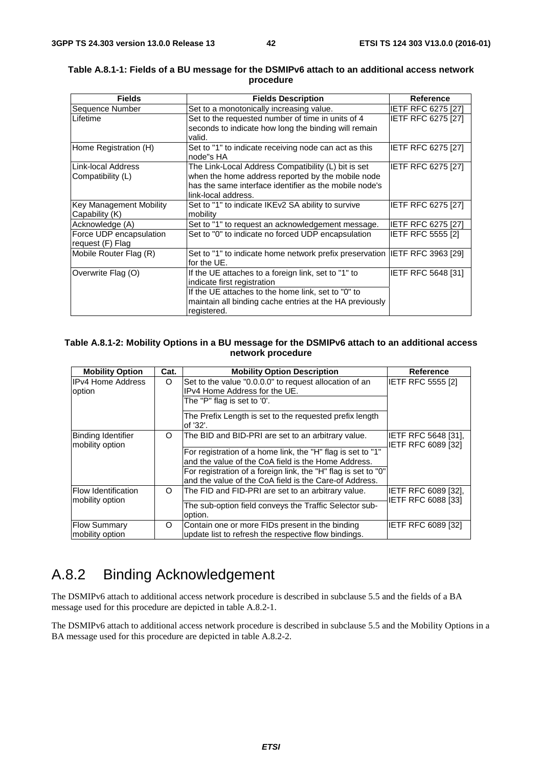**Table A.8.1-1: Fields of a BU message for the DSMIPv6 attach to an additional access network procedure**

| Fields | Fields Description | Reference |
| --- | --- | --- |
| Sequence Number | Set to a monotonically increasing value. | IETF RFC 6275 [27] |
| Lifetime | Set to the requested number of time in units of 4 seconds to indicate how long the binding will remain valid. | IETF RFC 6275 [27] |
| Home Registration (H) | Set to "1" to indicate receiving node can act as this node"s HA | IETF RFC 6275 [27] |
| Link-local Address Compatibility (L) | The Link-Local Address Compatibility (L) bit is set when the home address reported by the mobile node has the same interface identifier as the mobile node's link-local address. | IETF RFC 6275 [27] |
| Key Management Mobility Capability (K) | Set to "1" to indicate IKEv2 SA ability to survive mobility | IETF RFC 6275 [27] |
| Acknowledge (A) | Set to "1" to request an acknowledgement message. | IETF RFC 6275 [27] |
| Force UDP encapsulation request (F) Flag | Set to "0" to indicate no forced UDP encapsulation | IETF RFC 5555 [2] |
| Mobile Router Flag (R) | Set to "1" to indicate home network prefix preservation for the UE. | IETF RFC 3963 [29] |
| Overwrite Flag (O) | If the UE attaches to a foreign link, set to "1" to indicate first registration<br>If the UE attaches to the home link, set to "0" to maintain all binding cache entries at the HA previously registered. | IETF RFC 5648 [31] |

**Table A.8.1-2: Mobility Options in a BU message for the DSMIPv6 attach to an additional access network procedure**

| Mobility Option | Cat. | Mobility Option Description | Reference |
| --- | --- | --- | --- |
| IPv4 Home Address option | O | Set to the value "0.0.0.0" to request allocation of an IPv4 Home Address for the UE.<br>The "P" flag is set to '0'.<br>The Prefix Length is set to the requested prefix length of '32'. | IETF RFC 5555 [2] |
| Binding Identifier mobility option | O | The BID and BID-PRI are set to an arbitrary value.<br>For registration of a home link, the "H" flag is set to "1" and the value of the CoA field is the Home Address.<br>For registration of a foreign link, the "H" flag is set to "0" and the value of the CoA field is the Care-of Address. | IETF RFC 5648 [31], IETF RFC 6089 [32] |
| Flow Identification mobility option | O | The FID and FID-PRI are set to an arbitrary value.<br>The sub-option field conveys the Traffic Selector sub-option. | IETF RFC 6089 [32], IETF RFC 6088 [33] |
| Flow Summary mobility option | O | Contain one or more FIDs present in the binding update list to refresh the respective flow bindings. | IETF RFC 6089 [32] |

## A.8.2 Binding Acknowledgement

The DSMIPv6 attach to additional access network procedure is described in subclause 5.5 and the fields of a BA message used for this procedure are depicted in table A.8.2-1.

The DSMIPv6 attach to additional access network procedure is described in subclause 5.5 and the Mobility Options in a BA message used for this procedure are depicted in table A.8.2-2.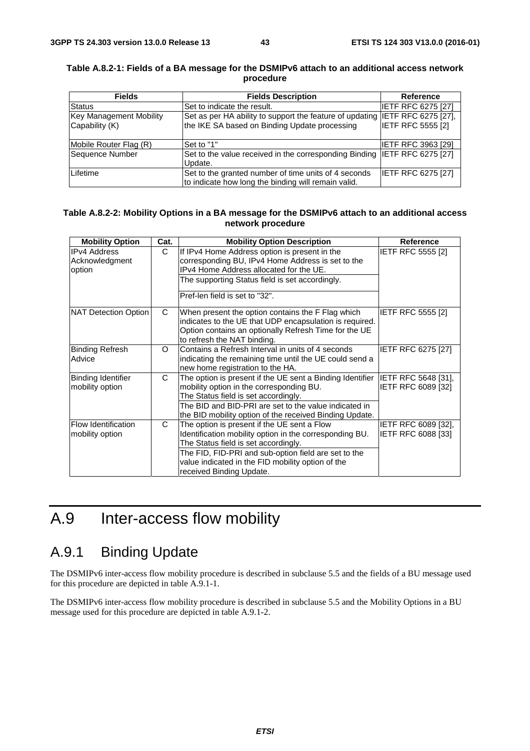**Table A.8.2-1: Fields of a BA message for the DSMIPv6 attach to an additional access network procedure**

| Fields | Fields Description | Reference |
| --- | --- | --- |
| Status | Set to indicate the result. | IETF RFC 6275 [27] |
| Key Management Mobility Capability (K) | Set as per HA ability to support the feature of updating the IKE SA based on Binding Update processing | IETF RFC 6275 [27], IETF RFC 5555 [2] |
| Mobile Router Flag (R) | Set to "1" | IETF RFC 3963 [29] |
| Sequence Number | Set to the value received in the corresponding Binding Update. | IETF RFC 6275 [27] |
| Lifetime | Set to the granted number of time units of 4 seconds to indicate how long the binding will remain valid. | IETF RFC 6275 [27] |

**Table A.8.2-2: Mobility Options in a BA message for the DSMIPv6 attach to an additional access network procedure**

| Mobility Option | Cat. | Mobility Option Description | Reference |
| --- | --- | --- | --- |
| IPv4 Address Acknowledgment option | C | If IPv4 Home Address option is present in the corresponding BU, IPv4 Home Address is set to the IPv4 Home Address allocated for the UE.<br>The supporting Status field is set accordingly.<br>Pref-len field is set to "32". | IETF RFC 5555 [2] |
| NAT Detection Option | C | When present the option contains the F Flag which indicates to the UE that UDP encapsulation is required. Option contains an optionally Refresh Time for the UE to refresh the NAT binding. | IETF RFC 5555 [2] |
| Binding Refresh Advice | O | Contains a Refresh Interval in units of 4 seconds indicating the remaining time until the UE could send a new home registration to the HA. | IETF RFC 6275 [27] |
| Binding Identifier mobility option | C | The option is present if the UE sent a Binding Identifier mobility option in the corresponding BU. The Status field is set accordingly.<br>The BID and BID-PRI are set to the value indicated in the BID mobility option of the received Binding Update. | IETF RFC 5648 [31], IETF RFC 6089 [32] |
| Flow Identification mobility option | C | The option is present if the UE sent a Flow Identification mobility option in the corresponding BU. The Status field is set accordingly.<br>The FID, FID-PRI and sub-option field are set to the value indicated in the FID mobility option of the received Binding Update. | IETF RFC 6089 [32], IETF RFC 6088 [33] |

# A.9 Inter-access flow mobility

## A.9.1 Binding Update

The DSMIPv6 inter-access flow mobility procedure is described in subclause 5.5 and the fields of a BU message used for this procedure are depicted in table A.9.1-1.

The DSMIPv6 inter-access flow mobility procedure is described in subclause 5.5 and the Mobility Options in a BU message used for this procedure are depicted in table A.9.1-2.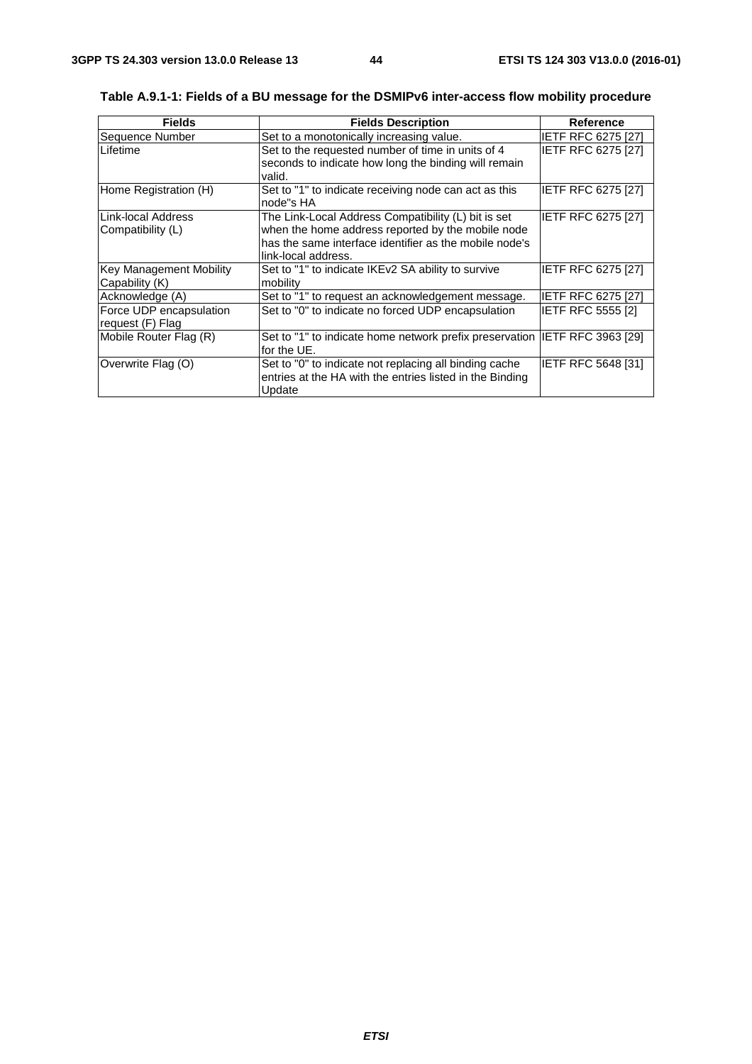**Table A.9.1-1: Fields of a BU message for the DSMIPv6 inter-access flow mobility procedure**

| Fields | Fields Description | Reference |
| --- | --- | --- |
| Sequence Number | Set to a monotonically increasing value. | IETF RFC 6275 [27] |
| Lifetime | Set to the requested number of time in units of 4 seconds to indicate how long the binding will remain valid. | IETF RFC 6275 [27] |
| Home Registration (H) | Set to "1" to indicate receiving node can act as this node"s HA | IETF RFC 6275 [27] |
| Link-local Address Compatibility (L) | The Link-Local Address Compatibility (L) bit is set when the home address reported by the mobile node has the same interface identifier as the mobile node's link-local address. | IETF RFC 6275 [27] |
| Key Management Mobility Capability (K) | Set to "1" to indicate IKEv2 SA ability to survive mobility | IETF RFC 6275 [27] |
| Acknowledge (A) | Set to "1" to request an acknowledgement message. | IETF RFC 6275 [27] |
| Force UDP encapsulation request (F) Flag | Set to "0" to indicate no forced UDP encapsulation | IETF RFC 5555 [2] |
| Mobile Router Flag (R) | Set to "1" to indicate home network prefix preservation for the UE. | IETF RFC 3963 [29] |
| Overwrite Flag (O) | Set to "0" to indicate not replacing all binding cache entries at the HA with the entries listed in the Binding Update | IETF RFC 5648 [31] |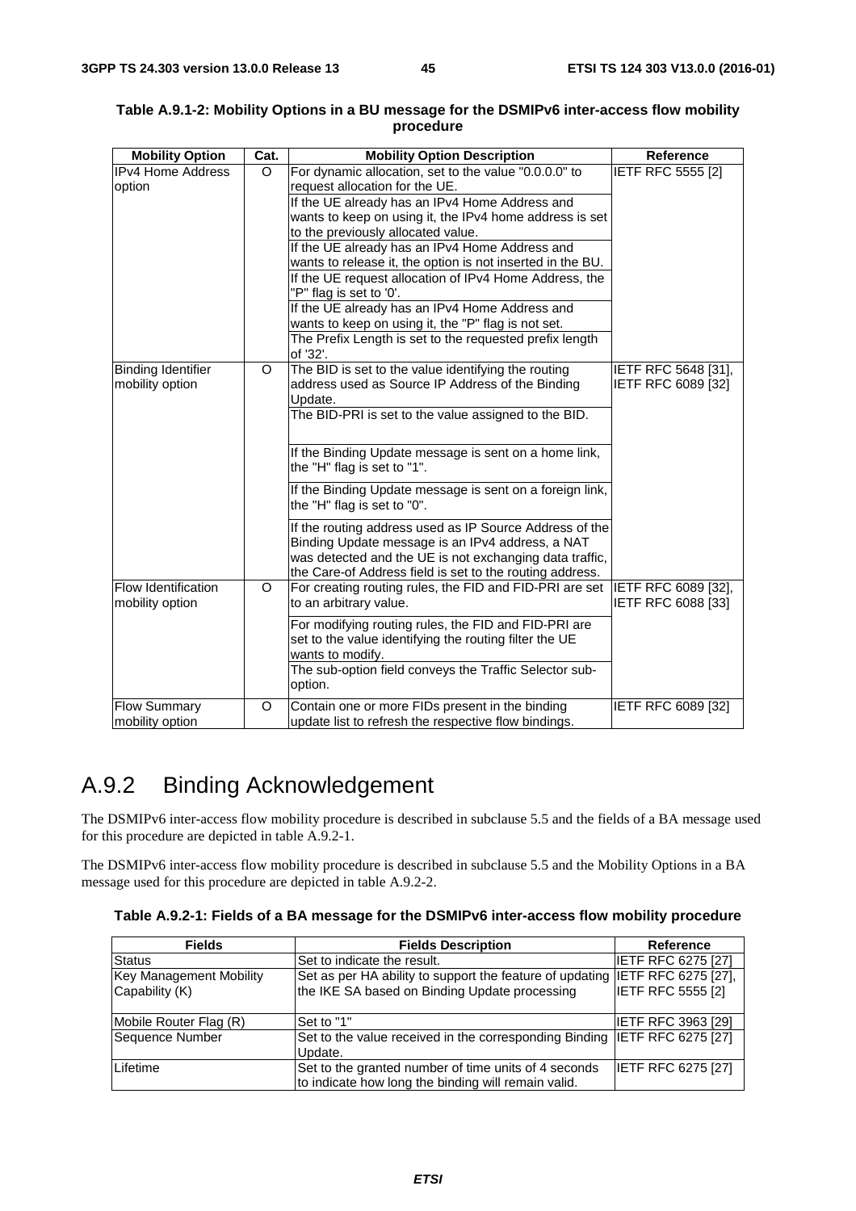**Table A.9.1-2: Mobility Options in a BU message for the DSMIPv6 inter-access flow mobility procedure**

| Mobility Option | Cat. | Mobility Option Description | Reference |
|---|---|---|---|
| IPv4 Home Address option | O | For dynamic allocation, set to the value "0.0.0.0" to request allocation for the UE. | IETF RFC 5555 [2] |
| | | If the UE already has an IPv4 Home Address and wants to keep on using it, the IPv4 home address is set to the previously allocated value. | |
| | | If the UE already has an IPv4 Home Address and wants to release it, the option is not inserted in the BU. | |
| | | If the UE request allocation of IPv4 Home Address, the "P" flag is set to '0'. | |
| | | If the UE already has an IPv4 Home Address and wants to keep on using it, the "P" flag is not set. | |
| | | The Prefix Length is set to the requested prefix length of '32'. | |
| Binding Identifier mobility option | O | The BID is set to the value identifying the routing address used as Source IP Address of the Binding Update. | IETF RFC 5648 [31], IETF RFC 6089 [32] |
| | | The BID-PRI is set to the value assigned to the BID. | |
| | | If the Binding Update message is sent on a home link, the "H" flag is set to "1". | |
| | | If the Binding Update message is sent on a foreign link, the "H" flag is set to "0". | |
| | | If the routing address used as IP Source Address of the Binding Update message is an IPv4 address, a NAT was detected and the UE is not exchanging data traffic, the Care-of Address field is set to the routing address. | |
| Flow Identification mobility option | O | For creating routing rules, the FID and FID-PRI are set to an arbitrary value. | IETF RFC 6089 [32], IETF RFC 6088 [33] |
| | | For modifying routing rules, the FID and FID-PRI are set to the value identifying the routing filter the UE wants to modify. | |
| | | The sub-option field conveys the Traffic Selector sub-option. | |
| Flow Summary mobility option | O | Contain one or more FIDs present in the binding update list to refresh the respective flow bindings. | IETF RFC 6089 [32] |

## A.9.2 Binding Acknowledgement

The DSMIPv6 inter-access flow mobility procedure is described in subclause 5.5 and the fields of a BA message used for this procedure are depicted in table A.9.2-1.

The DSMIPv6 inter-access flow mobility procedure is described in subclause 5.5 and the Mobility Options in a BA message used for this procedure are depicted in table A.9.2-2.

**Table A.9.2-1: Fields of a BA message for the DSMIPv6 inter-access flow mobility procedure**

| Fields | Fields Description | Reference |
|---|---|---|
| Status | Set to indicate the result. | IETF RFC 6275 [27] |
| Key Management Mobility Capability (K) | Set as per HA ability to support the feature of updating the IKE SA based on Binding Update processing | IETF RFC 6275 [27], IETF RFC 5555 [2] |
| Mobile Router Flag (R) | Set to "1" | IETF RFC 3963 [29] |
| Sequence Number | Set to the value received in the corresponding Binding Update. | IETF RFC 6275 [27] |
| Lifetime | Set to the granted number of time units of 4 seconds to indicate how long the binding will remain valid. | IETF RFC 6275 [27] |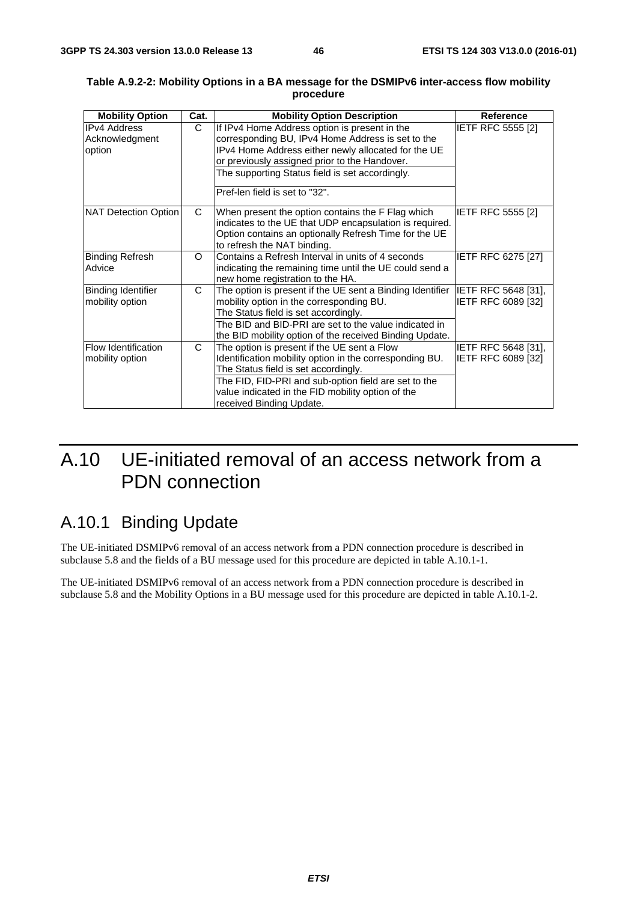**Table A.9.2-2: Mobility Options in a BA message for the DSMIPv6 inter-access flow mobility procedure**

| Mobility Option | Cat. | Mobility Option Description | Reference |
| --- | --- | --- | --- |
| IPv4 Address Acknowledgment option | C | If IPv4 Home Address option is present in the corresponding BU, IPv4 Home Address is set to the IPv4 Home Address either newly allocated for the UE or previously assigned prior to the Handover.<br>The supporting Status field is set accordingly.<br>Pref-len field is set to "32". | IETF RFC 5555 [2] |
| NAT Detection Option | C | When present the option contains the F Flag which indicates to the UE that UDP encapsulation is required. Option contains an optionally Refresh Time for the UE to refresh the NAT binding. | IETF RFC 5555 [2] |
| Binding Refresh Advice | O | Contains a Refresh Interval in units of 4 seconds indicating the remaining time until the UE could send a new home registration to the HA. | IETF RFC 6275 [27] |
| Binding Identifier mobility option | C | The option is present if the UE sent a Binding Identifier mobility option in the corresponding BU.<br>The Status field is set accordingly.<br>The BID and BID-PRI are set to the value indicated in the BID mobility option of the received Binding Update. | IETF RFC 5648 [31], IETF RFC 6089 [32] |
| Flow Identification mobility option | C | The option is present if the UE sent a Flow Identification mobility option in the corresponding BU.<br>The Status field is set accordingly.<br>The FID, FID-PRI and sub-option field are set to the value indicated in the FID mobility option of the received Binding Update. | IETF RFC 5648 [31], IETF RFC 6089 [32] |

# A.10 UE-initiated removal of an access network from a PDN connection

## A.10.1 Binding Update

The UE-initiated DSMIPv6 removal of an access network from a PDN connection procedure is described in subclause 5.8 and the fields of a BU message used for this procedure are depicted in table A.10.1-1.

The UE-initiated DSMIPv6 removal of an access network from a PDN connection procedure is described in subclause 5.8 and the Mobility Options in a BU message used for this procedure are depicted in table A.10.1-2.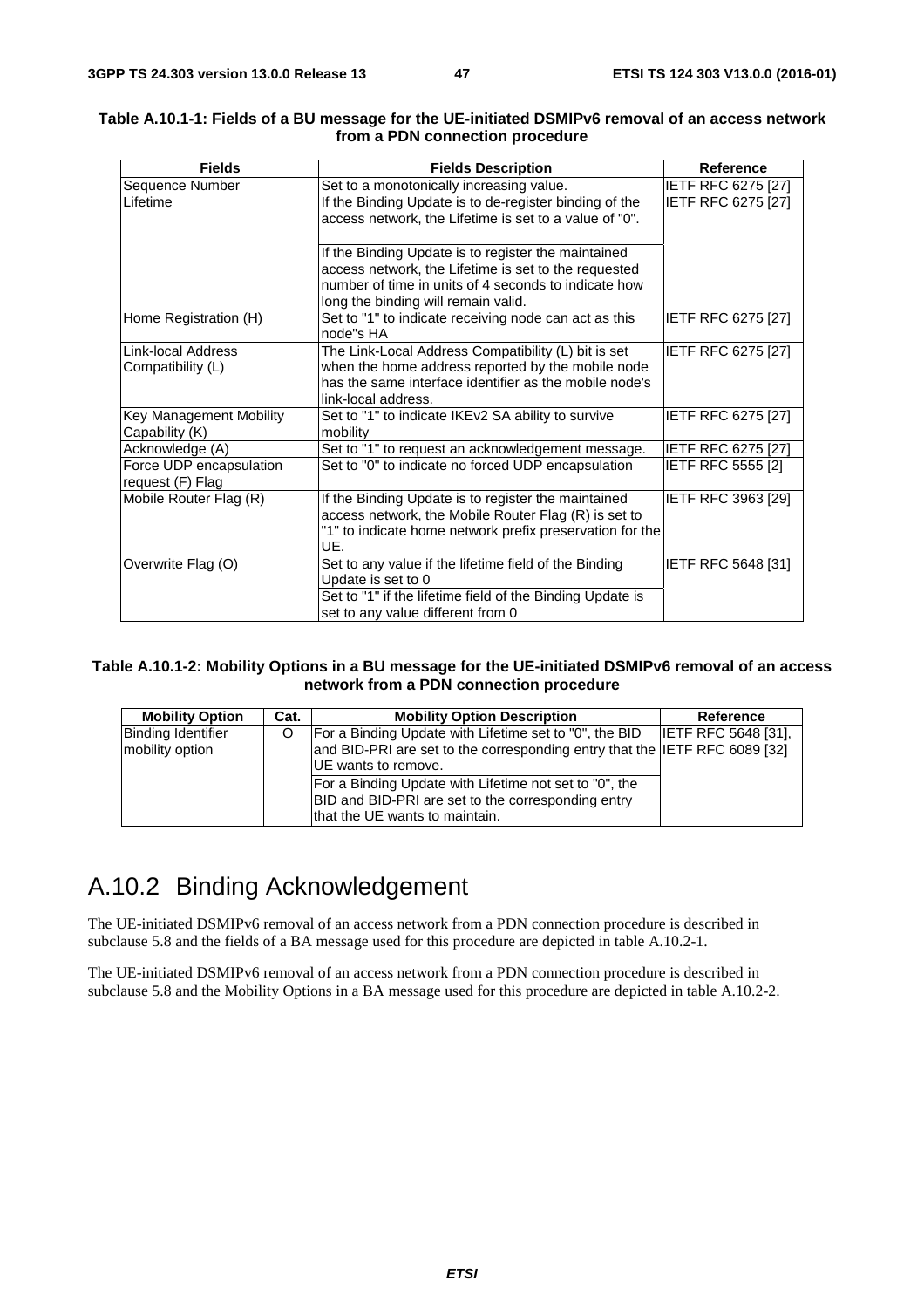**Table A.10.1-1: Fields of a BU message for the UE-initiated DSMIPv6 removal of an access network from a PDN connection procedure**

| Fields | Fields Description | Reference |
|---|---|---|
| Sequence Number | Set to a monotonically increasing value. | IETF RFC 6275 [27] |
| Lifetime | If the Binding Update is to de-register binding of the access network, the Lifetime is set to a value of "0".<br><br>If the Binding Update is to register the maintained access network, the Lifetime is set to the requested number of time in units of 4 seconds to indicate how long the binding will remain valid. | IETF RFC 6275 [27] |
| Home Registration (H) | Set to "1" to indicate receiving node can act as this node"s HA | IETF RFC 6275 [27] |
| Link-local Address Compatibility (L) | The Link-Local Address Compatibility (L) bit is set when the home address reported by the mobile node has the same interface identifier as the mobile node's link-local address. | IETF RFC 6275 [27] |
| Key Management Mobility Capability (K) | Set to "1" to indicate IKEv2 SA ability to survive mobility | IETF RFC 6275 [27] |
| Acknowledge (A) | Set to "1" to request an acknowledgement message. | IETF RFC 6275 [27] |
| Force UDP encapsulation request (F) Flag | Set to "0" to indicate no forced UDP encapsulation | IETF RFC 5555 [2] |
| Mobile Router Flag (R) | If the Binding Update is to register the maintained access network, the Mobile Router Flag (R) is set to "1" to indicate home network prefix preservation for the UE. | IETF RFC 3963 [29] |
| Overwrite Flag (O) | Set to any value if the lifetime field of the Binding Update is set to 0<br>Set to "1" if the lifetime field of the Binding Update is set to any value different from 0 | IETF RFC 5648 [31] |

**Table A.10.1-2: Mobility Options in a BU message for the UE-initiated DSMIPv6 removal of an access network from a PDN connection procedure**

| Mobility Option | Cat. | Mobility Option Description | Reference |
|---|---|---|---|
| Binding Identifier mobility option | O | For a Binding Update with Lifetime set to "0", the BID and BID-PRI are set to the corresponding entry that the UE wants to remove.<br>For a Binding Update with Lifetime not set to "0", the BID and BID-PRI are set to the corresponding entry that the UE wants to maintain. | IETF RFC 5648 [31], IETF RFC 6089 [32] |

# A.10.2 Binding Acknowledgement

The UE-initiated DSMIPv6 removal of an access network from a PDN connection procedure is described in subclause 5.8 and the fields of a BA message used for this procedure are depicted in table A.10.2-1.

The UE-initiated DSMIPv6 removal of an access network from a PDN connection procedure is described in subclause 5.8 and the Mobility Options in a BA message used for this procedure are depicted in table A.10.2-2.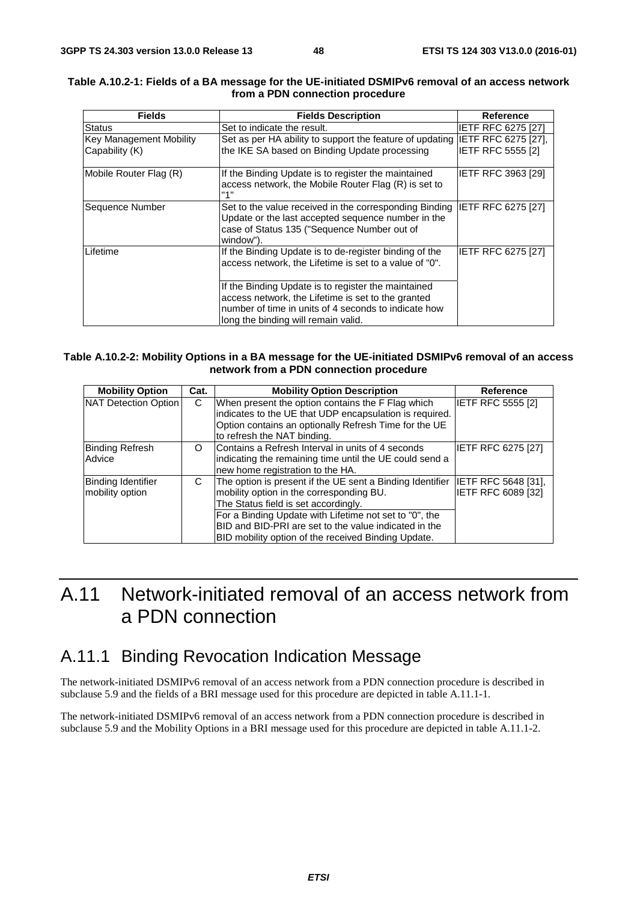**Table A.10.2-1: Fields of a BA message for the UE-initiated DSMIPv6 removal of an access network from a PDN connection procedure**

| Fields | Fields Description | Reference |
|---|---|---|
| Status | Set to indicate the result. | IETF RFC 6275 [27] |
| Key Management Mobility Capability (K) | Set as per HA ability to support the feature of updating the IKE SA based on Binding Update processing | IETF RFC 6275 [27], IETF RFC 5555 [2] |
| Mobile Router Flag (R) | If the Binding Update is to register the maintained access network, the Mobile Router Flag (R) is set to "1" | IETF RFC 3963 [29] |
| Sequence Number | Set to the value received in the corresponding Binding Update or the last accepted sequence number in the case of Status 135 ("Sequence Number out of window"). | IETF RFC 6275 [27] |
| Lifetime | If the Binding Update is to de-register binding of the access network, the Lifetime is set to a value of "0".<br><br>If the Binding Update is to register the maintained access network, the Lifetime is set to the granted number of time in units of 4 seconds to indicate how long the binding will remain valid. | IETF RFC 6275 [27] |

**Table A.10.2-2: Mobility Options in a BA message for the UE-initiated DSMIPv6 removal of an access network from a PDN connection procedure**

| Mobility Option | Cat. | Mobility Option Description | Reference |
|---|---|---|---|
| NAT Detection Option | C | When present the option contains the F Flag which indicates to the UE that UDP encapsulation is required. Option contains an optionally Refresh Time for the UE to refresh the NAT binding. | IETF RFC 5555 [2] |
| Binding Refresh Advice | O | Contains a Refresh Interval in units of 4 seconds indicating the remaining time until the UE could send a new home registration to the HA. | IETF RFC 6275 [27] |
| Binding Identifier mobility option | C | The option is present if the UE sent a Binding Identifier mobility option in the corresponding BU.<br>The Status field is set accordingly.<br>For a Binding Update with Lifetime not set to "0", the BID and BID-PRI are set to the value indicated in the BID mobility option of the received Binding Update. | IETF RFC 5648 [31], IETF RFC 6089 [32] |

# A.11 Network-initiated removal of an access network from a PDN connection

## A.11.1 Binding Revocation Indication Message

The network-initiated DSMIPv6 removal of an access network from a PDN connection procedure is described in subclause 5.9 and the fields of a BRI message used for this procedure are depicted in table A.11.1-1.

The network-initiated DSMIPv6 removal of an access network from a PDN connection procedure is described in subclause 5.9 and the Mobility Options in a BRI message used for this procedure are depicted in table A.11.1-2.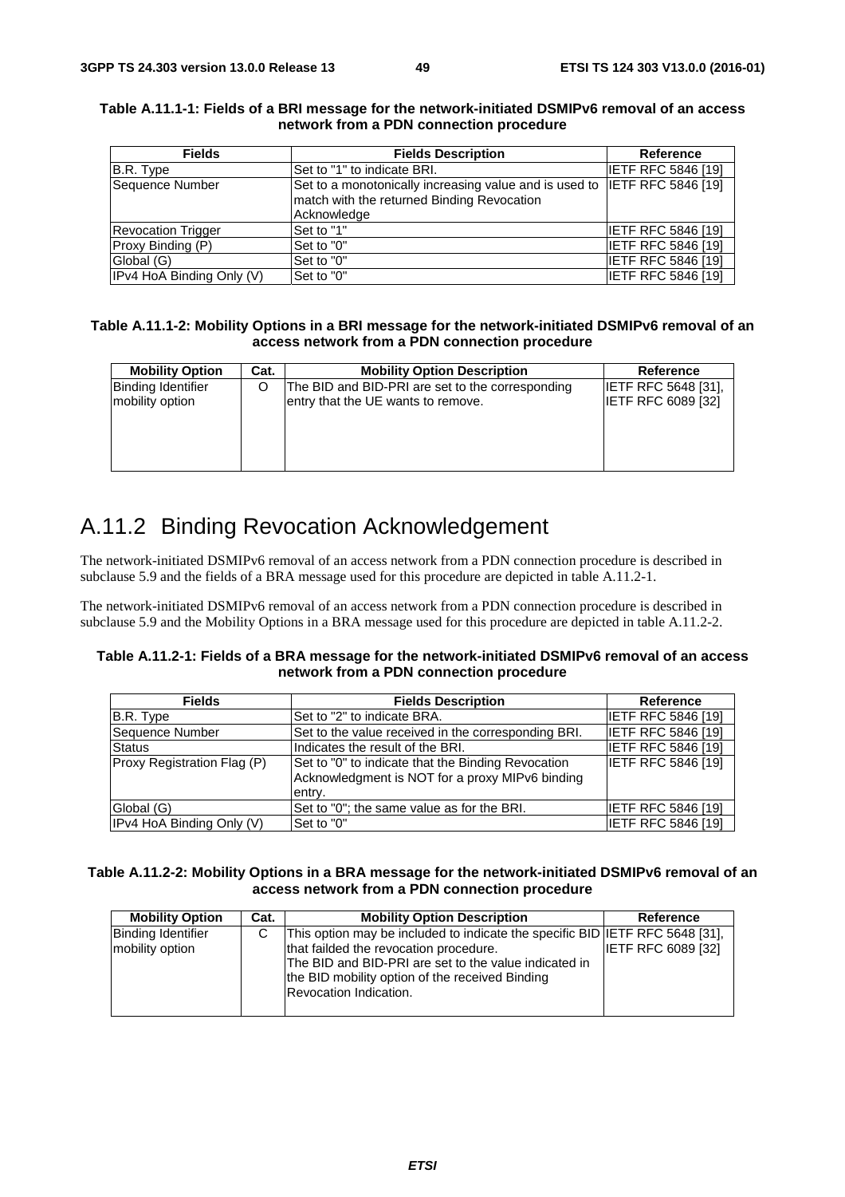**Table A.11.1-1: Fields of a BRI message for the network-initiated DSMIPv6 removal of an access network from a PDN connection procedure**

| Fields | Fields Description | Reference |
| --- | --- | --- |
| B.R. Type | Set to "1" to indicate BRI. | IETF RFC 5846 [19] |
| Sequence Number | Set to a monotonically increasing value and is used to match with the returned Binding Revocation Acknowledge | IETF RFC 5846 [19] |
| Revocation Trigger | Set to "1" | IETF RFC 5846 [19] |
| Proxy Binding (P) | Set to "0" | IETF RFC 5846 [19] |
| Global (G) | Set to "0" | IETF RFC 5846 [19] |
| IPv4 HoA Binding Only (V) | Set to "0" | IETF RFC 5846 [19] |

**Table A.11.1-2: Mobility Options in a BRI message for the network-initiated DSMIPv6 removal of an access network from a PDN connection procedure**

| Mobility Option | Cat. | Mobility Option Description | Reference |
| --- | --- | --- | --- |
| Binding Identifier mobility option | O | The BID and BID-PRI are set to the corresponding entry that the UE wants to remove. | IETF RFC 5648 [31], IETF RFC 6089 [32] |

## A.11.2 Binding Revocation Acknowledgement

The network-initiated DSMIPv6 removal of an access network from a PDN connection procedure is described in subclause 5.9 and the fields of a BRA message used for this procedure are depicted in table A.11.2-1.

The network-initiated DSMIPv6 removal of an access network from a PDN connection procedure is described in subclause 5.9 and the Mobility Options in a BRA message used for this procedure are depicted in table A.11.2-2.

**Table A.11.2-1: Fields of a BRA message for the network-initiated DSMIPv6 removal of an access network from a PDN connection procedure**

| Fields | Fields Description | Reference |
| --- | --- | --- |
| B.R. Type | Set to "2" to indicate BRA. | IETF RFC 5846 [19] |
| Sequence Number | Set to the value received in the corresponding BRI. | IETF RFC 5846 [19] |
| Status | Indicates the result of the BRI. | IETF RFC 5846 [19] |
| Proxy Registration Flag (P) | Set to "0" to indicate that the Binding Revocation Acknowledgment is NOT for a proxy MIPv6 binding entry. | IETF RFC 5846 [19] |
| Global (G) | Set to "0"; the same value as for the BRI. | IETF RFC 5846 [19] |
| IPv4 HoA Binding Only (V) | Set to "0" | IETF RFC 5846 [19] |

**Table A.11.2-2: Mobility Options in a BRA message for the network-initiated DSMIPv6 removal of an access network from a PDN connection procedure**

| Mobility Option | Cat. | Mobility Option Description | Reference |
| --- | --- | --- | --- |
| Binding Identifier mobility option | C | This option may be included to indicate the specific BID that failded the revocation procedure. The BID and BID-PRI are set to the value indicated in the BID mobility option of the received Binding Revocation Indication. | IETF RFC 5648 [31], IETF RFC 6089 [32] |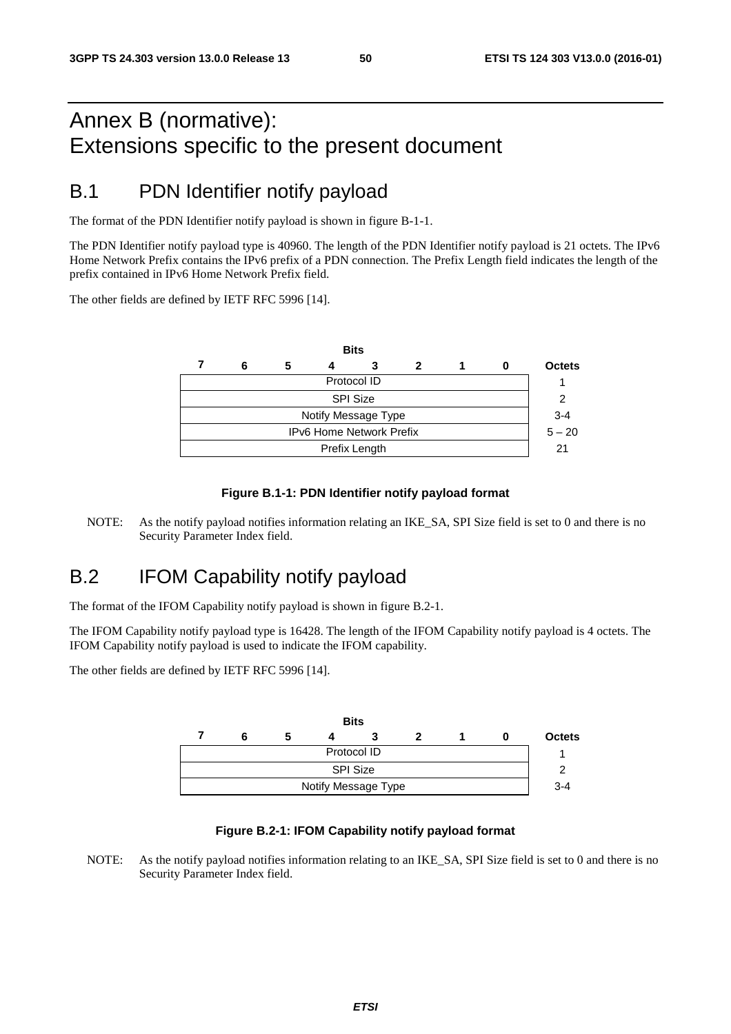# Annex B (normative): Extensions specific to the present document

## B.1 PDN Identifier notify payload

The format of the PDN Identifier notify payload is shown in figure B-1-1.

The PDN Identifier notify payload type is 40960. The length of the PDN Identifier notify payload is 21 octets. The IPv6 Home Network Prefix contains the IPv6 prefix of a PDN connection. The Prefix Length field indicates the length of the prefix contained in IPv6 Home Network Prefix field.

The other fields are defined by IETF RFC 5996 [14].

| Bits 7 6 5 4 3 2 1 0 | Octets |
|---|---|
| Protocol ID | 1 |
| SPI Size | 2 |
| Notify Message Type | 3-4 |
| IPv6 Home Network Prefix | 5 – 20 |
| Prefix Length | 21 |

**Figure B.1-1: PDN Identifier notify payload format**

NOTE: As the notify payload notifies information relating an IKE_SA, SPI Size field is set to 0 and there is no Security Parameter Index field.

## B.2 IFOM Capability notify payload

The format of the IFOM Capability notify payload is shown in figure B.2-1.

The IFOM Capability notify payload type is 16428. The length of the IFOM Capability notify payload is 4 octets. The IFOM Capability notify payload is used to indicate the IFOM capability.

The other fields are defined by IETF RFC 5996 [14].

| Bits 7 6 5 4 3 2 1 0 | Octets |
|---|---|
| Protocol ID | 1 |
| SPI Size | 2 |
| Notify Message Type | 3-4 |

**Figure B.2-1: IFOM Capability notify payload format**

NOTE: As the notify payload notifies information relating to an IKE_SA, SPI Size field is set to 0 and there is no Security Parameter Index field.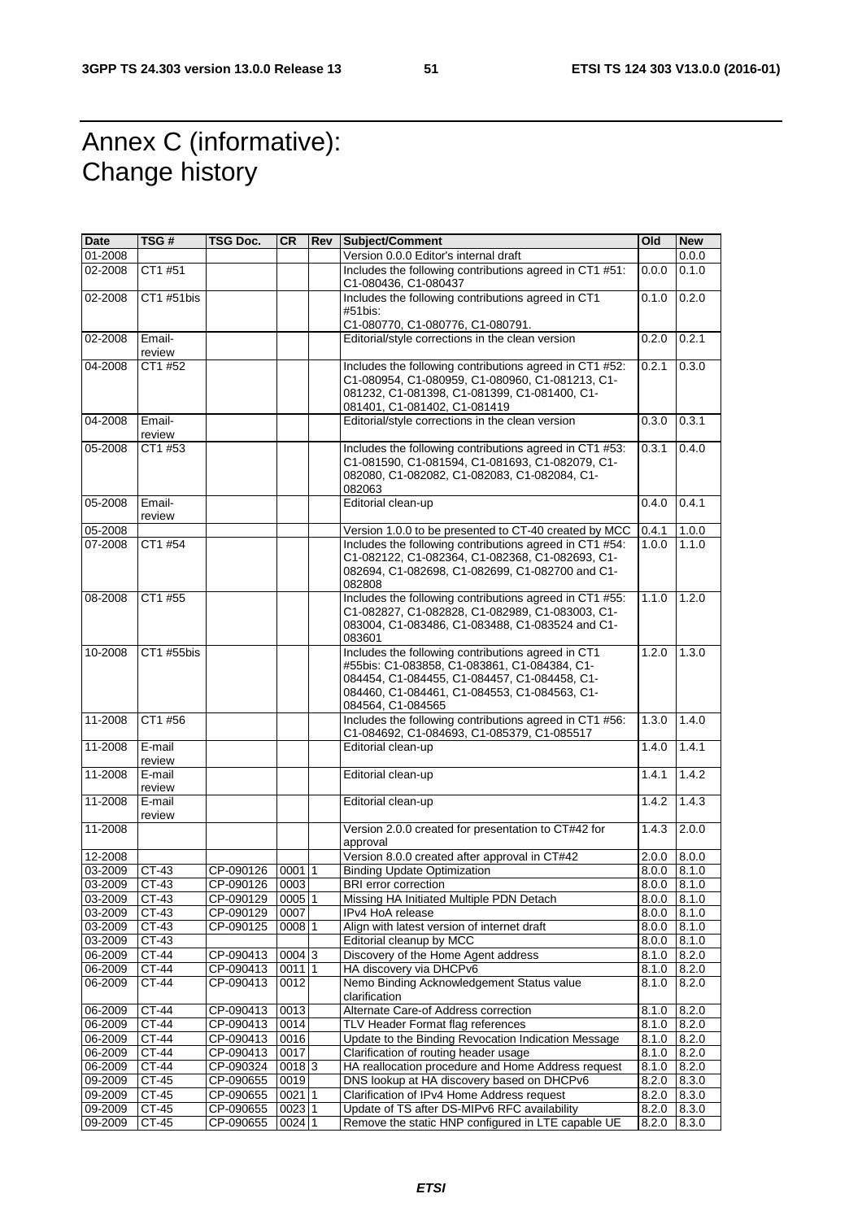# Annex C (informative): Change history

| Date | TSG # | TSG Doc. | CR | Rev | Subject/Comment | Old | New |
|---|---|---|---|---|---|---|---|
| 01-2008 | | | | | Version 0.0.0 Editor's internal draft | | 0.0.0 |
| 02-2008 | CT1 #51 | | | | Includes the following contributions agreed in CT1 #51: C1-080436, C1-080437 | 0.0.0 | 0.1.0 |
| 02-2008 | CT1 #51bis | | | | Includes the following contributions agreed in CT1 #51bis: C1-080770, C1-080776, C1-080791. | 0.1.0 | 0.2.0 |
| 02-2008 | Email-review | | | | Editorial/style corrections in the clean version | 0.2.0 | 0.2.1 |
| 04-2008 | CT1 #52 | | | | Includes the following contributions agreed in CT1 #52: C1-080954, C1-080959, C1-080960, C1-081213, C1-081232, C1-081398, C1-081399, C1-081400, C1-081401, C1-081402, C1-081419 | 0.2.1 | 0.3.0 |
| 04-2008 | Email-review | | | | Editorial/style corrections in the clean version | 0.3.0 | 0.3.1 |
| 05-2008 | CT1 #53 | | | | Includes the following contributions agreed in CT1 #53: C1-081590, C1-081594, C1-081693, C1-082079, C1-082080, C1-082082, C1-082083, C1-082084, C1-082063 | 0.3.1 | 0.4.0 |
| 05-2008 | Email-review | | | | Editorial clean-up | 0.4.0 | 0.4.1 |
| 05-2008 | | | | | Version 1.0.0 to be presented to CT-40 created by MCC | 0.4.1 | 1.0.0 |
| 07-2008 | CT1 #54 | | | | Includes the following contributions agreed in CT1 #54: C1-082122, C1-082364, C1-082368, C1-082693, C1-082694, C1-082698, C1-082699, C1-082700 and C1-082808 | 1.0.0 | 1.1.0 |
| 08-2008 | CT1 #55 | | | | Includes the following contributions agreed in CT1 #55: C1-082827, C1-082828, C1-082989, C1-083003, C1-083004, C1-083486, C1-083488, C1-083524 and C1-083601 | 1.1.0 | 1.2.0 |
| 10-2008 | CT1 #55bis | | | | Includes the following contributions agreed in CT1 #55bis: C1-083858, C1-083861, C1-084384, C1-084454, C1-084455, C1-084457, C1-084458, C1-084460, C1-084461, C1-084553, C1-084563, C1-084564, C1-084565 | 1.2.0 | 1.3.0 |
| 11-2008 | CT1 #56 | | | | Includes the following contributions agreed in CT1 #56: C1-084692, C1-084693, C1-085379, C1-085517 | 1.3.0 | 1.4.0 |
| 11-2008 | E-mail review | | | | Editorial clean-up | 1.4.0 | 1.4.1 |
| 11-2008 | E-mail review | | | | Editorial clean-up | 1.4.1 | 1.4.2 |
| 11-2008 | E-mail review | | | | Editorial clean-up | 1.4.2 | 1.4.3 |
| 11-2008 | | | | | Version 2.0.0 created for presentation to CT#42 for approval | 1.4.3 | 2.0.0 |
| 12-2008 | | | | | Version 8.0.0 created after approval in CT#42 | 2.0.0 | 8.0.0 |
| 03-2009 | CT-43 | CP-090126 | 0001 | 1 | Binding Update Optimization | 8.0.0 | 8.1.0 |
| 03-2009 | CT-43 | CP-090126 | 0003 | | BRI error correction | 8.0.0 | 8.1.0 |
| 03-2009 | CT-43 | CP-090129 | 0005 | 1 | Missing HA Initiated Multiple PDN Detach | 8.0.0 | 8.1.0 |
| 03-2009 | CT-43 | CP-090129 | 0007 | | IPv4 HoA release | 8.0.0 | 8.1.0 |
| 03-2009 | CT-43 | CP-090125 | 0008 | 1 | Align with latest version of internet draft | 8.0.0 | 8.1.0 |
| 03-2009 | CT-43 | | | | Editorial cleanup by MCC | 8.0.0 | 8.1.0 |
| 06-2009 | CT-44 | CP-090413 | 0004 | 3 | Discovery of the Home Agent address | 8.1.0 | 8.2.0 |
| 06-2009 | CT-44 | CP-090413 | 0011 | 1 | HA discovery via DHCPv6 | 8.1.0 | 8.2.0 |
| 06-2009 | CT-44 | CP-090413 | 0012 | | Nemo Binding Acknowledgement Status value clarification | 8.1.0 | 8.2.0 |
| 06-2009 | CT-44 | CP-090413 | 0013 | | Alternate Care-of Address correction | 8.1.0 | 8.2.0 |
| 06-2009 | CT-44 | CP-090413 | 0014 | | TLV Header Format flag references | 8.1.0 | 8.2.0 |
| 06-2009 | CT-44 | CP-090413 | 0016 | | Update to the Binding Revocation Indication Message | 8.1.0 | 8.2.0 |
| 06-2009 | CT-44 | CP-090413 | 0017 | | Clarification of routing header usage | 8.1.0 | 8.2.0 |
| 06-2009 | CT-44 | CP-090324 | 0018 | 3 | HA reallocation procedure and Home Address request | 8.1.0 | 8.2.0 |
| 09-2009 | CT-45 | CP-090655 | 0019 | | DNS lookup at HA discovery based on DHCPv6 | 8.2.0 | 8.3.0 |
| 09-2009 | CT-45 | CP-090655 | 0021 | 1 | Clarification of IPv4 Home Address request | 8.2.0 | 8.3.0 |
| 09-2009 | CT-45 | CP-090655 | 0023 | 1 | Update of TS after DS-MIPv6 RFC availability | 8.2.0 | 8.3.0 |
| 09-2009 | CT-45 | CP-090655 | 0024 | 1 | Remove the static HNP configured in LTE capable UE | 8.2.0 | 8.3.0 |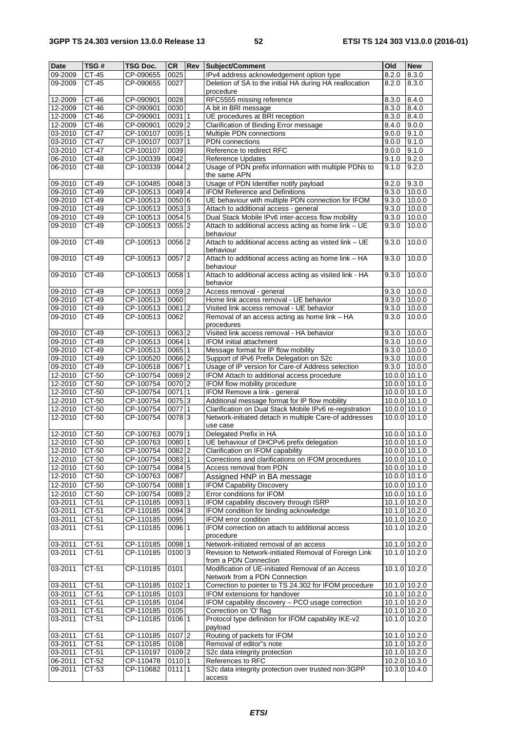| Date | TSG # | TSG Doc. | CR | Rev | Subject/Comment | Old | New |
|---|---|---|---|---|---|---|---|
| 09-2009 | CT-45 | CP-090655 | 0025 | | IPv4 address acknowledgement option type | 8.2.0 | 8.3.0 |
| 09-2009 | CT-45 | CP-090655 | 0027 | | Deletion of SA to the initial HA during HA reallocation procedure | 8.2.0 | 8.3.0 |
| 12-2009 | CT-46 | CP-090901 | 0028 | | RFC5555 missing reference | 8.3.0 | 8.4.0 |
| 12-2009 | CT-46 | CP-090901 | 0030 | | A bit in BRI message | 8.3.0 | 8.4.0 |
| 12-2009 | CT-46 | CP-090901 | 0031 | 1 | UE procedures at BRI reception | 8.3.0 | 8.4.0 |
| 12-2009 | CT-46 | CP-090901 | 0029 | 2 | Clarification of Binding Error message | 8.4.0 | 9.0.0 |
| 03-2010 | CT-47 | CP-100107 | 0035 | 1 | Multiple PDN connections | 9.0.0 | 9.1.0 |
| 03-2010 | CT-47 | CP-100107 | 0037 | 1 | PDN connections | 9.0.0 | 9.1.0 |
| 03-2010 | CT-47 | CP-100107 | 0039 | | Reference to redirect RFC | 9.0.0 | 9.1.0 |
| 06-2010 | CT-48 | CP-100339 | 0042 | | Reference Updates | 9.1.0 | 9.2.0 |
| 06-2010 | CT-48 | CP-100339 | 0044 | 2 | Usage of PDN prefix information with multiple PDNs to the same APN | 9.1.0 | 9.2.0 |
| 09-2010 | CT-49 | CP-100485 | 0048 | 3 | Usage of PDN Identifier notify payload | 9.2.0 | 9.3.0 |
| 09-2010 | CT-49 | CP-100513 | 0049 | 4 | IFOM Reference and Definitions | 9.3.0 | 10.0.0 |
| 09-2010 | CT-49 | CP-100513 | 0050 | 6 | UE behaviour with multiple PDN connection for IFOM | 9.3.0 | 10.0.0 |
| 09-2010 | CT-49 | CP-100513 | 0053 | 3 | Attach to additional access - general | 9.3.0 | 10.0.0 |
| 09-2010 | CT-49 | CP-100513 | 0054 | 5 | Dual Stack Mobile IPv6 inter-access flow mobility | 9.3.0 | 10.0.0 |
| 09-2010 | CT-49 | CP-100513 | 0055 | 2 | Attach to additional access acting as home link – UE behaviour | 9.3.0 | 10.0.0 |
| 09-2010 | CT-49 | CP-100513 | 0056 | 2 | Attach to additional access acting as visted link – UE behaviour | 9.3.0 | 10.0.0 |
| 09-2010 | CT-49 | CP-100513 | 0057 | 2 | Attach to additional access acting as home link – HA behaviour | 9.3.0 | 10.0.0 |
| 09-2010 | CT-49 | CP-100513 | 0058 | 1 | Attach to additional access acting as visited link - HA behavior | 9.3.0 | 10.0.0 |
| 09-2010 | CT-49 | CP-100513 | 0059 | 2 | Access removal - general | 9.3.0 | 10.0.0 |
| 09-2010 | CT-49 | CP-100513 | 0060 | | Home link access removal - UE behavior | 9.3.0 | 10.0.0 |
| 09-2010 | CT-49 | CP-100513 | 0061 | 2 | Visited link access removal - UE behavior | 9.3.0 | 10.0.0 |
| 09-2010 | CT-49 | CP-100513 | 0062 | | Removal of an access acting as home link – HA procedures | 9.3.0 | 10.0.0 |
| 09-2010 | CT-49 | CP-100513 | 0063 | 2 | Visited link access removal - HA behavior | 9.3.0 | 10.0.0 |
| 09-2010 | CT-49 | CP-100513 | 0064 | 1 | IFOM initial attachment | 9.3.0 | 10.0.0 |
| 09-2010 | CT-49 | CP-100513 | 0065 | 1 | Message format for IP flow mobility | 9.3.0 | 10.0.0 |
| 09-2010 | CT-49 | CP-100520 | 0066 | 2 | Support of IPv6 Prefix Delegation on S2c | 9.3.0 | 10.0.0 |
| 09-2010 | CT-49 | CP-100518 | 0067 | 1 | Usage of IP version for Care-of Address selection | 9.3.0 | 10.0.0 |
| 12-2010 | CT-50 | CP-100754 | 0069 | 2 | IFOM Attach to additional access procedure | 10.0.0 | 10.1.0 |
| 12-2010 | CT-50 | CP-100754 | 0070 | 2 | IFOM flow mobility procedure | 10.0.0 | 10.1.0 |
| 12-2010 | CT-50 | CP-100754 | 0071 | 1 | IFOM Remove a link - general | 10.0.0 | 10.1.0 |
| 12-2010 | CT-50 | CP-100754 | 0075 | 3 | Additional message format for IP flow mobility | 10.0.0 | 10.1.0 |
| 12-2010 | CT-50 | CP-100754 | 0077 | 1 | Clarification on Dual Stack Mobile IPv6 re-registration | 10.0.0 | 10.1.0 |
| 12-2010 | CT-50 | CP-100754 | 0078 | 3 | Network-initiated detach in multiple Care-of addresses use case | 10.0.0 | 10.1.0 |
| 12-2010 | CT-50 | CP-100763 | 0079 | 1 | Delegated Prefix in HA | 10.0.0 | 10.1.0 |
| 12-2010 | CT-50 | CP-100763 | 0080 | 1 | UE behaviour of DHCPv6 prefix delegation | 10.0.0 | 10.1.0 |
| 12-2010 | CT-50 | CP-100754 | 0082 | 2 | Clarification on IFOM capability | 10.0.0 | 10.1.0 |
| 12-2010 | CT-50 | CP-100754 | 0083 | 1 | Corrections and clarifications on IFOM procedures | 10.0.0 | 10.1.0 |
| 12-2010 | CT-50 | CP-100754 | 0084 | 5 | Access removal from PDN | 10.0.0 | 10.1.0 |
| 12-2010 | CT-50 | CP-100763 | 0087 | | Assigned HNP in BA message | 10.0.0 | 10.1.0 |
| 12-2010 | CT-50 | CP-100754 | 0088 | 1 | IFOM Capability Discovery | 10.0.0 | 10.1.0 |
| 12-2010 | CT-50 | CP-100754 | 0089 | 2 | Error conditions for IFOM | 10.0.0 | 10.1.0 |
| 03-2011 | CT-51 | CP-110185 | 0093 | 1 | IFOM capability discovery through ISRP | 10.1.0 | 10.2.0 |
| 03-2011 | CT-51 | CP-110185 | 0094 | 3 | IFOM condition for binding acknowledge | 10.1.0 | 10.2.0 |
| 03-2011 | CT-51 | CP-110185 | 0095 | | IFOM error condition | 10.1.0 | 10.2.0 |
| 03-2011 | CT-51 | CP-110185 | 0096 | 1 | IFOM correction on attach to additional access procedure | 10.1.0 | 10.2.0 |
| 03-2011 | CT-51 | CP-110185 | 0098 | 1 | Network-initiated removal of an access | 10.1.0 | 10.2.0 |
| 03-2011 | CT-51 | CP-110185 | 0100 | 3 | Revision to Network-initiated Removal of Foreign Link from a PDN Connection | 10.1.0 | 10.2.0 |
| 03-2011 | CT-51 | CP-110185 | 0101 | | Modification of UE-initiated Removal of an Access Network from a PDN Connection | 10.1.0 | 10.2.0 |
| 03-2011 | CT-51 | CP-110185 | 0102 | 1 | Correction to pointer to TS 24.302 for IFOM procedure | 10.1.0 | 10.2.0 |
| 03-2011 | CT-51 | CP-110185 | 0103 | | IFOM extensions for handover | 10.1.0 | 10.2.0 |
| 03-2011 | CT-51 | CP-110185 | 0104 | | IFOM capability discovery – PCO usage correction | 10.1.0 | 10.2.0 |
| 03-2011 | CT-51 | CP-110185 | 0105 | | Correction on 'O' flag | 10.1.0 | 10.2.0 |
| 03-2011 | CT-51 | CP-110185 | 0106 | 1 | Protocol type definition for IFOM capability IKE-v2 payload | 10.1.0 | 10.2.0 |
| 03-2011 | CT-51 | CP-110185 | 0107 | 2 | Routing of packets for IFOM | 10.1.0 | 10.2.0 |
| 03-2011 | CT-51 | CP-110185 | 0108 | | Removal of editor"s note | 10.1.0 | 10.2.0 |
| 03-2011 | CT-51 | CP-110197 | 0109 | 2 | S2c data integrity protection | 10.1.0 | 10.2.0 |
| 06-2011 | CT-52 | CP-110478 | 0110 | 1 | References to RFC | 10.2.0 | 10.3.0 |
| 09-2011 | CT-53 | CP-110682 | 0111 | 1 | S2c data integrity protection over trusted non-3GPP access | 10.3.0 | 10.4.0 |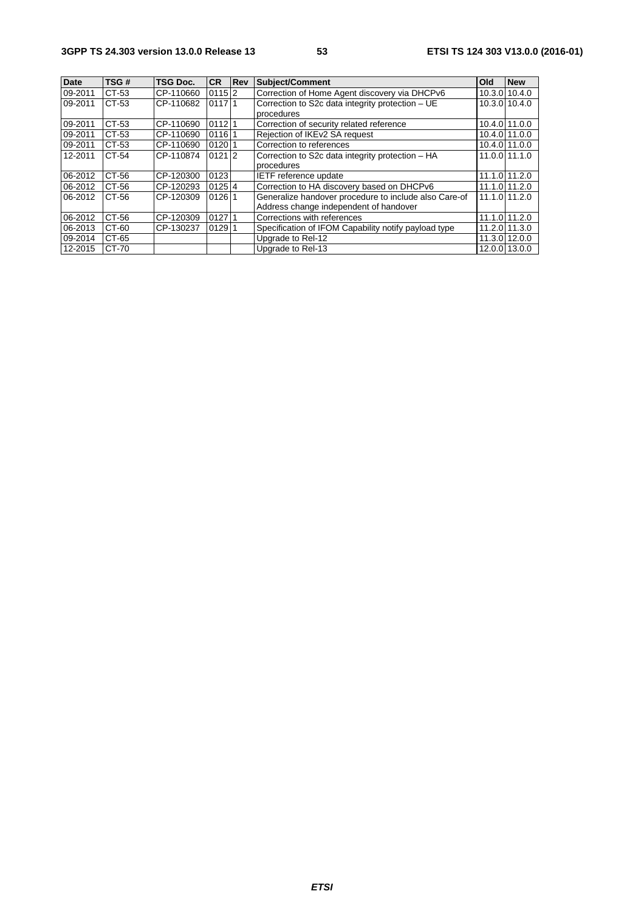| Date | TSG # | TSG Doc. | CR | Rev | Subject/Comment | Old | New |
|---|---|---|---|---|---|---|---|
| 09-2011 | CT-53 | CP-110660 | 0115 | 2 | Correction of Home Agent discovery via DHCPv6 | 10.3.0 | 10.4.0 |
| 09-2011 | CT-53 | CP-110682 | 0117 | 1 | Correction to S2c data integrity protection – UE procedures | 10.3.0 | 10.4.0 |
| 09-2011 | CT-53 | CP-110690 | 0112 | 1 | Correction of security related reference | 10.4.0 | 11.0.0 |
| 09-2011 | CT-53 | CP-110690 | 0116 | 1 | Rejection of IKEv2 SA request | 10.4.0 | 11.0.0 |
| 09-2011 | CT-53 | CP-110690 | 0120 | 1 | Correction to references | 10.4.0 | 11.0.0 |
| 12-2011 | CT-54 | CP-110874 | 0121 | 2 | Correction to S2c data integrity protection – HA procedures | 11.0.0 | 11.1.0 |
| 06-2012 | CT-56 | CP-120300 | 0123 | | IETF reference update | 11.1.0 | 11.2.0 |
| 06-2012 | CT-56 | CP-120293 | 0125 | 4 | Correction to HA discovery based on DHCPv6 | 11.1.0 | 11.2.0 |
| 06-2012 | CT-56 | CP-120309 | 0126 | 1 | Generalize handover procedure to include also Care-of Address change independent of handover | 11.1.0 | 11.2.0 |
| 06-2012 | CT-56 | CP-120309 | 0127 | 1 | Corrections with references | 11.1.0 | 11.2.0 |
| 06-2013 | CT-60 | CP-130237 | 0129 | 1 | Specification of IFOM Capability notify payload type | 11.2.0 | 11.3.0 |
| 09-2014 | CT-65 | | | | Upgrade to Rel-12 | 11.3.0 | 12.0.0 |
| 12-2015 | CT-70 | | | | Upgrade to Rel-13 | 12.0.0 | 13.0.0 |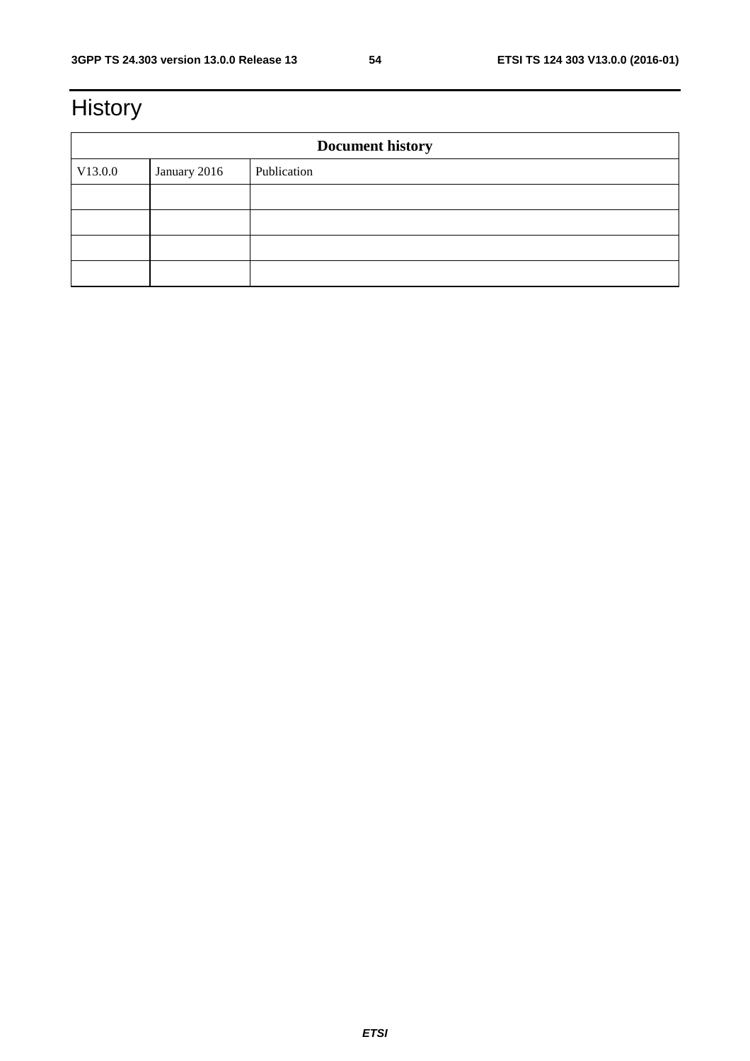# History

| Document history | | |
|---|---|---|
| V13.0.0 | January 2016 | Publication |
| | | |
| | | |
| | | |
| | | |